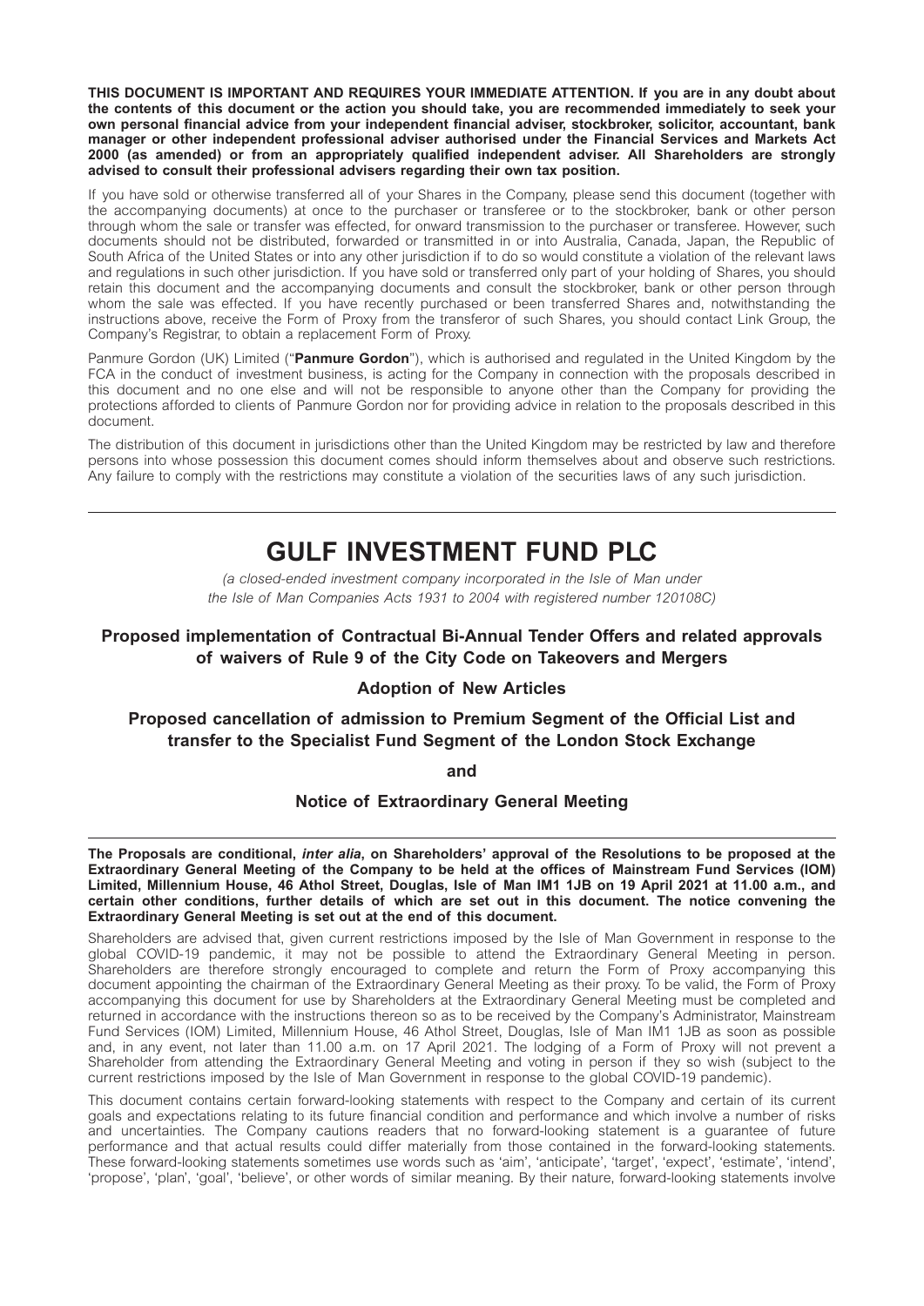**THIS DOCUMENT IS IMPORTANT AND REQUIRES YOUR IMMEDIATE ATTENTION. If you are in any doubt about the contents of this document or the action you should take, you are recommended immediately to seek your own personal financial advice from your independent financial adviser, stockbroker, solicitor, accountant, bank manager or other independent professional adviser authorised under the Financial Services and Markets Act 2000 (as amended) or from an appropriately qualified independent adviser. All Shareholders are strongly advised to consult their professional advisers regarding their own tax position.**

If you have sold or otherwise transferred all of your Shares in the Company, please send this document (together with the accompanying documents) at once to the purchaser or transferee or to the stockbroker, bank or other person through whom the sale or transfer was effected, for onward transmission to the purchaser or transferee. However, such documents should not be distributed, forwarded or transmitted in or into Australia, Canada, Japan, the Republic of South Africa of the United States or into any other jurisdiction if to do so would constitute a violation of the relevant laws and regulations in such other jurisdiction. If you have sold or transferred only part of your holding of Shares, you should retain this document and the accompanying documents and consult the stockbroker, bank or other person through whom the sale was effected. If you have recently purchased or been transferred Shares and, notwithstanding the instructions above, receive the Form of Proxy from the transferor of such Shares, you should contact Link Group, the Company's Registrar, to obtain a replacement Form of Proxy.

Panmure Gordon (UK) Limited ("**Panmure Gordon**"), which is authorised and regulated in the United Kingdom by the FCA in the conduct of investment business, is acting for the Company in connection with the proposals described in this document and no one else and will not be responsible to anyone other than the Company for providing the protections afforded to clients of Panmure Gordon nor for providing advice in relation to the proposals described in this document.

The distribution of this document in jurisdictions other than the United Kingdom may be restricted by law and therefore persons into whose possession this document comes should inform themselves about and observe such restrictions. Any failure to comply with the restrictions may constitute a violation of the securities laws of any such jurisdiction.

---

# GULF INVESTMENT FUND PLC

*(a closed-ended investment company incorporated in the Isle of Man under the Isle of Man Companies Acts 1931 to 2004 with registered number 120108C)*

## Proposed implementation of Contractual Bi-Annual Tender Offers and related approvals of waivers of Rule 9 of the City Code on Takeovers and Mergers

## Adoption of New Articles

## Proposed cancellation of admission to Premium Segment of the Official List and transfer to the Specialist Fund Segment of the London Stock Exchange

**and**

## Notice of Extraordinary General Meeting

---

**The Proposals are conditional, *inter alia*, on Shareholders' approval of the Resolutions to be proposed at the Extraordinary General Meeting of the Company to be held at the offices of Mainstream Fund Services (IOM) Limited, Millennium House, 46 Athol Street, Douglas, Isle of Man IM1 1JB on 19 April 2021 at 11.00 a.m., and certain other conditions, further details of which are set out in this document. The notice convening the Extraordinary General Meeting is set out at the end of this document.**

Shareholders are advised that, given current restrictions imposed by the Isle of Man Government in response to the global COVID-19 pandemic, it may not be possible to attend the Extraordinary General Meeting in person. Shareholders are therefore strongly encouraged to complete and return the Form of Proxy accompanying this document appointing the chairman of the Extraordinary General Meeting as their proxy. To be valid, the Form of Proxy accompanying this document for use by Shareholders at the Extraordinary General Meeting must be completed and returned in accordance with the instructions thereon so as to be received by the Company's Administrator, Mainstream Fund Services (IOM) Limited, Millennium House, 46 Athol Street, Douglas, Isle of Man IM1 1JB as soon as possible and, in any event, not later than 11.00 a.m. on 17 April 2021. The lodging of a Form of Proxy will not prevent a Shareholder from attending the Extraordinary General Meeting and voting in person if they so wish (subject to the current restrictions imposed by the Isle of Man Government in response to the global COVID-19 pandemic).

This document contains certain forward-looking statements with respect to the Company and certain of its current goals and expectations relating to its future financial condition and performance and which involve a number of risks and uncertainties. The Company cautions readers that no forward-looking statement is a guarantee of future performance and that actual results could differ materially from those contained in the forward-looking statements. These forward-looking statements sometimes use words such as 'aim', 'anticipate', 'target', 'expect', 'estimate', 'intend', 'propose', 'plan', 'goal', 'believe', or other words of similar meaning. By their nature, forward-looking statements involve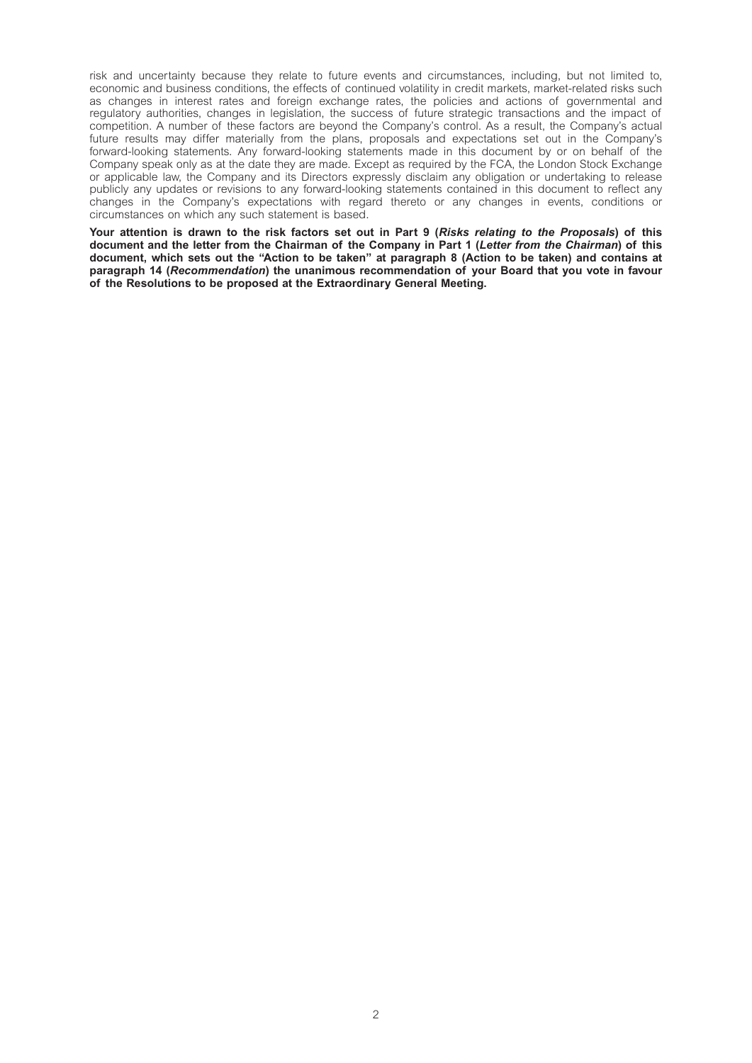risk and uncertainty because they relate to future events and circumstances, including, but not limited to, economic and business conditions, the effects of continued volatility in credit markets, market-related risks such as changes in interest rates and foreign exchange rates, the policies and actions of governmental and regulatory authorities, changes in legislation, the success of future strategic transactions and the impact of competition. A number of these factors are beyond the Company's control. As a result, the Company's actual future results may differ materially from the plans, proposals and expectations set out in the Company's forward-looking statements. Any forward-looking statements made in this document by or on behalf of the Company speak only as at the date they are made. Except as required by the FCA, the London Stock Exchange or applicable law, the Company and its Directors expressly disclaim any obligation or undertaking to release publicly any updates or revisions to any forward-looking statements contained in this document to reflect any changes in the Company's expectations with regard thereto or any changes in events, conditions or circumstances on which any such statement is based.

**Your attention is drawn to the risk factors set out in Part 9 (*Risks relating to the Proposals*) of this document and the letter from the Chairman of the Company in Part 1 (*Letter from the Chairman*) of this document, which sets out the "Action to be taken" at paragraph 8 (Action to be taken) and contains at paragraph 14 (*Recommendation*) the unanimous recommendation of your Board that you vote in favour of the Resolutions to be proposed at the Extraordinary General Meeting.**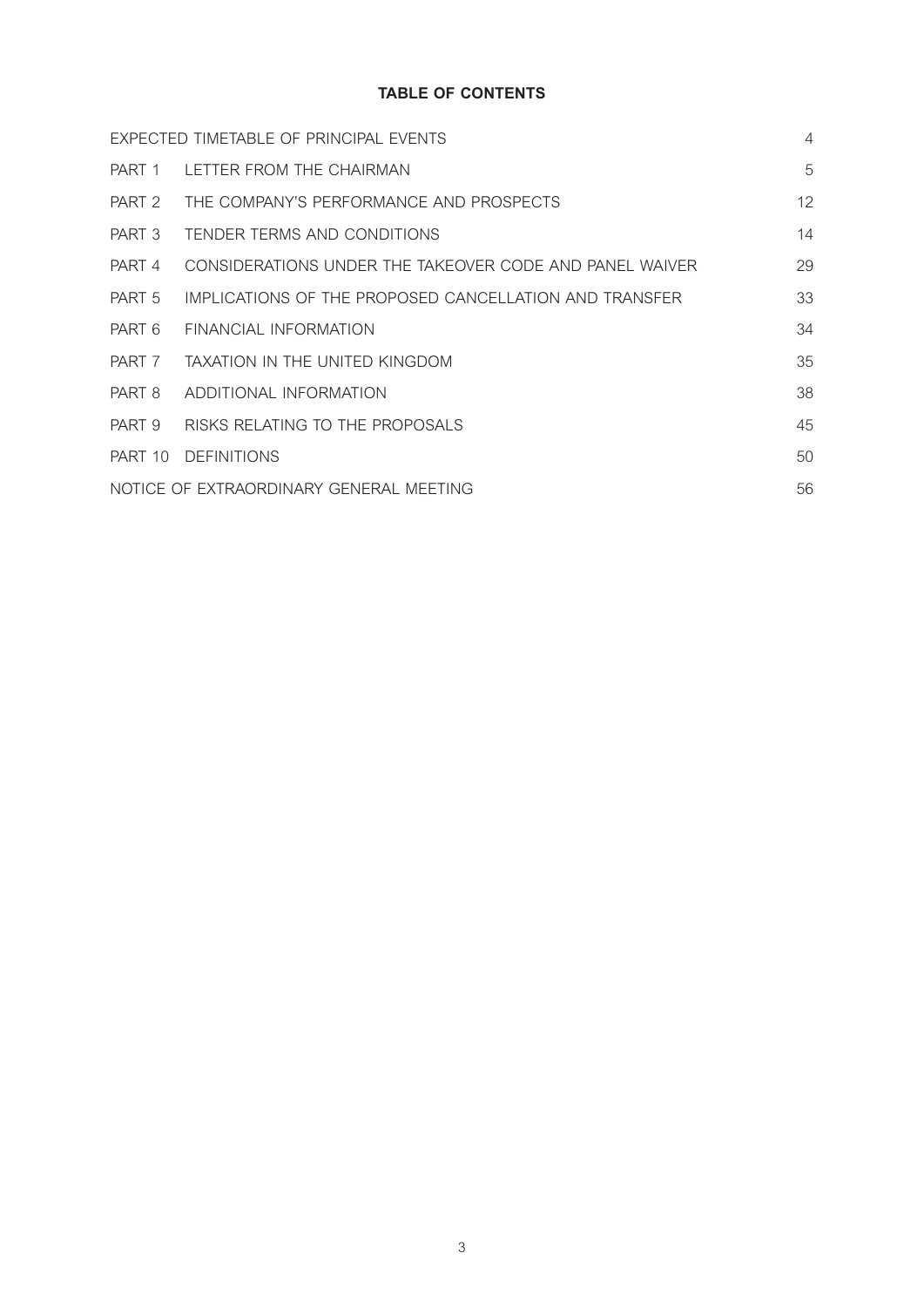**TABLE OF CONTENTS**

| | | |
|---|---|---|
| EXPECTED TIMETABLE OF PRINCIPAL EVENTS | | 4 |
| PART 1 | LETTER FROM THE CHAIRMAN | 5 |
| PART 2 | THE COMPANY'S PERFORMANCE AND PROSPECTS | 12 |
| PART 3 | TENDER TERMS AND CONDITIONS | 14 |
| PART 4 | CONSIDERATIONS UNDER THE TAKEOVER CODE AND PANEL WAIVER | 29 |
| PART 5 | IMPLICATIONS OF THE PROPOSED CANCELLATION AND TRANSFER | 33 |
| PART 6 | FINANCIAL INFORMATION | 34 |
| PART 7 | TAXATION IN THE UNITED KINGDOM | 35 |
| PART 8 | ADDITIONAL INFORMATION | 38 |
| PART 9 | RISKS RELATING TO THE PROPOSALS | 45 |
| PART 10 | DEFINITIONS | 50 |
| NOTICE OF EXTRAORDINARY GENERAL MEETING | | 56 |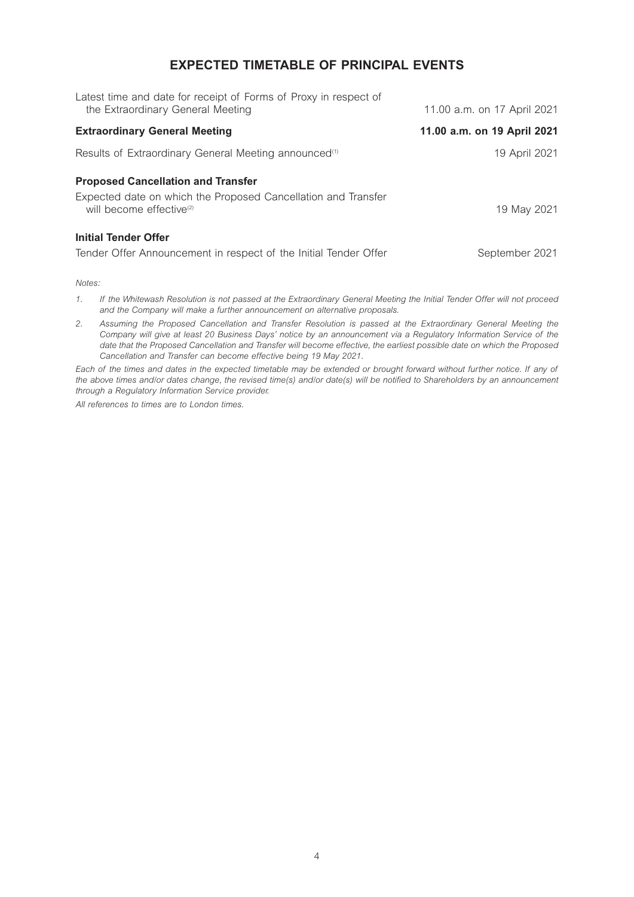# EXPECTED TIMETABLE OF PRINCIPAL EVENTS

| | |
|---|---|
| Latest time and date for receipt of Forms of Proxy in respect of the Extraordinary General Meeting | 11.00 a.m. on 17 April 2021 |
| **Extraordinary General Meeting** | **11.00 a.m. on 19 April 2021** |
| Results of Extraordinary General Meeting announced[(1)] | 19 April 2021 |
| **Proposed Cancellation and Transfer** | |
| Expected date on which the Proposed Cancellation and Transfer will become effective[(2)] | 19 May 2021 |
| **Initial Tender Offer** | |
| Tender Offer Announcement in respect of the Initial Tender Offer | September 2021 |

*Notes:*

1. *If the Whitewash Resolution is not passed at the Extraordinary General Meeting the Initial Tender Offer will not proceed and the Company will make a further announcement on alternative proposals.*
2. *Assuming the Proposed Cancellation and Transfer Resolution is passed at the Extraordinary General Meeting the Company will give at least 20 Business Days' notice by an announcement via a Regulatory Information Service of the date that the Proposed Cancellation and Transfer will become effective, the earliest possible date on which the Proposed Cancellation and Transfer can become effective being 19 May 2021.*

*Each of the times and dates in the expected timetable may be extended or brought forward without further notice. If any of the above times and/or dates change, the revised time(s) and/or date(s) will be notified to Shareholders by an announcement through a Regulatory Information Service provider.*

*All references to times are to London times.*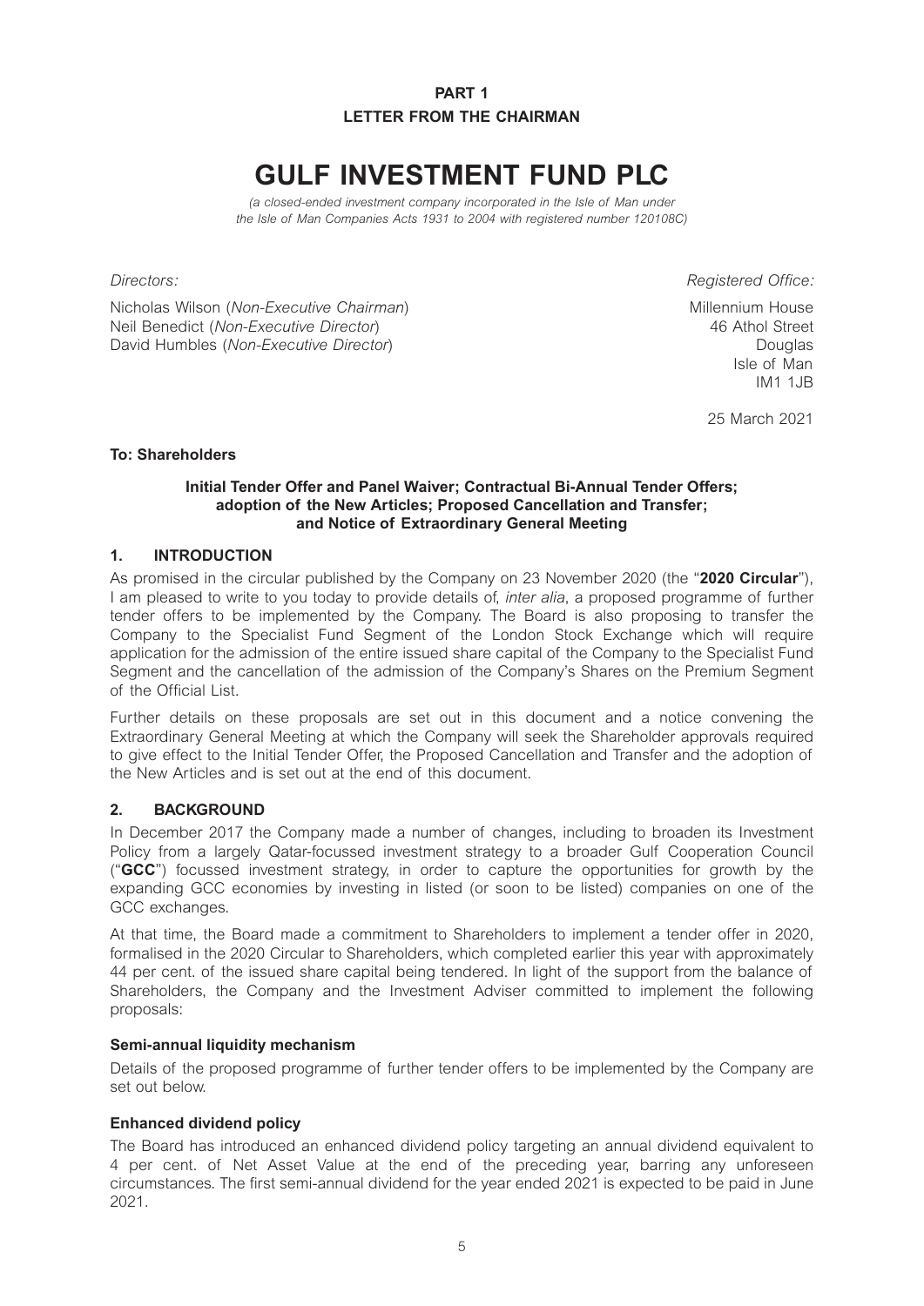**PART 1**

**LETTER FROM THE CHAIRMAN**

# GULF INVESTMENT FUND PLC

*(a closed-ended investment company incorporated in the Isle of Man under the Isle of Man Companies Acts 1931 to 2004 with registered number 120108C)*

*Directors:*

Nicholas Wilson (*Non-Executive Chairman*)
Neil Benedict (*Non-Executive Director*)
David Humbles (*Non-Executive Director*)

*Registered Office:*

Millennium House
46 Athol Street
Douglas
Isle of Man
IM1 1JB

25 March 2021

**To: Shareholders**

**Initial Tender Offer and Panel Waiver; Contractual Bi-Annual Tender Offers; adoption of the New Articles; Proposed Cancellation and Transfer; and Notice of Extraordinary General Meeting**

## 1. INTRODUCTION

As promised in the circular published by the Company on 23 November 2020 (the "**2020 Circular**"), I am pleased to write to you today to provide details of, *inter alia*, a proposed programme of further tender offers to be implemented by the Company. The Board is also proposing to transfer the Company to the Specialist Fund Segment of the London Stock Exchange which will require application for the admission of the entire issued share capital of the Company to the Specialist Fund Segment and the cancellation of the admission of the Company's Shares on the Premium Segment of the Official List.

Further details on these proposals are set out in this document and a notice convening the Extraordinary General Meeting at which the Company will seek the Shareholder approvals required to give effect to the Initial Tender Offer, the Proposed Cancellation and Transfer and the adoption of the New Articles and is set out at the end of this document.

## 2. BACKGROUND

In December 2017 the Company made a number of changes, including to broaden its Investment Policy from a largely Qatar-focussed investment strategy to a broader Gulf Cooperation Council ("**GCC**") focussed investment strategy, in order to capture the opportunities for growth by the expanding GCC economies by investing in listed (or soon to be listed) companies on one of the GCC exchanges.

At that time, the Board made a commitment to Shareholders to implement a tender offer in 2020, formalised in the 2020 Circular to Shareholders, which completed earlier this year with approximately 44 per cent. of the issued share capital being tendered. In light of the support from the balance of Shareholders, the Company and the Investment Adviser committed to implement the following proposals:

**Semi-annual liquidity mechanism**

Details of the proposed programme of further tender offers to be implemented by the Company are set out below.

**Enhanced dividend policy**

The Board has introduced an enhanced dividend policy targeting an annual dividend equivalent to 4 per cent. of Net Asset Value at the end of the preceding year, barring any unforeseen circumstances. The first semi-annual dividend for the year ended 2021 is expected to be paid in June 2021.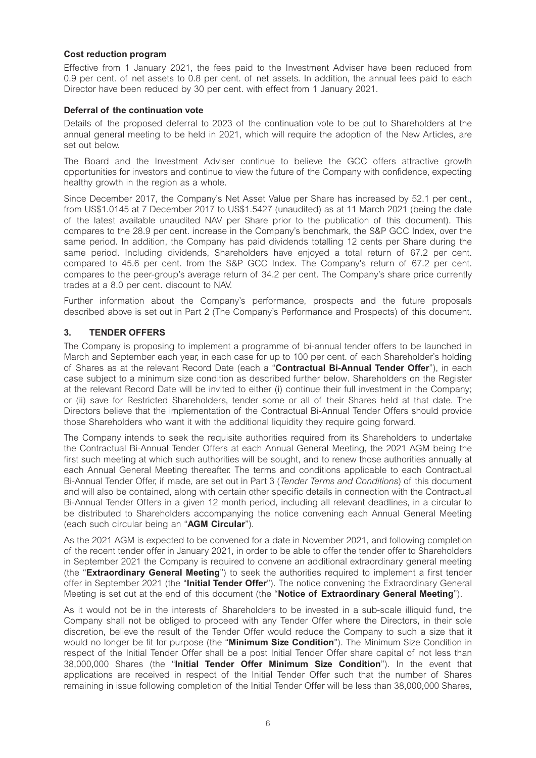**Cost reduction program**

Effective from 1 January 2021, the fees paid to the Investment Adviser have been reduced from 0.9 per cent. of net assets to 0.8 per cent. of net assets. In addition, the annual fees paid to each Director have been reduced by 30 per cent. with effect from 1 January 2021.

**Deferral of the continuation vote**

Details of the proposed deferral to 2023 of the continuation vote to be put to Shareholders at the annual general meeting to be held in 2021, which will require the adoption of the New Articles, are set out below.

The Board and the Investment Adviser continue to believe the GCC offers attractive growth opportunities for investors and continue to view the future of the Company with confidence, expecting healthy growth in the region as a whole.

Since December 2017, the Company's Net Asset Value per Share has increased by 52.1 per cent., from US$1.0145 at 7 December 2017 to US$1.5427 (unaudited) as at 11 March 2021 (being the date of the latest available unaudited NAV per Share prior to the publication of this document). This compares to the 28.9 per cent. increase in the Company's benchmark, the S&P GCC Index, over the same period. In addition, the Company has paid dividends totalling 12 cents per Share during the same period. Including dividends, Shareholders have enjoyed a total return of 67.2 per cent. compared to 45.6 per cent. from the S&P GCC Index. The Company's return of 67.2 per cent. compares to the peer-group's average return of 34.2 per cent. The Company's share price currently trades at a 8.0 per cent. discount to NAV.

Further information about the Company's performance, prospects and the future proposals described above is set out in Part 2 (The Company's Performance and Prospects) of this document.

## 3. TENDER OFFERS

The Company is proposing to implement a programme of bi-annual tender offers to be launched in March and September each year, in each case for up to 100 per cent. of each Shareholder's holding of Shares as at the relevant Record Date (each a "**Contractual Bi-Annual Tender Offer**"), in each case subject to a minimum size condition as described further below. Shareholders on the Register at the relevant Record Date will be invited to either (i) continue their full investment in the Company; or (ii) save for Restricted Shareholders, tender some or all of their Shares held at that date. The Directors believe that the implementation of the Contractual Bi-Annual Tender Offers should provide those Shareholders who want it with the additional liquidity they require going forward.

The Company intends to seek the requisite authorities required from its Shareholders to undertake the Contractual Bi-Annual Tender Offers at each Annual General Meeting, the 2021 AGM being the first such meeting at which such authorities will be sought, and to renew those authorities annually at each Annual General Meeting thereafter. The terms and conditions applicable to each Contractual Bi-Annual Tender Offer, if made, are set out in Part 3 (*Tender Terms and Conditions*) of this document and will also be contained, along with certain other specific details in connection with the Contractual Bi-Annual Tender Offers in a given 12 month period, including all relevant deadlines, in a circular to be distributed to Shareholders accompanying the notice convening each Annual General Meeting (each such circular being an "**AGM Circular**").

As the 2021 AGM is expected to be convened for a date in November 2021, and following completion of the recent tender offer in January 2021, in order to be able to offer the tender offer to Shareholders in September 2021 the Company is required to convene an additional extraordinary general meeting (the "**Extraordinary General Meeting**") to seek the authorities required to implement a first tender offer in September 2021 (the "**Initial Tender Offer**"). The notice convening the Extraordinary General Meeting is set out at the end of this document (the "**Notice of Extraordinary General Meeting**").

As it would not be in the interests of Shareholders to be invested in a sub-scale illiquid fund, the Company shall not be obliged to proceed with any Tender Offer where the Directors, in their sole discretion, believe the result of the Tender Offer would reduce the Company to such a size that it would no longer be fit for purpose (the "**Minimum Size Condition**"). The Minimum Size Condition in respect of the Initial Tender Offer shall be a post Initial Tender Offer share capital of not less than 38,000,000 Shares (the "**Initial Tender Offer Minimum Size Condition**"). In the event that applications are received in respect of the Initial Tender Offer such that the number of Shares remaining in issue following completion of the Initial Tender Offer will be less than 38,000,000 Shares,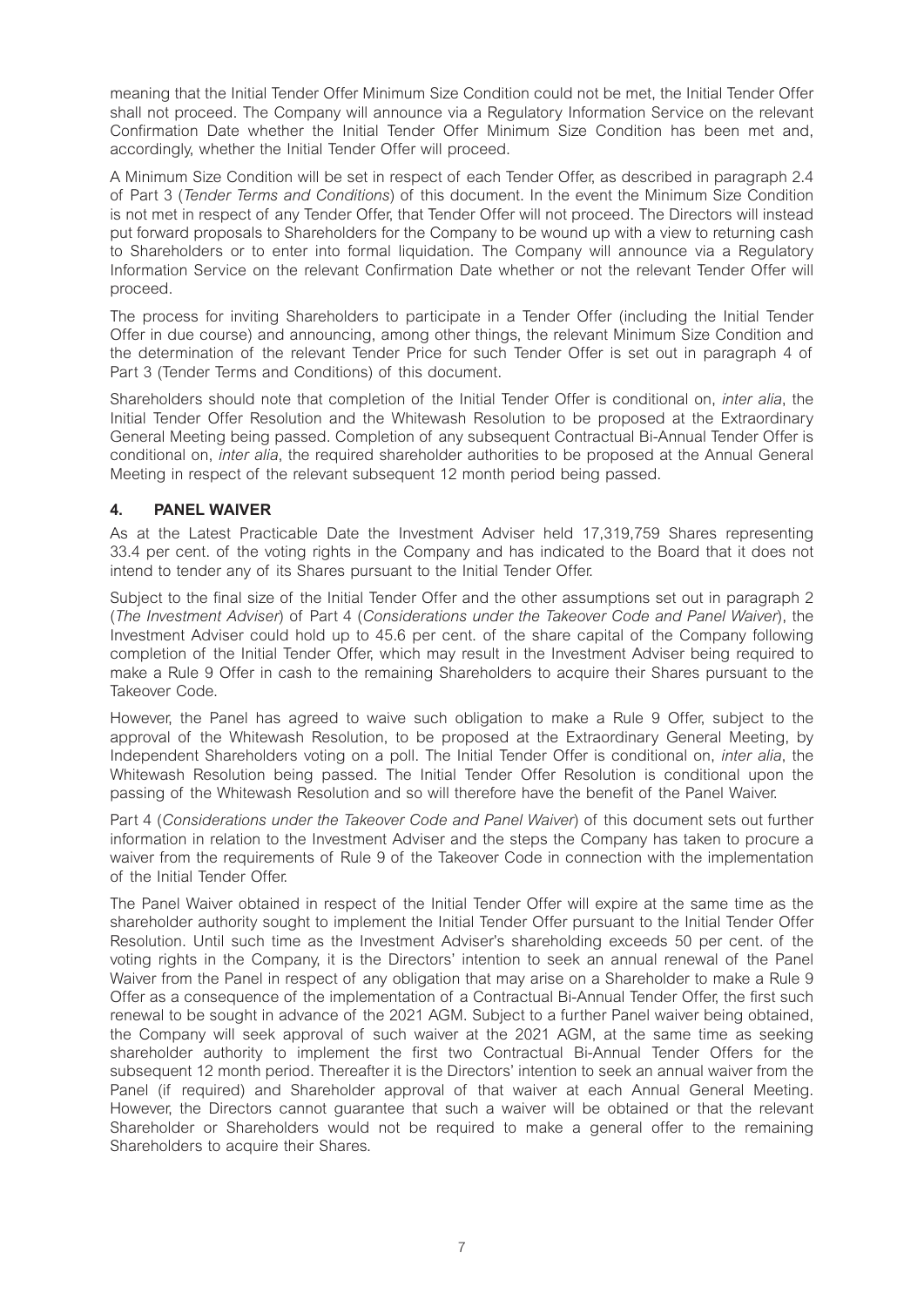meaning that the Initial Tender Offer Minimum Size Condition could not be met, the Initial Tender Offer shall not proceed. The Company will announce via a Regulatory Information Service on the relevant Confirmation Date whether the Initial Tender Offer Minimum Size Condition has been met and, accordingly, whether the Initial Tender Offer will proceed.

A Minimum Size Condition will be set in respect of each Tender Offer, as described in paragraph 2.4 of Part 3 (*Tender Terms and Conditions*) of this document. In the event the Minimum Size Condition is not met in respect of any Tender Offer, that Tender Offer will not proceed. The Directors will instead put forward proposals to Shareholders for the Company to be wound up with a view to returning cash to Shareholders or to enter into formal liquidation. The Company will announce via a Regulatory Information Service on the relevant Confirmation Date whether or not the relevant Tender Offer will proceed.

The process for inviting Shareholders to participate in a Tender Offer (including the Initial Tender Offer in due course) and announcing, among other things, the relevant Minimum Size Condition and the determination of the relevant Tender Price for such Tender Offer is set out in paragraph 4 of Part 3 (Tender Terms and Conditions) of this document.

Shareholders should note that completion of the Initial Tender Offer is conditional on, *inter alia*, the Initial Tender Offer Resolution and the Whitewash Resolution to be proposed at the Extraordinary General Meeting being passed. Completion of any subsequent Contractual Bi-Annual Tender Offer is conditional on, *inter alia*, the required shareholder authorities to be proposed at the Annual General Meeting in respect of the relevant subsequent 12 month period being passed.

## 4. PANEL WAIVER

As at the Latest Practicable Date the Investment Adviser held 17,319,759 Shares representing 33.4 per cent. of the voting rights in the Company and has indicated to the Board that it does not intend to tender any of its Shares pursuant to the Initial Tender Offer.

Subject to the final size of the Initial Tender Offer and the other assumptions set out in paragraph 2 (*The Investment Adviser*) of Part 4 (*Considerations under the Takeover Code and Panel Waiver*), the Investment Adviser could hold up to 45.6 per cent. of the share capital of the Company following completion of the Initial Tender Offer, which may result in the Investment Adviser being required to make a Rule 9 Offer in cash to the remaining Shareholders to acquire their Shares pursuant to the Takeover Code.

However, the Panel has agreed to waive such obligation to make a Rule 9 Offer, subject to the approval of the Whitewash Resolution, to be proposed at the Extraordinary General Meeting, by Independent Shareholders voting on a poll. The Initial Tender Offer is conditional on, *inter alia*, the Whitewash Resolution being passed. The Initial Tender Offer Resolution is conditional upon the passing of the Whitewash Resolution and so will therefore have the benefit of the Panel Waiver.

Part 4 (*Considerations under the Takeover Code and Panel Waiver*) of this document sets out further information in relation to the Investment Adviser and the steps the Company has taken to procure a waiver from the requirements of Rule 9 of the Takeover Code in connection with the implementation of the Initial Tender Offer.

The Panel Waiver obtained in respect of the Initial Tender Offer will expire at the same time as the shareholder authority sought to implement the Initial Tender Offer pursuant to the Initial Tender Offer Resolution. Until such time as the Investment Adviser's shareholding exceeds 50 per cent. of the voting rights in the Company, it is the Directors' intention to seek an annual renewal of the Panel Waiver from the Panel in respect of any obligation that may arise on a Shareholder to make a Rule 9 Offer as a consequence of the implementation of a Contractual Bi-Annual Tender Offer, the first such renewal to be sought in advance of the 2021 AGM. Subject to a further Panel waiver being obtained, the Company will seek approval of such waiver at the 2021 AGM, at the same time as seeking shareholder authority to implement the first two Contractual Bi-Annual Tender Offers for the subsequent 12 month period. Thereafter it is the Directors' intention to seek an annual waiver from the Panel (if required) and Shareholder approval of that waiver at each Annual General Meeting. However, the Directors cannot guarantee that such a waiver will be obtained or that the relevant Shareholder or Shareholders would not be required to make a general offer to the remaining Shareholders to acquire their Shares.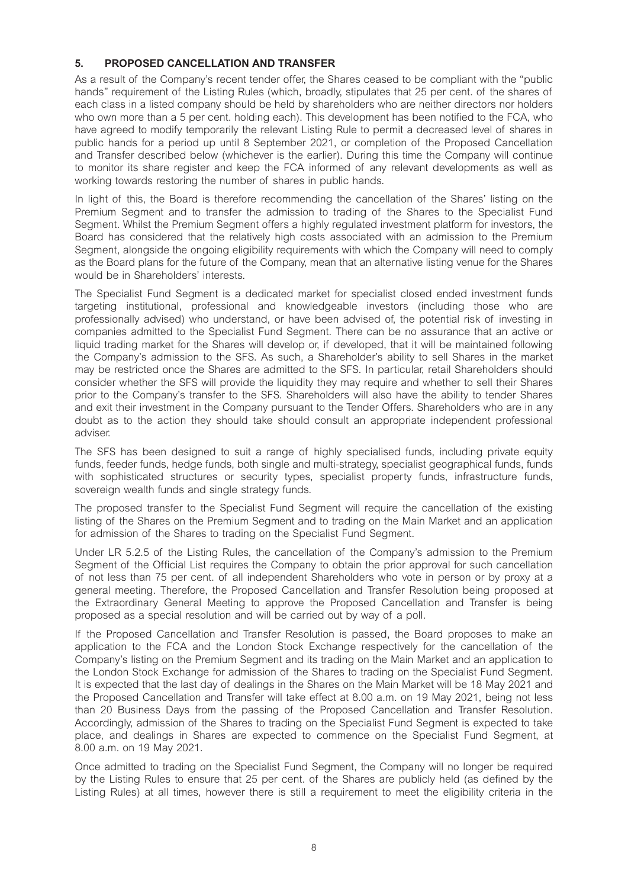## 5. PROPOSED CANCELLATION AND TRANSFER

As a result of the Company's recent tender offer, the Shares ceased to be compliant with the "public hands" requirement of the Listing Rules (which, broadly, stipulates that 25 per cent. of the shares of each class in a listed company should be held by shareholders who are neither directors nor holders who own more than a 5 per cent. holding each). This development has been notified to the FCA, who have agreed to modify temporarily the relevant Listing Rule to permit a decreased level of shares in public hands for a period up until 8 September 2021, or completion of the Proposed Cancellation and Transfer described below (whichever is the earlier). During this time the Company will continue to monitor its share register and keep the FCA informed of any relevant developments as well as working towards restoring the number of shares in public hands.

In light of this, the Board is therefore recommending the cancellation of the Shares' listing on the Premium Segment and to transfer the admission to trading of the Shares to the Specialist Fund Segment. Whilst the Premium Segment offers a highly regulated investment platform for investors, the Board has considered that the relatively high costs associated with an admission to the Premium Segment, alongside the ongoing eligibility requirements with which the Company will need to comply as the Board plans for the future of the Company, mean that an alternative listing venue for the Shares would be in Shareholders' interests.

The Specialist Fund Segment is a dedicated market for specialist closed ended investment funds targeting institutional, professional and knowledgeable investors (including those who are professionally advised) who understand, or have been advised of, the potential risk of investing in companies admitted to the Specialist Fund Segment. There can be no assurance that an active or liquid trading market for the Shares will develop or, if developed, that it will be maintained following the Company's admission to the SFS. As such, a Shareholder's ability to sell Shares in the market may be restricted once the Shares are admitted to the SFS. In particular, retail Shareholders should consider whether the SFS will provide the liquidity they may require and whether to sell their Shares prior to the Company's transfer to the SFS. Shareholders will also have the ability to tender Shares and exit their investment in the Company pursuant to the Tender Offers. Shareholders who are in any doubt as to the action they should take should consult an appropriate independent professional adviser.

The SFS has been designed to suit a range of highly specialised funds, including private equity funds, feeder funds, hedge funds, both single and multi-strategy, specialist geographical funds, funds with sophisticated structures or security types, specialist property funds, infrastructure funds, sovereign wealth funds and single strategy funds.

The proposed transfer to the Specialist Fund Segment will require the cancellation of the existing listing of the Shares on the Premium Segment and to trading on the Main Market and an application for admission of the Shares to trading on the Specialist Fund Segment.

Under LR 5.2.5 of the Listing Rules, the cancellation of the Company's admission to the Premium Segment of the Official List requires the Company to obtain the prior approval for such cancellation of not less than 75 per cent. of all independent Shareholders who vote in person or by proxy at a general meeting. Therefore, the Proposed Cancellation and Transfer Resolution being proposed at the Extraordinary General Meeting to approve the Proposed Cancellation and Transfer is being proposed as a special resolution and will be carried out by way of a poll.

If the Proposed Cancellation and Transfer Resolution is passed, the Board proposes to make an application to the FCA and the London Stock Exchange respectively for the cancellation of the Company's listing on the Premium Segment and its trading on the Main Market and an application to the London Stock Exchange for admission of the Shares to trading on the Specialist Fund Segment. It is expected that the last day of dealings in the Shares on the Main Market will be 18 May 2021 and the Proposed Cancellation and Transfer will take effect at 8.00 a.m. on 19 May 2021, being not less than 20 Business Days from the passing of the Proposed Cancellation and Transfer Resolution. Accordingly, admission of the Shares to trading on the Specialist Fund Segment is expected to take place, and dealings in Shares are expected to commence on the Specialist Fund Segment, at 8.00 a.m. on 19 May 2021.

Once admitted to trading on the Specialist Fund Segment, the Company will no longer be required by the Listing Rules to ensure that 25 per cent. of the Shares are publicly held (as defined by the Listing Rules) at all times, however there is still a requirement to meet the eligibility criteria in the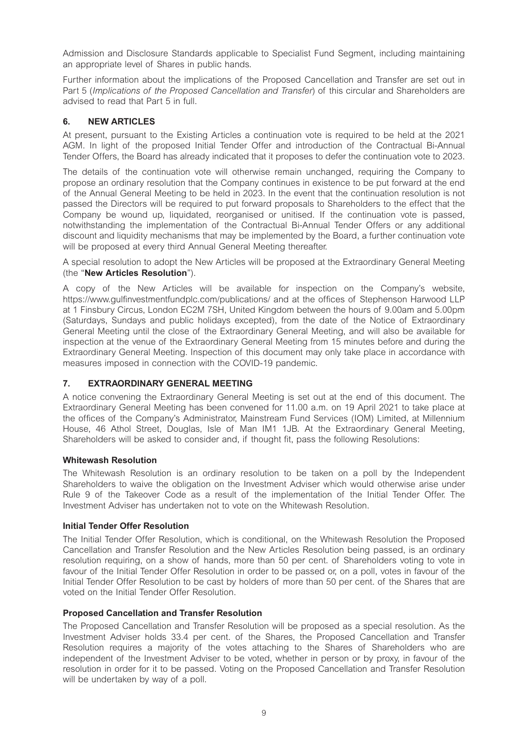Admission and Disclosure Standards applicable to Specialist Fund Segment, including maintaining an appropriate level of Shares in public hands.

Further information about the implications of the Proposed Cancellation and Transfer are set out in Part 5 (*Implications of the Proposed Cancellation and Transfer*) of this circular and Shareholders are advised to read that Part 5 in full.

## 6. NEW ARTICLES

At present, pursuant to the Existing Articles a continuation vote is required to be held at the 2021 AGM. In light of the proposed Initial Tender Offer and introduction of the Contractual Bi-Annual Tender Offers, the Board has already indicated that it proposes to defer the continuation vote to 2023.

The details of the continuation vote will otherwise remain unchanged, requiring the Company to propose an ordinary resolution that the Company continues in existence to be put forward at the end of the Annual General Meeting to be held in 2023. In the event that the continuation resolution is not passed the Directors will be required to put forward proposals to Shareholders to the effect that the Company be wound up, liquidated, reorganised or unitised. If the continuation vote is passed, notwithstanding the implementation of the Contractual Bi-Annual Tender Offers or any additional discount and liquidity mechanisms that may be implemented by the Board, a further continuation vote will be proposed at every third Annual General Meeting thereafter.

A special resolution to adopt the New Articles will be proposed at the Extraordinary General Meeting (the "**New Articles Resolution**").

A copy of the New Articles will be available for inspection on the Company's website, https://www.gulfinvestmentfundplc.com/publications/ and at the offices of Stephenson Harwood LLP at 1 Finsbury Circus, London EC2M 7SH, United Kingdom between the hours of 9.00am and 5.00pm (Saturdays, Sundays and public holidays excepted), from the date of the Notice of Extraordinary General Meeting until the close of the Extraordinary General Meeting, and will also be available for inspection at the venue of the Extraordinary General Meeting from 15 minutes before and during the Extraordinary General Meeting. Inspection of this document may only take place in accordance with measures imposed in connection with the COVID-19 pandemic.

## 7. EXTRAORDINARY GENERAL MEETING

A notice convening the Extraordinary General Meeting is set out at the end of this document. The Extraordinary General Meeting has been convened for 11.00 a.m. on 19 April 2021 to take place at the offices of the Company's Administrator, Mainstream Fund Services (IOM) Limited, at Millennium House, 46 Athol Street, Douglas, Isle of Man IM1 1JB. At the Extraordinary General Meeting, Shareholders will be asked to consider and, if thought fit, pass the following Resolutions:

### Whitewash Resolution

The Whitewash Resolution is an ordinary resolution to be taken on a poll by the Independent Shareholders to waive the obligation on the Investment Adviser which would otherwise arise under Rule 9 of the Takeover Code as a result of the implementation of the Initial Tender Offer. The Investment Adviser has undertaken not to vote on the Whitewash Resolution.

### Initial Tender Offer Resolution

The Initial Tender Offer Resolution, which is conditional, on the Whitewash Resolution the Proposed Cancellation and Transfer Resolution and the New Articles Resolution being passed, is an ordinary resolution requiring, on a show of hands, more than 50 per cent. of Shareholders voting to vote in favour of the Initial Tender Offer Resolution in order to be passed or, on a poll, votes in favour of the Initial Tender Offer Resolution to be cast by holders of more than 50 per cent. of the Shares that are voted on the Initial Tender Offer Resolution.

### Proposed Cancellation and Transfer Resolution

The Proposed Cancellation and Transfer Resolution will be proposed as a special resolution. As the Investment Adviser holds 33.4 per cent. of the Shares, the Proposed Cancellation and Transfer Resolution requires a majority of the votes attaching to the Shares of Shareholders who are independent of the Investment Adviser to be voted, whether in person or by proxy, in favour of the resolution in order for it to be passed. Voting on the Proposed Cancellation and Transfer Resolution will be undertaken by way of a poll.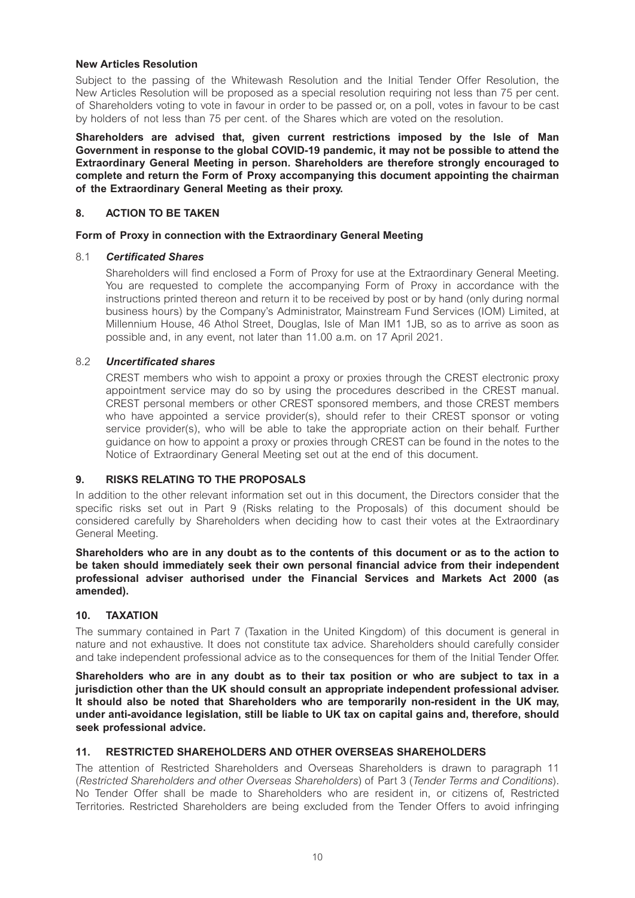**New Articles Resolution**

Subject to the passing of the Whitewash Resolution and the Initial Tender Offer Resolution, the New Articles Resolution will be proposed as a special resolution requiring not less than 75 per cent. of Shareholders voting to vote in favour in order to be passed or, on a poll, votes in favour to be cast by holders of not less than 75 per cent. of the Shares which are voted on the resolution.

**Shareholders are advised that, given current restrictions imposed by the Isle of Man Government in response to the global COVID-19 pandemic, it may not be possible to attend the Extraordinary General Meeting in person. Shareholders are therefore strongly encouraged to complete and return the Form of Proxy accompanying this document appointing the chairman of the Extraordinary General Meeting as their proxy.**

## 8. ACTION TO BE TAKEN

**Form of Proxy in connection with the Extraordinary General Meeting**

8.1 ***Certificated Shares***

Shareholders will find enclosed a Form of Proxy for use at the Extraordinary General Meeting. You are requested to complete the accompanying Form of Proxy in accordance with the instructions printed thereon and return it to be received by post or by hand (only during normal business hours) by the Company's Administrator, Mainstream Fund Services (IOM) Limited, at Millennium House, 46 Athol Street, Douglas, Isle of Man IM1 1JB, so as to arrive as soon as possible and, in any event, not later than 11.00 a.m. on 17 April 2021.

8.2 ***Uncertificated shares***

CREST members who wish to appoint a proxy or proxies through the CREST electronic proxy appointment service may do so by using the procedures described in the CREST manual. CREST personal members or other CREST sponsored members, and those CREST members who have appointed a service provider(s), should refer to their CREST sponsor or voting service provider(s), who will be able to take the appropriate action on their behalf. Further guidance on how to appoint a proxy or proxies through CREST can be found in the notes to the Notice of Extraordinary General Meeting set out at the end of this document.

## 9. RISKS RELATING TO THE PROPOSALS

In addition to the other relevant information set out in this document, the Directors consider that the specific risks set out in Part 9 (Risks relating to the Proposals) of this document should be considered carefully by Shareholders when deciding how to cast their votes at the Extraordinary General Meeting.

**Shareholders who are in any doubt as to the contents of this document or as to the action to be taken should immediately seek their own personal financial advice from their independent professional adviser authorised under the Financial Services and Markets Act 2000 (as amended).**

## 10. TAXATION

The summary contained in Part 7 (Taxation in the United Kingdom) of this document is general in nature and not exhaustive. It does not constitute tax advice. Shareholders should carefully consider and take independent professional advice as to the consequences for them of the Initial Tender Offer.

**Shareholders who are in any doubt as to their tax position or who are subject to tax in a jurisdiction other than the UK should consult an appropriate independent professional adviser. It should also be noted that Shareholders who are temporarily non-resident in the UK may, under anti-avoidance legislation, still be liable to UK tax on capital gains and, therefore, should seek professional advice.**

## 11. RESTRICTED SHAREHOLDERS AND OTHER OVERSEAS SHAREHOLDERS

The attention of Restricted Shareholders and Overseas Shareholders is drawn to paragraph 11 (*Restricted Shareholders and other Overseas Shareholders*) of Part 3 (*Tender Terms and Conditions*). No Tender Offer shall be made to Shareholders who are resident in, or citizens of, Restricted Territories. Restricted Shareholders are being excluded from the Tender Offers to avoid infringing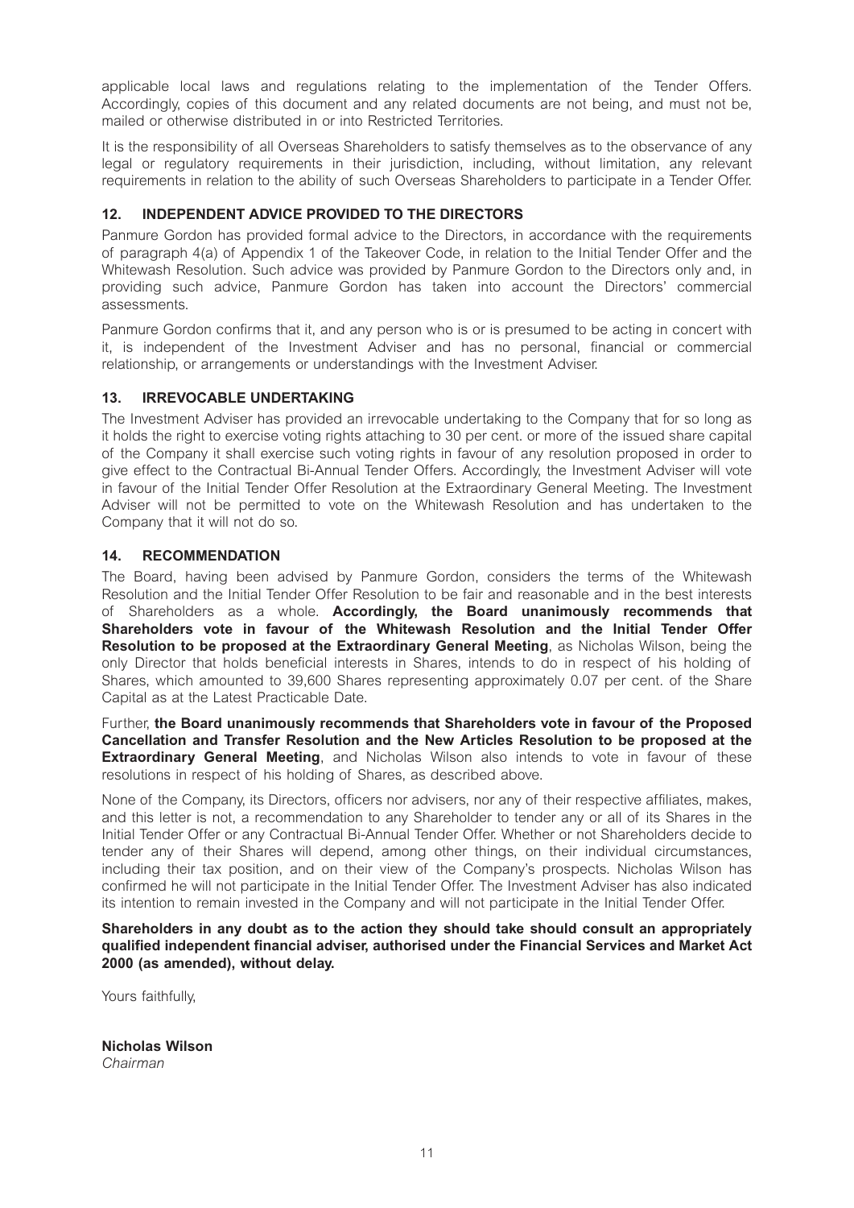applicable local laws and regulations relating to the implementation of the Tender Offers. Accordingly, copies of this document and any related documents are not being, and must not be, mailed or otherwise distributed in or into Restricted Territories.

It is the responsibility of all Overseas Shareholders to satisfy themselves as to the observance of any legal or regulatory requirements in their jurisdiction, including, without limitation, any relevant requirements in relation to the ability of such Overseas Shareholders to participate in a Tender Offer.

## 12. INDEPENDENT ADVICE PROVIDED TO THE DIRECTORS

Panmure Gordon has provided formal advice to the Directors, in accordance with the requirements of paragraph 4(a) of Appendix 1 of the Takeover Code, in relation to the Initial Tender Offer and the Whitewash Resolution. Such advice was provided by Panmure Gordon to the Directors only and, in providing such advice, Panmure Gordon has taken into account the Directors' commercial assessments.

Panmure Gordon confirms that it, and any person who is or is presumed to be acting in concert with it, is independent of the Investment Adviser and has no personal, financial or commercial relationship, or arrangements or understandings with the Investment Adviser.

## 13. IRREVOCABLE UNDERTAKING

The Investment Adviser has provided an irrevocable undertaking to the Company that for so long as it holds the right to exercise voting rights attaching to 30 per cent. or more of the issued share capital of the Company it shall exercise such voting rights in favour of any resolution proposed in order to give effect to the Contractual Bi-Annual Tender Offers. Accordingly, the Investment Adviser will vote in favour of the Initial Tender Offer Resolution at the Extraordinary General Meeting. The Investment Adviser will not be permitted to vote on the Whitewash Resolution and has undertaken to the Company that it will not do so.

## 14. RECOMMENDATION

The Board, having been advised by Panmure Gordon, considers the terms of the Whitewash Resolution and the Initial Tender Offer Resolution to be fair and reasonable and in the best interests of Shareholders as a whole. **Accordingly, the Board unanimously recommends that Shareholders vote in favour of the Whitewash Resolution and the Initial Tender Offer Resolution to be proposed at the Extraordinary General Meeting**, as Nicholas Wilson, being the only Director that holds beneficial interests in Shares, intends to do in respect of his holding of Shares, which amounted to 39,600 Shares representing approximately 0.07 per cent. of the Share Capital as at the Latest Practicable Date.

Further, **the Board unanimously recommends that Shareholders vote in favour of the Proposed Cancellation and Transfer Resolution and the New Articles Resolution to be proposed at the Extraordinary General Meeting**, and Nicholas Wilson also intends to vote in favour of these resolutions in respect of his holding of Shares, as described above.

None of the Company, its Directors, officers nor advisers, nor any of their respective affiliates, makes, and this letter is not, a recommendation to any Shareholder to tender any or all of its Shares in the Initial Tender Offer or any Contractual Bi-Annual Tender Offer. Whether or not Shareholders decide to tender any of their Shares will depend, among other things, on their individual circumstances, including their tax position, and on their view of the Company's prospects. Nicholas Wilson has confirmed he will not participate in the Initial Tender Offer. The Investment Adviser has also indicated its intention to remain invested in the Company and will not participate in the Initial Tender Offer.

**Shareholders in any doubt as to the action they should take should consult an appropriately qualified independent financial adviser, authorised under the Financial Services and Market Act 2000 (as amended), without delay.**

Yours faithfully,

**Nicholas Wilson**
*Chairman*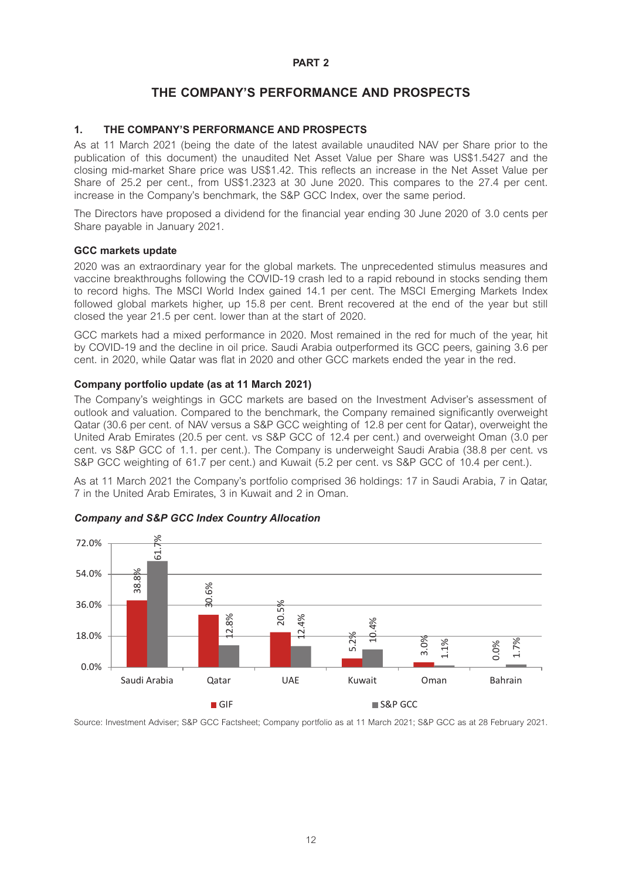PART 2

# THE COMPANY'S PERFORMANCE AND PROSPECTS

## 1. THE COMPANY'S PERFORMANCE AND PROSPECTS

As at 11 March 2021 (being the date of the latest available unaudited NAV per Share prior to the publication of this document) the unaudited Net Asset Value per Share was US$1.5427 and the closing mid-market Share price was US$1.42. This reflects an increase in the Net Asset Value per Share of 25.2 per cent., from US$1.2323 at 30 June 2020. This compares to the 27.4 per cent. increase in the Company's benchmark, the S&P GCC Index, over the same period.

The Directors have proposed a dividend for the financial year ending 30 June 2020 of 3.0 cents per Share payable in January 2021.

### GCC markets update

2020 was an extraordinary year for the global markets. The unprecedented stimulus measures and vaccine breakthroughs following the COVID-19 crash led to a rapid rebound in stocks sending them to record highs. The MSCI World Index gained 14.1 per cent. The MSCI Emerging Markets Index followed global markets higher, up 15.8 per cent. Brent recovered at the end of the year but still closed the year 21.5 per cent. lower than at the start of 2020.

GCC markets had a mixed performance in 2020. Most remained in the red for much of the year, hit by COVID-19 and the decline in oil price. Saudi Arabia outperformed its GCC peers, gaining 3.6 per cent. in 2020, while Qatar was flat in 2020 and other GCC markets ended the year in the red.

### Company portfolio update (as at 11 March 2021)

The Company's weightings in GCC markets are based on the Investment Adviser's assessment of outlook and valuation. Compared to the benchmark, the Company remained significantly overweight Qatar (30.6 per cent. of NAV versus a S&P GCC weighting of 12.8 per cent for Qatar), overweight the United Arab Emirates (20.5 per cent. vs S&P GCC of 12.4 per cent.) and overweight Oman (3.0 per cent. vs S&P GCC of 1.1. per cent.). The Company is underweight Saudi Arabia (38.8 per cent. vs S&P GCC weighting of 61.7 per cent.) and Kuwait (5.2 per cent. vs S&P GCC of 10.4 per cent.).

As at 11 March 2021 the Company's portfolio comprised 36 holdings: 17 in Saudi Arabia, 7 in Qatar, 7 in the United Arab Emirates, 3 in Kuwait and 2 in Oman.

***Company and S&P GCC Index Country Allocation***

72.0%
54.0%
36.0%
18.0%
0.0%

Saudi Arabia: 38.8%, 61.7%
Qatar: 30.6%, 12.8%
UAE: 20.5%, 12.4%
Kuwait: 5.2%, 10.4%
Oman: 3.0%, 1.1%
Bahrain: 0.0%, 1.7%

GIF
S&P GCC

Source: Investment Adviser; S&P GCC Factsheet; Company portfolio as at 11 March 2021; S&P GCC as at 28 February 2021.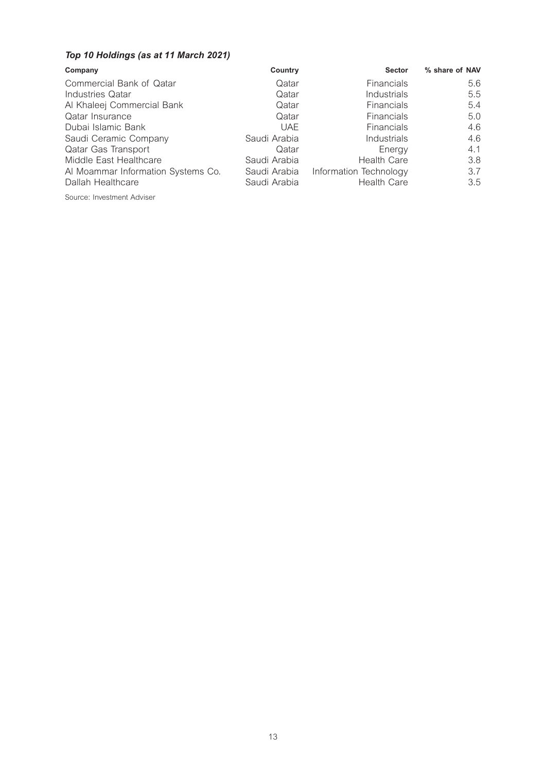***Top 10 Holdings (as at 11 March 2021)***

| Company | Country | Sector | % share of NAV |
|---|---|---|---|
| Commercial Bank of Qatar | Qatar | Financials | 5.6 |
| Industries Qatar | Qatar | Industrials | 5.5 |
| Al Khaleej Commercial Bank | Qatar | Financials | 5.4 |
| Qatar Insurance | Qatar | Financials | 5.0 |
| Dubai Islamic Bank | UAE | Financials | 4.6 |
| Saudi Ceramic Company | Saudi Arabia | Industrials | 4.6 |
| Qatar Gas Transport | Qatar | Energy | 4.1 |
| Middle East Healthcare | Saudi Arabia | Health Care | 3.8 |
| Al Moammar Information Systems Co. | Saudi Arabia | Information Technology | 3.7 |
| Dallah Healthcare | Saudi Arabia | Health Care | 3.5 |

Source: Investment Adviser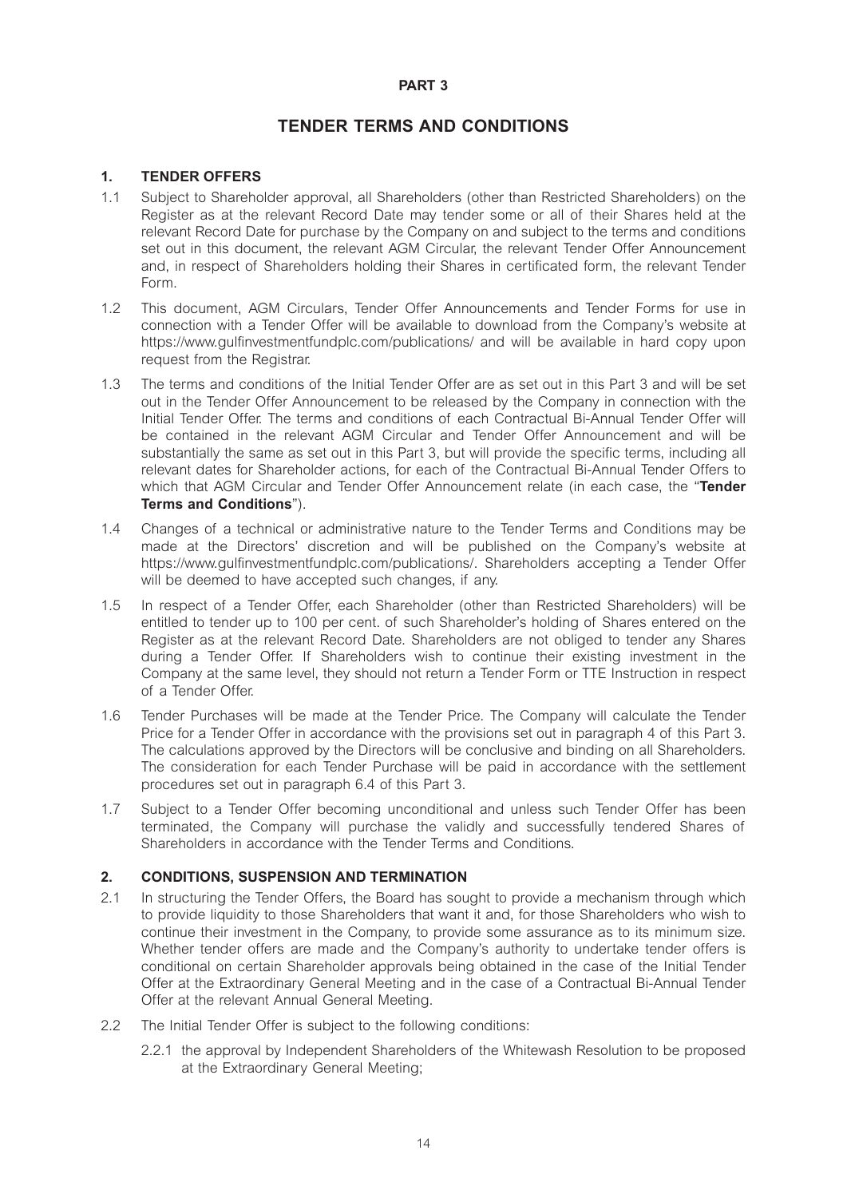**PART 3**

# TENDER TERMS AND CONDITIONS

## 1. TENDER OFFERS

1.1 Subject to Shareholder approval, all Shareholders (other than Restricted Shareholders) on the Register as at the relevant Record Date may tender some or all of their Shares held at the relevant Record Date for purchase by the Company on and subject to the terms and conditions set out in this document, the relevant AGM Circular, the relevant Tender Offer Announcement and, in respect of Shareholders holding their Shares in certificated form, the relevant Tender Form.

1.2 This document, AGM Circulars, Tender Offer Announcements and Tender Forms for use in connection with a Tender Offer will be available to download from the Company's website at https://www.gulfinvestmentfundplc.com/publications/ and will be available in hard copy upon request from the Registrar.

1.3 The terms and conditions of the Initial Tender Offer are as set out in this Part 3 and will be set out in the Tender Offer Announcement to be released by the Company in connection with the Initial Tender Offer. The terms and conditions of each Contractual Bi-Annual Tender Offer will be contained in the relevant AGM Circular and Tender Offer Announcement and will be substantially the same as set out in this Part 3, but will provide the specific terms, including all relevant dates for Shareholder actions, for each of the Contractual Bi-Annual Tender Offers to which that AGM Circular and Tender Offer Announcement relate (in each case, the "**Tender Terms and Conditions**").

1.4 Changes of a technical or administrative nature to the Tender Terms and Conditions may be made at the Directors' discretion and will be published on the Company's website at https://www.gulfinvestmentfundplc.com/. Shareholders accepting a Tender Offer will be deemed to have accepted such changes, if any.

1.5 In respect of a Tender Offer, each Shareholder (other than Restricted Shareholders) will be entitled to tender up to 100 per cent. of such Shareholder's holding of Shares entered on the Register as at the relevant Record Date. Shareholders are not obliged to tender any Shares during a Tender Offer. If Shareholders wish to continue their existing investment in the Company at the same level, they should not return a Tender Form or TTE Instruction in respect of a Tender Offer.

1.6 Tender Purchases will be made at the Tender Price. The Company will calculate the Tender Price for a Tender Offer in accordance with the provisions set out in paragraph 4 of this Part 3. The calculations approved by the Directors will be conclusive and binding on all Shareholders. The consideration for each Tender Purchase will be paid in accordance with the settlement procedures set out in paragraph 6.4 of this Part 3.

1.7 Subject to a Tender Offer becoming unconditional and unless such Tender Offer has been terminated, the Company will purchase the validly and successfully tendered Shares of Shareholders in accordance with the Tender Terms and Conditions.

## 2. CONDITIONS, SUSPENSION AND TERMINATION

2.1 In structuring the Tender Offers, the Board has sought to provide a mechanism through which to provide liquidity to those Shareholders that want it and, for those Shareholders who wish to continue their investment in the Company, to provide some assurance as to its minimum size. Whether tender offers are made and the Company's authority to undertake tender offers is conditional on certain Shareholder approvals being obtained in the case of the Initial Tender Offer at the Extraordinary General Meeting and in the case of a Contractual Bi-Annual Tender Offer at the relevant Annual General Meeting.

2.2 The Initial Tender Offer is subject to the following conditions:

2.2.1 the approval by Independent Shareholders of the Whitewash Resolution to be proposed at the Extraordinary General Meeting;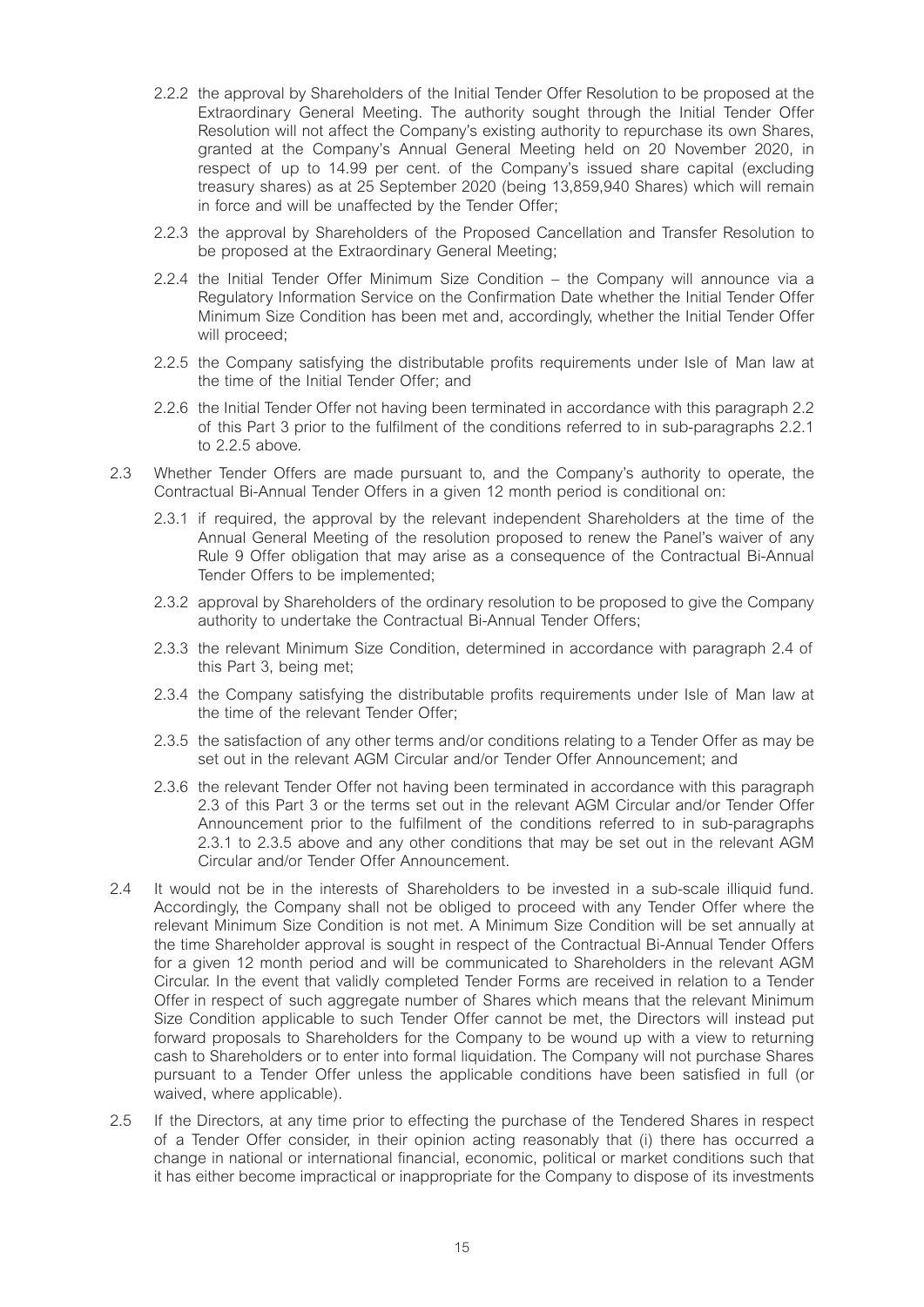2.2.2 the approval by Shareholders of the Initial Tender Offer Resolution to be proposed at the Extraordinary General Meeting. The authority sought through the Initial Tender Offer Resolution will not affect the Company's existing authority to repurchase its own Shares, granted at the Company's Annual General Meeting held on 20 November 2020, in respect of up to 14.99 per cent. of the Company's issued share capital (excluding treasury shares) as at 25 September 2020 (being 13,859,940 Shares) which will remain in force and will be unaffected by the Tender Offer;

2.2.3 the approval by Shareholders of the Proposed Cancellation and Transfer Resolution to be proposed at the Extraordinary General Meeting;

2.2.4 the Initial Tender Offer Minimum Size Condition – the Company will announce via a Regulatory Information Service on the Confirmation Date whether the Initial Tender Offer Minimum Size Condition has been met and, accordingly, whether the Initial Tender Offer will proceed;

2.2.5 the Company satisfying the distributable profits requirements under Isle of Man law at the time of the Initial Tender Offer; and

2.2.6 the Initial Tender Offer not having been terminated in accordance with this paragraph 2.2 of this Part 3 prior to the fulfilment of the conditions referred to in sub-paragraphs 2.2.1 to 2.2.5 above.

2.3 Whether Tender Offers are made pursuant to, and the Company's authority to operate, the Contractual Bi-Annual Tender Offers in a given 12 month period is conditional on:

2.3.1 if required, the approval by the relevant independent Shareholders at the time of the Annual General Meeting of the resolution proposed to renew the Panel's waiver of any Rule 9 Offer obligation that may arise as a consequence of the Contractual Bi-Annual Tender Offers to be implemented;

2.3.2 approval by Shareholders of the ordinary resolution to be proposed to give the Company authority to undertake the Contractual Bi-Annual Tender Offers;

2.3.3 the relevant Minimum Size Condition, determined in accordance with paragraph 2.4 of this Part 3, being met;

2.3.4 the Company satisfying the distributable profits requirements under Isle of Man law at the time of the relevant Tender Offer;

2.3.5 the satisfaction of any other terms and/or conditions relating to a Tender Offer as may be set out in the relevant AGM Circular and/or Tender Offer Announcement; and

2.3.6 the relevant Tender Offer not having been terminated in accordance with this paragraph 2.3 of this Part 3 or the terms set out in the relevant AGM Circular and/or Tender Offer Announcement prior to the fulfilment of the conditions referred to in sub-paragraphs 2.3.1 to 2.3.5 above and any other conditions that may be set out in the relevant AGM Circular and/or Tender Offer Announcement.

2.4 It would not be in the interests of Shareholders to be invested in a sub-scale illiquid fund. Accordingly, the Company shall not be obliged to proceed with any Tender Offer where the relevant Minimum Size Condition is not met. A Minimum Size Condition will be set annually at the time Shareholder approval is sought in respect of the Contractual Bi-Annual Tender Offers for a given 12 month period and will be communicated to Shareholders in the relevant AGM Circular. In the event that validly completed Tender Forms are received in relation to a Tender Offer in respect of such aggregate number of Shares which means that the relevant Minimum Size Condition applicable to such Tender Offer cannot be met, the Directors will instead put forward proposals to Shareholders for the Company to be wound up with a view to returning cash to Shareholders or to enter into formal liquidation. The Company will not purchase Shares pursuant to a Tender Offer unless the applicable conditions have been satisfied in full (or waived, where applicable).

2.5 If the Directors, at any time prior to effecting the purchase of the Tendered Shares in respect of a Tender Offer consider, in their opinion acting reasonably that (i) there has occurred a change in national or international financial, economic, political or market conditions such that it has either become impractical or inappropriate for the Company to dispose of its investments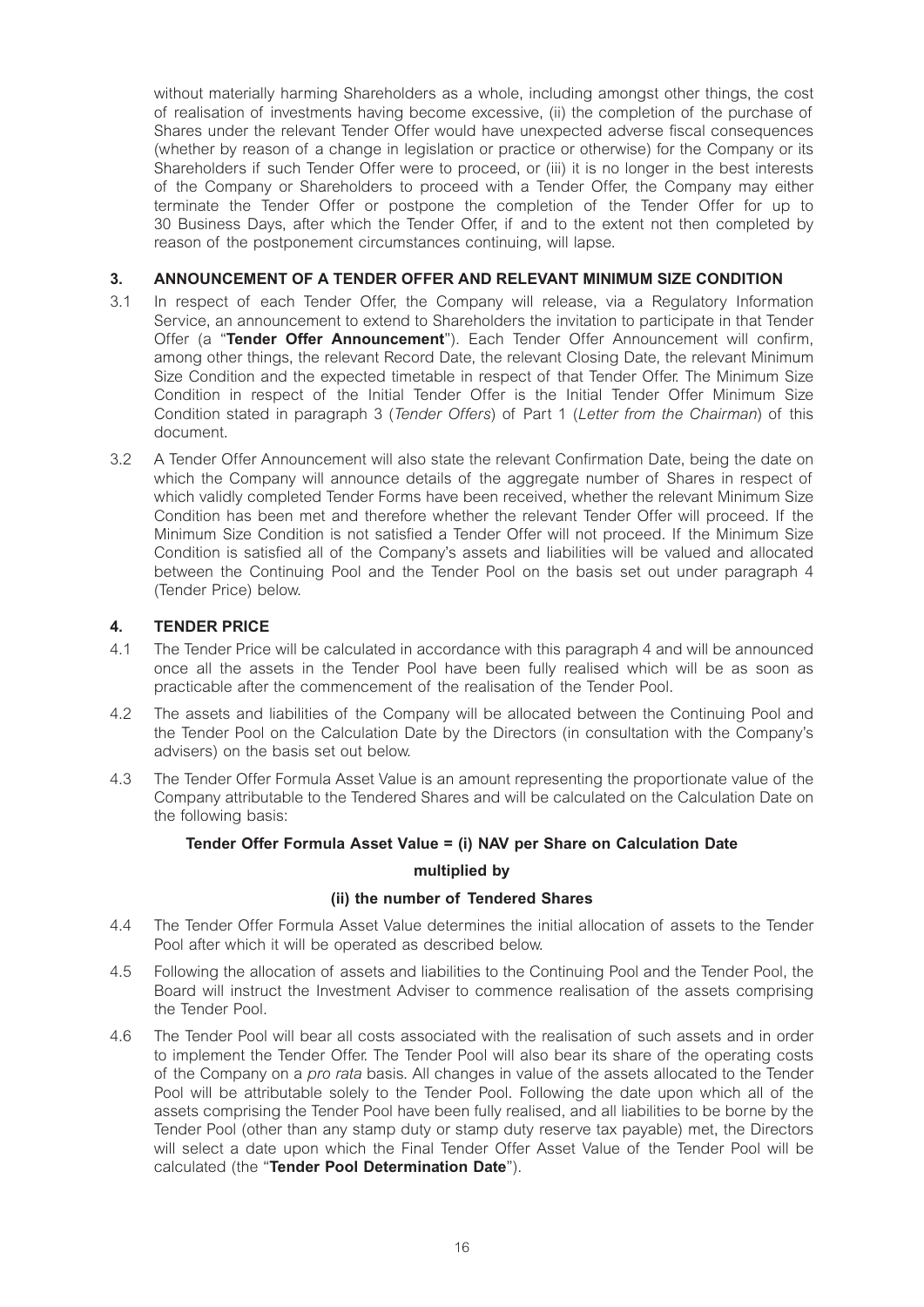without materially harming Shareholders as a whole, including amongst other things, the cost of realisation of investments having become excessive, (ii) the completion of the purchase of Shares under the relevant Tender Offer would have unexpected adverse fiscal consequences (whether by reason of a change in legislation or practice or otherwise) for the Company or its Shareholders if such Tender Offer were to proceed, or (iii) it is no longer in the best interests of the Company or Shareholders to proceed with a Tender Offer, the Company may either terminate the Tender Offer or postpone the completion of the Tender Offer for up to 30 Business Days, after which the Tender Offer, if and to the extent not then completed by reason of the postponement circumstances continuing, will lapse.

## 3. ANNOUNCEMENT OF A TENDER OFFER AND RELEVANT MINIMUM SIZE CONDITION

3.1 In respect of each Tender Offer, the Company will release, via a Regulatory Information Service, an announcement to extend to Shareholders the invitation to participate in that Tender Offer (a "**Tender Offer Announcement**"). Each Tender Offer Announcement will confirm, among other things, the relevant Record Date, the relevant Closing Date, the relevant Minimum Size Condition and the expected timetable in respect of that Tender Offer. The Minimum Size Condition in respect of the Initial Tender Offer is the Initial Tender Offer Minimum Size Condition stated in paragraph 3 (*Tender Offers*) of Part 1 (*Letter from the Chairman*) of this document.

3.2 A Tender Offer Announcement will also state the relevant Confirmation Date, being the date on which the Company will announce details of the aggregate number of Shares in respect of which validly completed Tender Forms have been received, whether the relevant Minimum Size Condition has been met and therefore whether the relevant Tender Offer will proceed. If the Minimum Size Condition is not satisfied a Tender Offer will not proceed. If the Minimum Size Condition is satisfied all of the Company's assets and liabilities will be valued and allocated between the Continuing Pool and the Tender Pool on the basis set out under paragraph 4 (Tender Price) below.

## 4. TENDER PRICE

4.1 The Tender Price will be calculated in accordance with this paragraph 4 and will be announced once all the assets in the Tender Pool have been fully realised which will be as soon as practicable after the commencement of the realisation of the Tender Pool.

4.2 The assets and liabilities of the Company will be allocated between the Continuing Pool and the Tender Pool on the Calculation Date by the Directors (in consultation with the Company's advisers) on the basis set out below.

4.3 The Tender Offer Formula Asset Value is an amount representing the proportionate value of the Company attributable to the Tendered Shares and will be calculated on the Calculation Date on the following basis:

**Tender Offer Formula Asset Value = (i) NAV per Share on Calculation Date**

**multiplied by**

**(ii) the number of Tendered Shares**

4.4 The Tender Offer Formula Asset Value determines the initial allocation of assets to the Tender Pool after which it will be operated as described below.

4.5 Following the allocation of assets and liabilities to the Continuing Pool and the Tender Pool, the Board will instruct the Investment Adviser to commence realisation of the assets comprising the Tender Pool.

4.6 The Tender Pool will bear all costs associated with the realisation of such assets and in order to implement the Tender Offer. The Tender Pool will also bear its share of the operating costs of the Company on a *pro rata* basis. All changes in value of the assets allocated to the Tender Pool will be attributable solely to the Tender Pool. Following the date upon which all of the assets comprising the Tender Pool have been fully realised, and all liabilities to be borne by the Tender Pool (other than any stamp duty or stamp duty reserve tax payable) met, the Directors will select a date upon which the Final Tender Offer Asset Value of the Tender Pool will be calculated (the "**Tender Pool Determination Date**").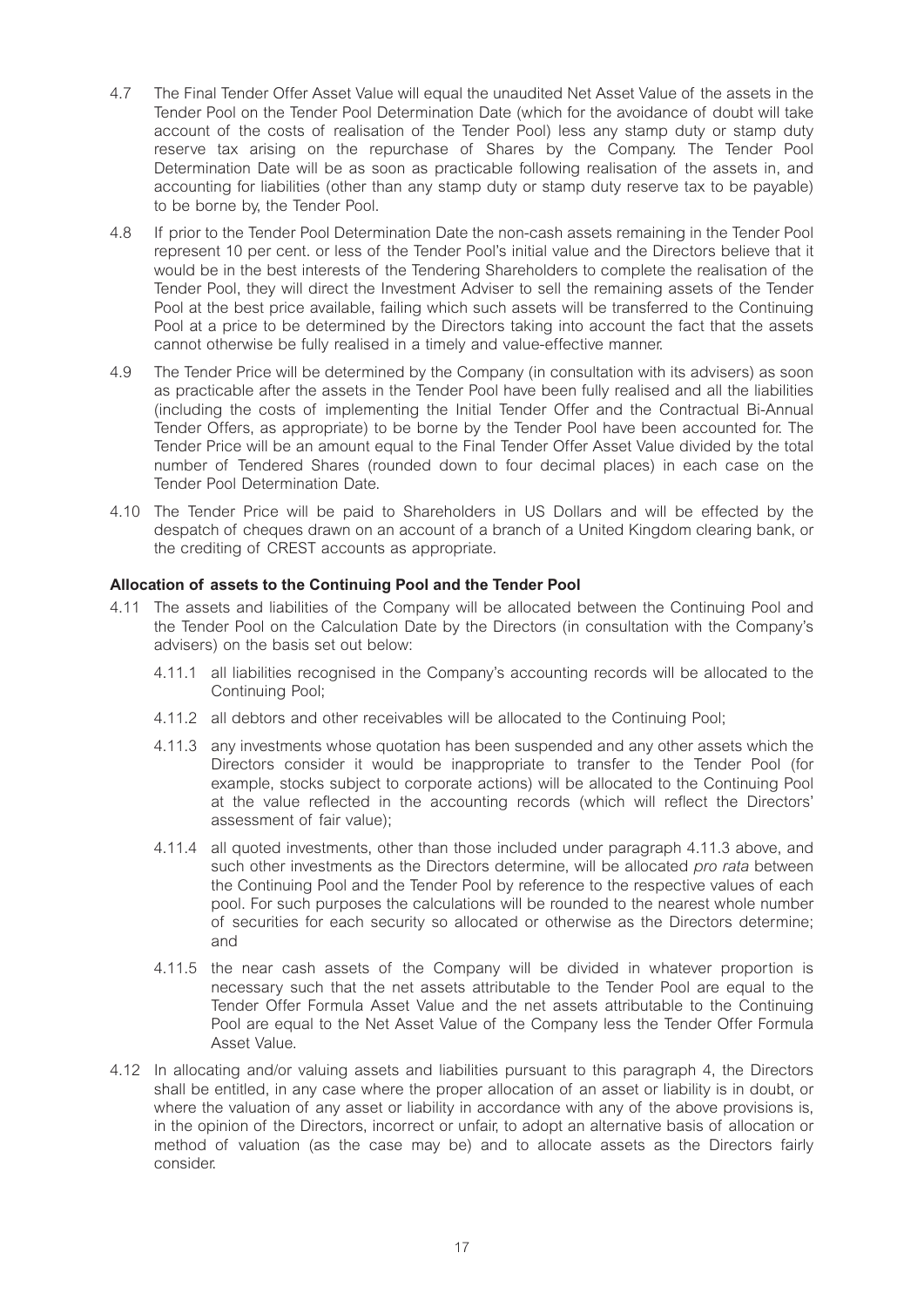4.7 The Final Tender Offer Asset Value will equal the unaudited Net Asset Value of the assets in the Tender Pool on the Tender Pool Determination Date (which for the avoidance of doubt will take account of the costs of realisation of the Tender Pool) less any stamp duty or stamp duty reserve tax arising on the repurchase of Shares by the Company. The Tender Pool Determination Date will be as soon as practicable following realisation of the assets in, and accounting for liabilities (other than any stamp duty or stamp duty reserve tax to be payable) to be borne by, the Tender Pool.

4.8 If prior to the Tender Pool Determination Date the non-cash assets remaining in the Tender Pool represent 10 per cent. or less of the Tender Pool's initial value and the Directors believe that it would be in the best interests of the Tendering Shareholders to complete the realisation of the Tender Pool, they will direct the Investment Adviser to sell the remaining assets of the Tender Pool at the best price available, failing which such assets will be transferred to the Continuing Pool at a price to be determined by the Directors taking into account the fact that the assets cannot otherwise be fully realised in a timely and value-effective manner.

4.9 The Tender Price will be determined by the Company (in consultation with its advisers) as soon as practicable after the assets in the Tender Pool have been fully realised and all the liabilities (including the costs of implementing the Initial Tender Offer and the Contractual Bi-Annual Tender Offers, as appropriate) to be borne by the Tender Pool have been accounted for. The Tender Price will be an amount equal to the Final Tender Offer Asset Value divided by the total number of Tendered Shares (rounded down to four decimal places) in each case on the Tender Pool Determination Date.

4.10 The Tender Price will be paid to Shareholders in US Dollars and will be effected by the despatch of cheques drawn on an account of a branch of a United Kingdom clearing bank, or the crediting of CREST accounts as appropriate.

**Allocation of assets to the Continuing Pool and the Tender Pool**

4.11 The assets and liabilities of the Company will be allocated between the Continuing Pool and the Tender Pool on the Calculation Date by the Directors (in consultation with the Company's advisers) on the basis set out below:

4.11.1 all liabilities recognised in the Company's accounting records will be allocated to the Continuing Pool;

4.11.2 all debtors and other receivables will be allocated to the Continuing Pool;

4.11.3 any investments whose quotation has been suspended and any other assets which the Directors consider it would be inappropriate to transfer to the Tender Pool (for example, stocks subject to corporate actions) will be allocated to the Continuing Pool at the value reflected in the accounting records (which will reflect the Directors' assessment of fair value);

4.11.4 all quoted investments, other than those included under paragraph 4.11.3 above, and such other investments as the Directors determine, will be allocated *pro rata* between the Continuing Pool and the Tender Pool by reference to the respective values of each pool. For such purposes the calculations will be rounded to the nearest whole number of securities for each security so allocated or otherwise as the Directors determine; and

4.11.5 the near cash assets of the Company will be divided in whatever proportion is necessary such that the net assets attributable to the Tender Pool are equal to the Tender Offer Formula Asset Value and the net assets attributable to the Continuing Pool are equal to the Net Asset Value of the Company less the Tender Offer Formula Asset Value.

4.12 In allocating and/or valuing assets and liabilities pursuant to this paragraph 4, the Directors shall be entitled, in any case where the proper allocation of an asset or liability is in doubt, or where the valuation of any asset or liability in accordance with any of the above provisions is, in the opinion of the Directors, incorrect or unfair, to adopt an alternative basis of allocation or method of valuation (as the case may be) and to allocate assets as the Directors fairly consider.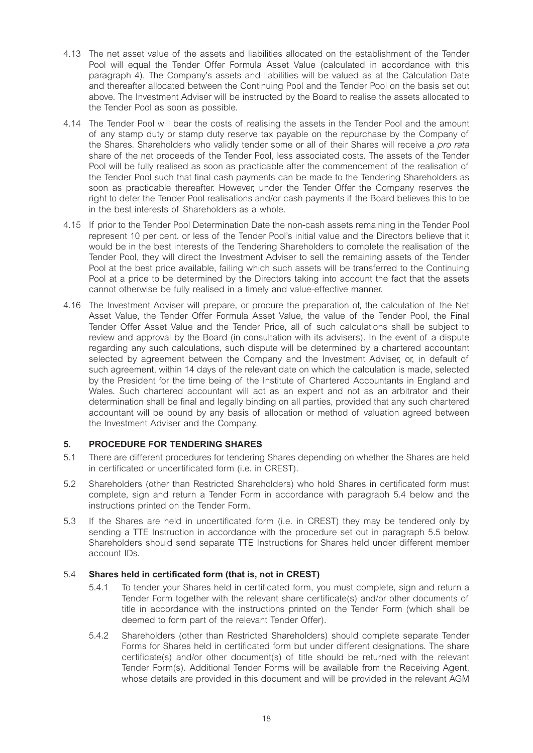4.13 The net asset value of the assets and liabilities allocated on the establishment of the Tender Pool will equal the Tender Offer Formula Asset Value (calculated in accordance with this paragraph 4). The Company's assets and liabilities will be valued as at the Calculation Date and thereafter allocated between the Continuing Pool and the Tender Pool on the basis set out above. The Investment Adviser will be instructed by the Board to realise the assets allocated to the Tender Pool as soon as possible.

4.14 The Tender Pool will bear the costs of realising the assets in the Tender Pool and the amount of any stamp duty or stamp duty reserve tax payable on the repurchase by the Company of the Shares. Shareholders who validly tender some or all of their Shares will receive a *pro rata* share of the net proceeds of the Tender Pool, less associated costs. The assets of the Tender Pool will be fully realised as soon as practicable after the commencement of the realisation of the Tender Pool such that final cash payments can be made to the Tendering Shareholders as soon as practicable thereafter. However, under the Tender Offer the Company reserves the right to defer the Tender Pool realisations and/or cash payments if the Board believes this to be in the best interests of Shareholders as a whole.

4.15 If prior to the Tender Pool Determination Date the non-cash assets remaining in the Tender Pool represent 10 per cent. or less of the Tender Pool's initial value and the Directors believe that it would be in the best interests of the Tendering Shareholders to complete the realisation of the Tender Pool, they will direct the Investment Adviser to sell the remaining assets of the Tender Pool at the best price available, failing which such assets will be transferred to the Continuing Pool at a price to be determined by the Directors taking into account the fact that the assets cannot otherwise be fully realised in a timely and value-effective manner.

4.16 The Investment Adviser will prepare, or procure the preparation of, the calculation of the Net Asset Value, the Tender Offer Formula Asset Value, the value of the Tender Pool, the Final Tender Offer Asset Value and the Tender Price, all of such calculations shall be subject to review and approval by the Board (in consultation with its advisers). In the event of a dispute regarding any such calculations, such dispute will be determined by a chartered accountant selected by agreement between the Company and the Investment Adviser, or, in default of such agreement, within 14 days of the relevant date on which the calculation is made, selected by the President for the time being of the Institute of Chartered Accountants in England and Wales. Such chartered accountant will act as an expert and not as an arbitrator and their determination shall be final and legally binding on all parties, provided that any such chartered accountant will be bound by any basis of allocation or method of valuation agreed between the Investment Adviser and the Company.

## 5. PROCEDURE FOR TENDERING SHARES

5.1 There are different procedures for tendering Shares depending on whether the Shares are held in certificated or uncertificated form (i.e. in CREST).

5.2 Shareholders (other than Restricted Shareholders) who hold Shares in certificated form must complete, sign and return a Tender Form in accordance with paragraph 5.4 below and the instructions printed on the Tender Form.

5.3 If the Shares are held in uncertificated form (i.e. in CREST) they may be tendered only by sending a TTE Instruction in accordance with the procedure set out in paragraph 5.5 below. Shareholders should send separate TTE Instructions for Shares held under different member account IDs.

5.4 **Shares held in certificated form (that is, not in CREST)**

5.4.1 To tender your Shares held in certificated form, you must complete, sign and return a Tender Form together with the relevant share certificate(s) and/or other documents of title in accordance with the instructions printed on the Tender Form (which shall be deemed to form part of the relevant Tender Offer).

5.4.2 Shareholders (other than Restricted Shareholders) should complete separate Tender Forms for Shares held in certificated form but under different designations. The share certificate(s) and/or other document(s) of title should be returned with the relevant Tender Form(s). Additional Tender Forms will be available from the Receiving Agent, whose details are provided in this document and will be provided in the relevant AGM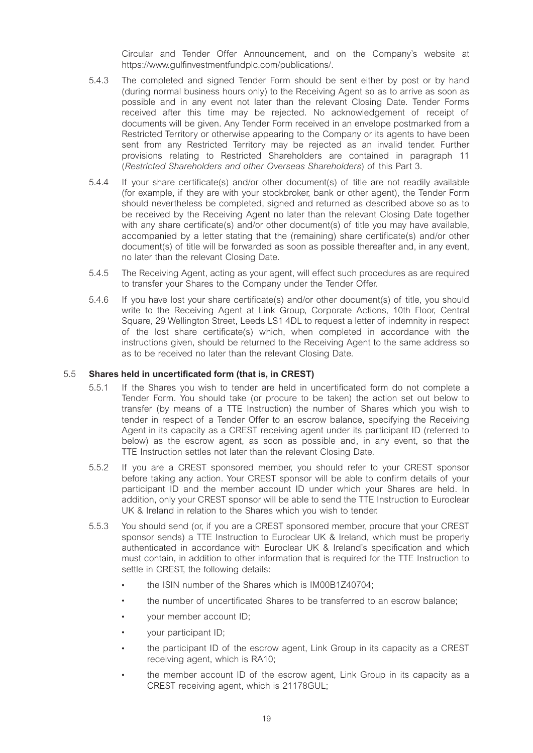Circular and Tender Offer Announcement, and on the Company's website at https://www.gulfinvestmentfundplc.com/publications/.

5.4.3 The completed and signed Tender Form should be sent either by post or by hand (during normal business hours only) to the Receiving Agent so as to arrive as soon as possible and in any event not later than the relevant Closing Date. Tender Forms received after this time may be rejected. No acknowledgement of receipt of documents will be given. Any Tender Form received in an envelope postmarked from a Restricted Territory or otherwise appearing to the Company or its agents to have been sent from any Restricted Territory may be rejected as an invalid tender. Further provisions relating to Restricted Shareholders are contained in paragraph 11 (*Restricted Shareholders and other Overseas Shareholders*) of this Part 3.

5.4.4 If your share certificate(s) and/or other document(s) of title are not readily available (for example, if they are with your stockbroker, bank or other agent), the Tender Form should nevertheless be completed, signed and returned as described above so as to be received by the Receiving Agent no later than the relevant Closing Date together with any share certificate(s) and/or other document(s) of title you may have available, accompanied by a letter stating that the (remaining) share certificate(s) and/or other document(s) of title will be forwarded as soon as possible thereafter and, in any event, no later than the relevant Closing Date.

5.4.5 The Receiving Agent, acting as your agent, will effect such procedures as are required to transfer your Shares to the Company under the Tender Offer.

5.4.6 If you have lost your share certificate(s) and/or other document(s) of title, you should write to the Receiving Agent at Link Group, Corporate Actions, 10th Floor, Central Square, 29 Wellington Street, Leeds LS1 4DL to request a letter of indemnity in respect of the lost share certificate(s) which, when completed in accordance with the instructions given, should be returned to the Receiving Agent to the same address so as to be received no later than the relevant Closing Date.

### 5.5 Shares held in uncertificated form (that is, in CREST)

5.5.1 If the Shares you wish to tender are held in uncertificated form do not complete a Tender Form. You should take (or procure to be taken) the action set out below to transfer (by means of a TTE Instruction) the number of Shares which you wish to tender in respect of a Tender Offer to an escrow balance, specifying the Receiving Agent in its capacity as a CREST receiving agent under its participant ID (referred to below) as the escrow agent, as soon as possible and, in any event, so that the TTE Instruction settles not later than the relevant Closing Date.

5.5.2 If you are a CREST sponsored member, you should refer to your CREST sponsor before taking any action. Your CREST sponsor will be able to confirm details of your participant ID and the member account ID under which your Shares are held. In addition, only your CREST sponsor will be able to send the TTE Instruction to Euroclear UK & Ireland in relation to the Shares which you wish to tender.

5.5.3 You should send (or, if you are a CREST sponsored member, procure that your CREST sponsor sends) a TTE Instruction to Euroclear UK & Ireland, which must be properly authenticated in accordance with Euroclear UK & Ireland's specification and which must contain, in addition to other information that is required for the TTE Instruction to settle in CREST, the following details:

- the ISIN number of the Shares which is IM00B1Z40704;
- the number of uncertificated Shares to be transferred to an escrow balance;
- your member account ID;
- your participant ID;
- the participant ID of the escrow agent, Link Group in its capacity as a CREST receiving agent, which is RA10;
- the member account ID of the escrow agent, Link Group in its capacity as a CREST receiving agent, which is 21178GUL;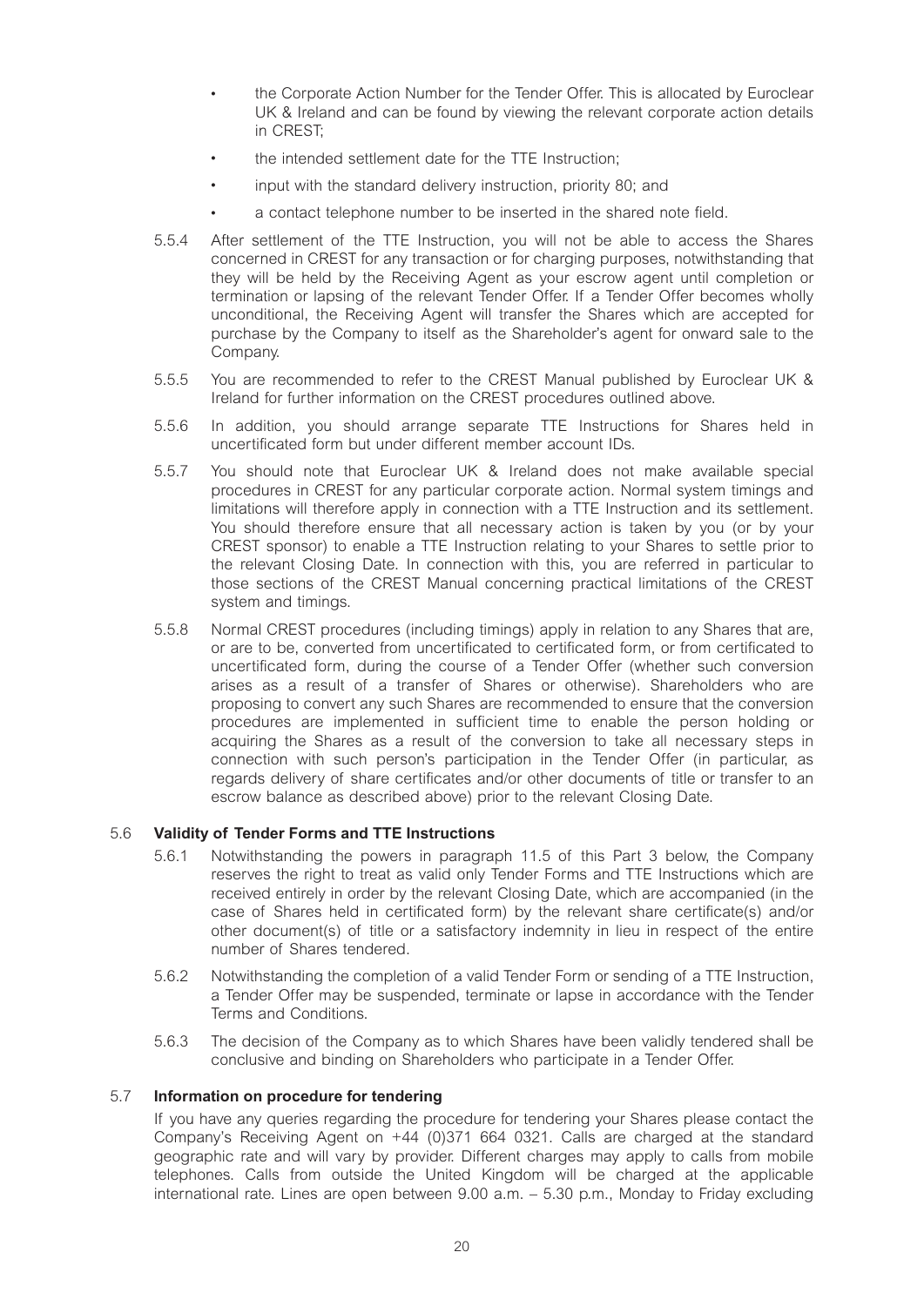- the Corporate Action Number for the Tender Offer. This is allocated by Euroclear UK & Ireland and can be found by viewing the relevant corporate action details in CREST;
- the intended settlement date for the TTE Instruction;
- input with the standard delivery instruction, priority 80; and
- a contact telephone number to be inserted in the shared note field.

5.5.4 After settlement of the TTE Instruction, you will not be able to access the Shares concerned in CREST for any transaction or for charging purposes, notwithstanding that they will be held by the Receiving Agent as your escrow agent until completion or termination or lapsing of the relevant Tender Offer. If a Tender Offer becomes wholly unconditional, the Receiving Agent will transfer the Shares which are accepted for purchase by the Company to itself as the Shareholder's agent for onward sale to the Company.

5.5.5 You are recommended to refer to the CREST Manual published by Euroclear UK & Ireland for further information on the CREST procedures outlined above.

5.5.6 In addition, you should arrange separate TTE Instructions for Shares held in uncertificated form but under different member account IDs.

5.5.7 You should note that Euroclear UK & Ireland does not make available special procedures in CREST for any particular corporate action. Normal system timings and limitations will therefore apply in connection with a TTE Instruction and its settlement. You should therefore ensure that all necessary action is taken by you (or by your CREST sponsor) to enable a TTE Instruction relating to your Shares to settle prior to the relevant Closing Date. In connection with this, you are referred in particular to those sections of the CREST Manual concerning practical limitations of the CREST system and timings.

5.5.8 Normal CREST procedures (including timings) apply in relation to any Shares that are, or are to be, converted from uncertificated to certificated form, or from certificated to uncertificated form, during the course of a Tender Offer (whether such conversion arises as a result of a transfer of Shares or otherwise). Shareholders who are proposing to convert any such Shares are recommended to ensure that the conversion procedures are implemented in sufficient time to enable the person holding or acquiring the Shares as a result of the conversion to take all necessary steps in connection with such person's participation in the Tender Offer (in particular, as regards delivery of share certificates and/or other documents of title or transfer to an escrow balance as described above) prior to the relevant Closing Date.

### 5.6 Validity of Tender Forms and TTE Instructions

5.6.1 Notwithstanding the powers in paragraph 11.5 of this Part 3 below, the Company reserves the right to treat as valid only Tender Forms and TTE Instructions which are received entirely in order by the relevant Closing Date, which are accompanied (in the case of Shares held in certificated form) by the relevant share certificate(s) and/or other document(s) of title or a satisfactory indemnity in lieu in respect of the entire number of Shares tendered.

5.6.2 Notwithstanding the completion of a valid Tender Form or sending of a TTE Instruction, a Tender Offer may be suspended, terminate or lapse in accordance with the Tender Terms and Conditions.

5.6.3 The decision of the Company as to which Shares have been validly tendered shall be conclusive and binding on Shareholders who participate in a Tender Offer.

### 5.7 Information on procedure for tendering

If you have any queries regarding the procedure for tendering your Shares please contact the Company's Receiving Agent on +44 (0)371 664 0321. Calls are charged at the standard geographic rate and will vary by provider. Different charges may apply to calls from mobile telephones. Calls from outside the United Kingdom will be charged at the applicable international rate. Lines are open between 9.00 a.m. – 5.30 p.m., Monday to Friday excluding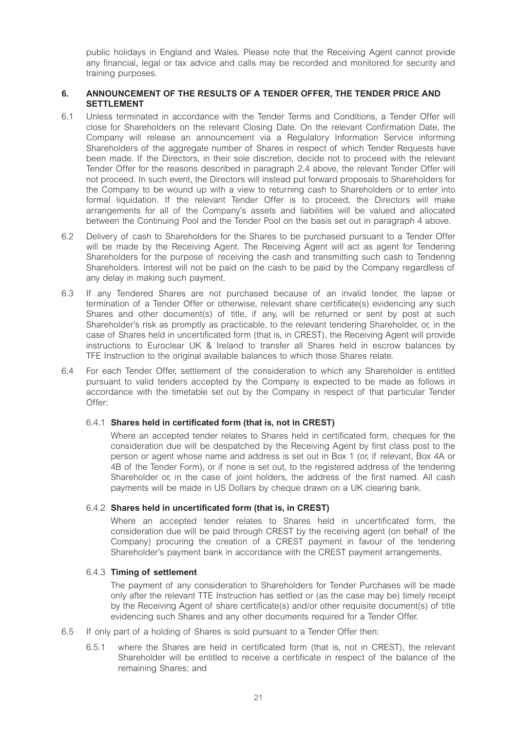public holidays in England and Wales. Please note that the Receiving Agent cannot provide any financial, legal or tax advice and calls may be recorded and monitored for security and training purposes.

## 6. ANNOUNCEMENT OF THE RESULTS OF A TENDER OFFER, THE TENDER PRICE AND SETTLEMENT

6.1 Unless terminated in accordance with the Tender Terms and Conditions, a Tender Offer will close for Shareholders on the relevant Closing Date. On the relevant Confirmation Date, the Company will release an announcement via a Regulatory Information Service informing Shareholders of the aggregate number of Shares in respect of which Tender Requests have been made. If the Directors, in their sole discretion, decide not to proceed with the relevant Tender Offer for the reasons described in paragraph 2.4 above, the relevant Tender Offer will not proceed. In such event, the Directors will instead put forward proposals to Shareholders for the Company to be wound up with a view to returning cash to Shareholders or to enter into formal liquidation. If the relevant Tender Offer is to proceed, the Directors will make arrangements for all of the Company's assets and liabilities will be valued and allocated between the Continuing Pool and the Tender Pool on the basis set out in paragraph 4 above.

6.2 Delivery of cash to Shareholders for the Shares to be purchased pursuant to a Tender Offer will be made by the Receiving Agent. The Receiving Agent will act as agent for Tendering Shareholders for the purpose of receiving the cash and transmitting such cash to Tendering Shareholders. Interest will not be paid on the cash to be paid by the Company regardless of any delay in making such payment.

6.3 If any Tendered Shares are not purchased because of an invalid tender, the lapse or termination of a Tender Offer or otherwise, relevant share certificate(s) evidencing any such Shares and other document(s) of title, if any, will be returned or sent by post at such Shareholder's risk as promptly as practicable, to the relevant tendering Shareholder, or, in the case of Shares held in uncertificated form (that is, in CREST), the Receiving Agent will provide instructions to Euroclear UK & Ireland to transfer all Shares held in escrow balances by TFE Instruction to the original available balances to which those Shares relate.

6.4 For each Tender Offer, settlement of the consideration to which any Shareholder is entitled pursuant to valid tenders accepted by the Company is expected to be made as follows in accordance with the timetable set out by the Company in respect of that particular Tender Offer:

### 6.4.1 Shares held in certificated form (that is, not in CREST)

Where an accepted tender relates to Shares held in certificated form, cheques for the consideration due will be despatched by the Receiving Agent by first class post to the person or agent whose name and address is set out in Box 1 (or, if relevant, Box 4A or 4B of the Tender Form), or if none is set out, to the registered address of the tendering Shareholder or, in the case of joint holders, the address of the first named. All cash payments will be made in US Dollars by cheque drawn on a UK clearing bank.

### 6.4.2 Shares held in uncertificated form (that is, in CREST)

Where an accepted tender relates to Shares held in uncertificated form, the consideration due will be paid through CREST by the receiving agent (on behalf of the Company) procuring the creation of a CREST payment in favour of the tendering Shareholder's payment bank in accordance with the CREST payment arrangements.

### 6.4.3 Timing of settlement

The payment of any consideration to Shareholders for Tender Purchases will be made only after the relevant TTE Instruction has settled or (as the case may be) timely receipt by the Receiving Agent of share certificate(s) and/or other requisite document(s) of title evidencing such Shares and any other documents required for a Tender Offer.

6.5 If only part of a holding of Shares is sold pursuant to a Tender Offer then:

6.5.1 where the Shares are held in certificated form (that is, not in CREST), the relevant Shareholder will be entitled to receive a certificate in respect of the balance of the remaining Shares; and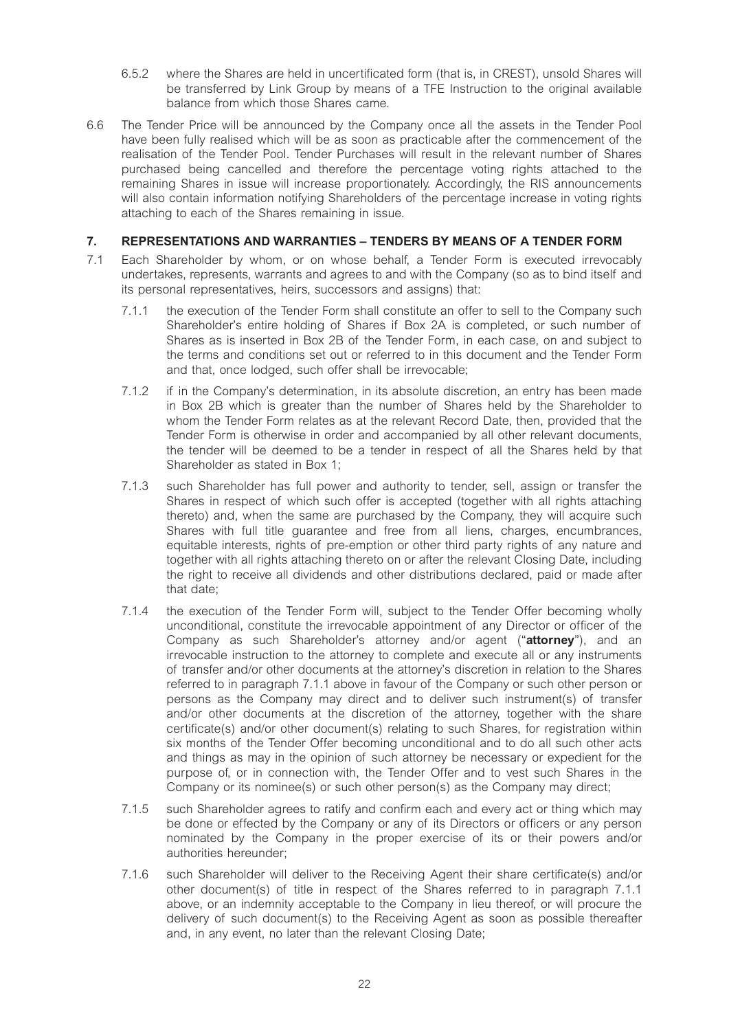6.5.2 where the Shares are held in uncertificated form (that is, in CREST), unsold Shares will be transferred by Link Group by means of a TFE Instruction to the original available balance from which those Shares came.

6.6 The Tender Price will be announced by the Company once all the assets in the Tender Pool have been fully realised which will be as soon as practicable after the commencement of the realisation of the Tender Pool. Tender Purchases will result in the relevant number of Shares purchased being cancelled and therefore the percentage voting rights attached to the remaining Shares in issue will increase proportionately. Accordingly, the RIS announcements will also contain information notifying Shareholders of the percentage increase in voting rights attaching to each of the Shares remaining in issue.

## 7. REPRESENTATIONS AND WARRANTIES – TENDERS BY MEANS OF A TENDER FORM

7.1 Each Shareholder by whom, or on whose behalf, a Tender Form is executed irrevocably undertakes, represents, warrants and agrees to and with the Company (so as to bind itself and its personal representatives, heirs, successors and assigns) that:

7.1.1 the execution of the Tender Form shall constitute an offer to sell to the Company such Shareholder's entire holding of Shares if Box 2A is completed, or such number of Shares as is inserted in Box 2B of the Tender Form, in each case, on and subject to the terms and conditions set out or referred to in this document and the Tender Form and that, once lodged, such offer shall be irrevocable;

7.1.2 if in the Company's determination, in its absolute discretion, an entry has been made in Box 2B which is greater than the number of Shares held by the Shareholder to whom the Tender Form relates as at the relevant Record Date, then, provided that the Tender Form is otherwise in order and accompanied by all other relevant documents, the tender will be deemed to be a tender in respect of all the Shares held by that Shareholder as stated in Box 1;

7.1.3 such Shareholder has full power and authority to tender, sell, assign or transfer the Shares in respect of which such offer is accepted (together with all rights attaching thereto) and, when the same are purchased by the Company, they will acquire such Shares with full title guarantee and free from all liens, charges, encumbrances, equitable interests, rights of pre-emption or other third party rights of any nature and together with all rights attaching thereto on or after the relevant Closing Date, including the right to receive all dividends and other distributions declared, paid or made after that date;

7.1.4 the execution of the Tender Form will, subject to the Tender Offer becoming wholly unconditional, constitute the irrevocable appointment of any Director or officer of the Company as such Shareholder's attorney and/or agent ("**attorney**"), and an irrevocable instruction to the attorney to complete and execute all or any instruments of transfer and/or other documents at the attorney's discretion in relation to the Shares referred to in paragraph 7.1.1 above in favour of the Company or such other person or persons as the Company may direct and to deliver such instrument(s) of transfer and/or other documents at the discretion of the attorney, together with the share certificate(s) and/or other document(s) relating to such Shares, for registration within six months of the Tender Offer becoming unconditional and to do all such other acts and things as may in the opinion of such attorney be necessary or expedient for the purpose of, or in connection with, the Tender Offer and to vest such Shares in the Company or its nominee(s) or such other person(s) as the Company may direct;

7.1.5 such Shareholder agrees to ratify and confirm each and every act or thing which may be done or effected by the Company or any of its Directors or officers or any person nominated by the Company in the proper exercise of its or their powers and/or authorities hereunder;

7.1.6 such Shareholder will deliver to the Receiving Agent their share certificate(s) and/or other document(s) of title in respect of the Shares referred to in paragraph 7.1.1 above, or an indemnity acceptable to the Company in lieu thereof, or will procure the delivery of such document(s) to the Receiving Agent as soon as possible thereafter and, in any event, no later than the relevant Closing Date;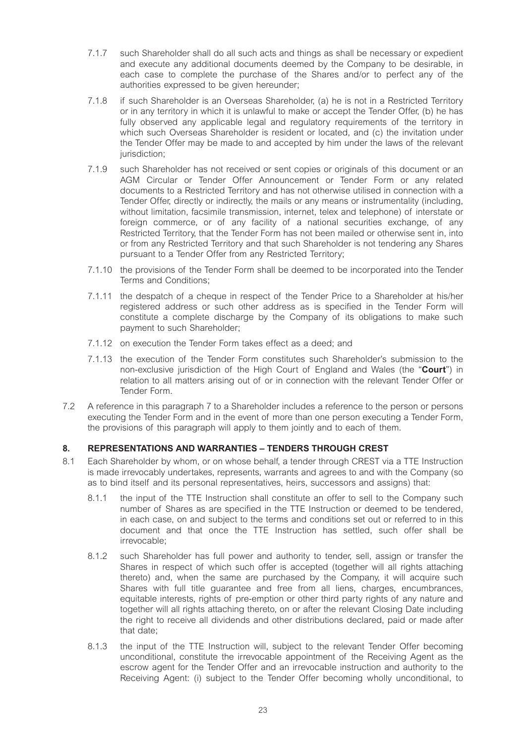7.1.7 such Shareholder shall do all such acts and things as shall be necessary or expedient and execute any additional documents deemed by the Company to be desirable, in each case to complete the purchase of the Shares and/or to perfect any of the authorities expressed to be given hereunder;

7.1.8 if such Shareholder is an Overseas Shareholder, (a) he is not in a Restricted Territory or in any territory in which it is unlawful to make or accept the Tender Offer, (b) he has fully observed any applicable legal and regulatory requirements of the territory in which such Overseas Shareholder is resident or located, and (c) the invitation under the Tender Offer may be made to and accepted by him under the laws of the relevant jurisdiction;

7.1.9 such Shareholder has not received or sent copies or originals of this document or an AGM Circular or Tender Offer Announcement or Tender Form or any related documents to a Restricted Territory and has not otherwise utilised in connection with a Tender Offer, directly or indirectly, the mails or any means or instrumentality (including, without limitation, facsimile transmission, internet, telex and telephone) of interstate or foreign commerce, or of any facility of a national securities exchange, of any Restricted Territory, that the Tender Form has not been mailed or otherwise sent in, into or from any Restricted Territory and that such Shareholder is not tendering any Shares pursuant to a Tender Offer from any Restricted Territory;

7.1.10 the provisions of the Tender Form shall be deemed to be incorporated into the Tender Terms and Conditions;

7.1.11 the despatch of a cheque in respect of the Tender Price to a Shareholder at his/her registered address or such other address as is specified in the Tender Form will constitute a complete discharge by the Company of its obligations to make such payment to such Shareholder;

7.1.12 on execution the Tender Form takes effect as a deed; and

7.1.13 the execution of the Tender Form constitutes such Shareholder's submission to the non-exclusive jurisdiction of the High Court of England and Wales (the "**Court**") in relation to all matters arising out of or in connection with the relevant Tender Offer or Tender Form.

7.2 A reference in this paragraph 7 to a Shareholder includes a reference to the person or persons executing the Tender Form and in the event of more than one person executing a Tender Form, the provisions of this paragraph will apply to them jointly and to each of them.

## 8. REPRESENTATIONS AND WARRANTIES – TENDERS THROUGH CREST

8.1 Each Shareholder by whom, or on whose behalf, a tender through CREST via a TTE Instruction is made irrevocably undertakes, represents, warrants and agrees to and with the Company (so as to bind itself and its personal representatives, heirs, successors and assigns) that:

8.1.1 the input of the TTE Instruction shall constitute an offer to sell to the Company such number of Shares as are specified in the TTE Instruction or deemed to be tendered, in each case, on and subject to the terms and conditions set out or referred to in this document and that once the TTE Instruction has settled, such offer shall be irrevocable;

8.1.2 such Shareholder has full power and authority to tender, sell, assign or transfer the Shares in respect of which such offer is accepted (together will all rights attaching thereto) and, when the same are purchased by the Company, it will acquire such Shares with full title guarantee and free from all liens, charges, encumbrances, equitable interests, rights of pre-emption or other third party rights of any nature and together will all rights attaching thereto, on or after the relevant Closing Date including the right to receive all dividends and other distributions declared, paid or made after that date;

8.1.3 the input of the TTE Instruction will, subject to the relevant Tender Offer becoming unconditional, constitute the irrevocable appointment of the Receiving Agent as the escrow agent for the Tender Offer and an irrevocable instruction and authority to the Receiving Agent: (i) subject to the Tender Offer becoming wholly unconditional, to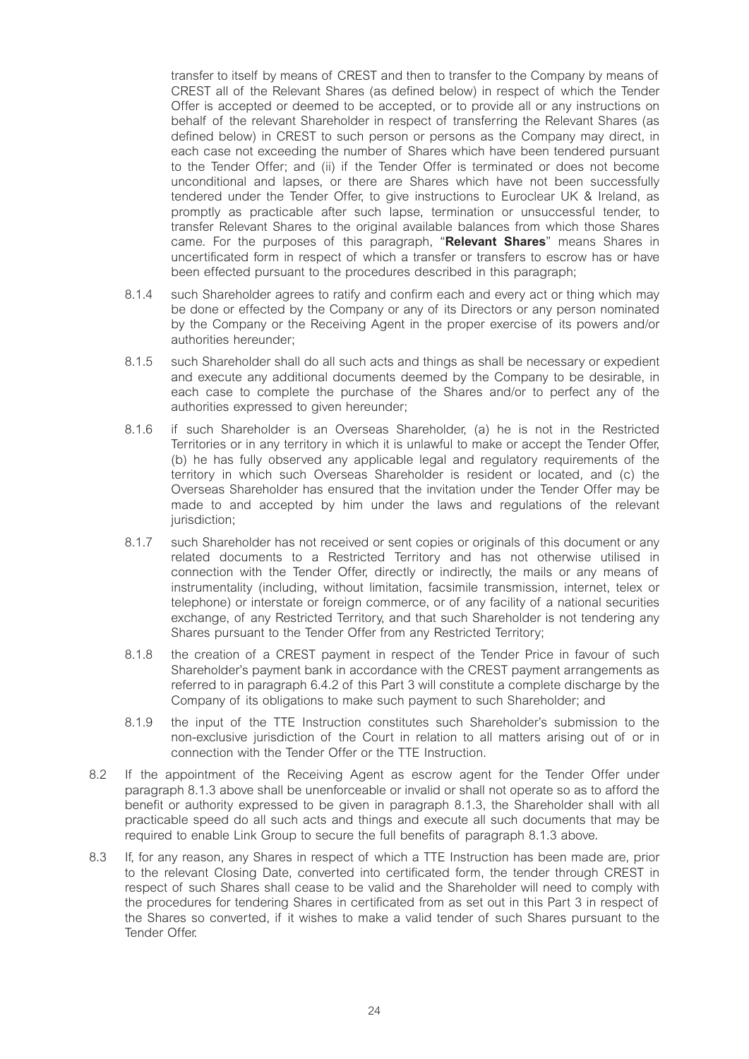transfer to itself by means of CREST and then to transfer to the Company by means of CREST all of the Relevant Shares (as defined below) in respect of which the Tender Offer is accepted or deemed to be accepted, or to provide all or any instructions on behalf of the relevant Shareholder in respect of transferring the Relevant Shares (as defined below) in CREST to such person or persons as the Company may direct, in each case not exceeding the number of Shares which have been tendered pursuant to the Tender Offer; and (ii) if the Tender Offer is terminated or does not become unconditional and lapses, or there are Shares which have not been successfully tendered under the Tender Offer, to give instructions to Euroclear UK & Ireland, as promptly as practicable after such lapse, termination or unsuccessful tender, to transfer Relevant Shares to the original available balances from which those Shares came. For the purposes of this paragraph, "**Relevant Shares**" means Shares in uncertificated form in respect of which a transfer or transfers to escrow has or have been effected pursuant to the procedures described in this paragraph;

8.1.4 such Shareholder agrees to ratify and confirm each and every act or thing which may be done or effected by the Company or any of its Directors or any person nominated by the Company or the Receiving Agent in the proper exercise of its powers and/or authorities hereunder;

8.1.5 such Shareholder shall do all such acts and things as shall be necessary or expedient and execute any additional documents deemed by the Company to be desirable, in each case to complete the purchase of the Shares and/or to perfect any of the authorities expressed to given hereunder;

8.1.6 if such Shareholder is an Overseas Shareholder, (a) he is not in the Restricted Territories or in any territory in which it is unlawful to make or accept the Tender Offer, (b) he has fully observed any applicable legal and regulatory requirements of the territory in which such Overseas Shareholder is resident or located, and (c) the Overseas Shareholder has ensured that the invitation under the Tender Offer may be made to and accepted by him under the laws and regulations of the relevant jurisdiction;

8.1.7 such Shareholder has not received or sent copies or originals of this document or any related documents to a Restricted Territory and has not otherwise utilised in connection with the Tender Offer, directly or indirectly, the mails or any means of instrumentality (including, without limitation, facsimile transmission, internet, telex or telephone) or interstate or foreign commerce, or of any facility of a national securities exchange, of any Restricted Territory, and that such Shareholder is not tendering any Shares pursuant to the Tender Offer from any Restricted Territory;

8.1.8 the creation of a CREST payment in respect of the Tender Price in favour of such Shareholder's payment bank in accordance with the CREST payment arrangements as referred to in paragraph 6.4.2 of this Part 3 will constitute a complete discharge by the Company of its obligations to make such payment to such Shareholder; and

8.1.9 the input of the TTE Instruction constitutes such Shareholder's submission to the non-exclusive jurisdiction of the Court in relation to all matters arising out of or in connection with the Tender Offer or the TTE Instruction.

8.2 If the appointment of the Receiving Agent as escrow agent for the Tender Offer under paragraph 8.1.3 above shall be unenforceable or invalid or shall not operate so as to afford the benefit or authority expressed to be given in paragraph 8.1.3, the Shareholder shall with all practicable speed do all such acts and things and execute all such documents that may be required to enable Link Group to secure the full benefits of paragraph 8.1.3 above.

8.3 If, for any reason, any Shares in respect of which a TTE Instruction has been made are, prior to the relevant Closing Date, converted into certificated form, the tender through CREST in respect of such Shares shall cease to be valid and the Shareholder will need to comply with the procedures for tendering Shares in certificated from as set out in this Part 3 in respect of the Shares so converted, if it wishes to make a valid tender of such Shares pursuant to the Tender Offer.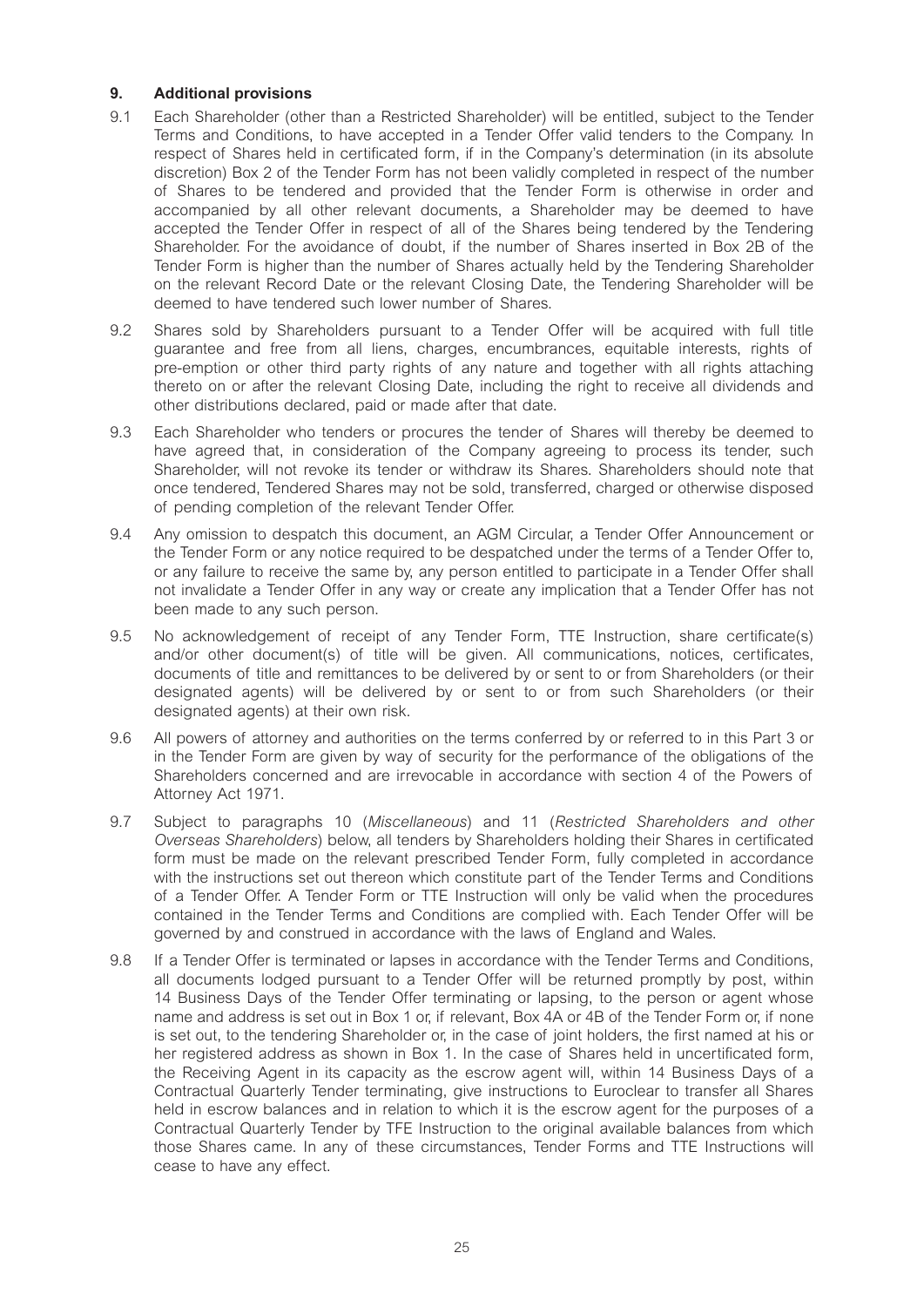## 9. Additional provisions

9.1 Each Shareholder (other than a Restricted Shareholder) will be entitled, subject to the Tender Terms and Conditions, to have accepted in a Tender Offer valid tenders to the Company. In respect of Shares held in certificated form, if in the Company's determination (in its absolute discretion) Box 2 of the Tender Form has not been validly completed in respect of the number of Shares to be tendered and provided that the Tender Form is otherwise in order and accompanied by all other relevant documents, a Shareholder may be deemed to have accepted the Tender Offer in respect of all of the Shares being tendered by the Tendering Shareholder. For the avoidance of doubt, if the number of Shares inserted in Box 2B of the Tender Form is higher than the number of Shares actually held by the Tendering Shareholder on the relevant Record Date or the relevant Closing Date, the Tendering Shareholder will be deemed to have tendered such lower number of Shares.

9.2 Shares sold by Shareholders pursuant to a Tender Offer will be acquired with full title guarantee and free from all liens, charges, encumbrances, equitable interests, rights of pre-emption or other third party rights of any nature and together with all rights attaching thereto on or after the relevant Closing Date, including the right to receive all dividends and other distributions declared, paid or made after that date.

9.3 Each Shareholder who tenders or procures the tender of Shares will thereby be deemed to have agreed that, in consideration of the Company agreeing to process its tender, such Shareholder, will not revoke its tender or withdraw its Shares. Shareholders should note that once tendered, Tendered Shares may not be sold, transferred, charged or otherwise disposed of pending completion of the relevant Tender Offer.

9.4 Any omission to despatch this document, an AGM Circular, a Tender Offer Announcement or the Tender Form or any notice required to be despatched under the terms of a Tender Offer to, or any failure to receive the same by, any person entitled to participate in a Tender Offer shall not invalidate a Tender Offer in any way or create any implication that a Tender Offer has not been made to any such person.

9.5 No acknowledgement of receipt of any Tender Form, TTE Instruction, share certificate(s) and/or other document(s) of title will be given. All communications, notices, certificates, documents of title and remittances to be delivered by or sent to or from Shareholders (or their designated agents) will be delivered by or sent to or from such Shareholders (or their designated agents) at their own risk.

9.6 All powers of attorney and authorities on the terms conferred by or referred to in this Part 3 or in the Tender Form are given by way of security for the performance of the obligations of the Shareholders concerned and are irrevocable in accordance with section 4 of the Powers of Attorney Act 1971.

9.7 Subject to paragraphs 10 (*Miscellaneous*) and 11 (*Restricted Shareholders and other Overseas Shareholders*) below, all tenders by Shareholders holding their Shares in certificated form must be made on the relevant prescribed Tender Form, fully completed in accordance with the instructions set out thereon which constitute part of the Tender Terms and Conditions of a Tender Offer. A Tender Form or TTE Instruction will only be valid when the procedures contained in the Tender Terms and Conditions are complied with. Each Tender Offer will be governed by and construed in accordance with the laws of England and Wales.

9.8 If a Tender Offer is terminated or lapses in accordance with the Tender Terms and Conditions, all documents lodged pursuant to a Tender Offer will be returned promptly by post, within 14 Business Days of the Tender Offer terminating or lapsing, to the person or agent whose name and address is set out in Box 1 or, if relevant, Box 4A or 4B of the Tender Form or, if none is set out, to the tendering Shareholder or, in the case of joint holders, the first named at his or her registered address as shown in Box 1. In the case of Shares held in uncertificated form, the Receiving Agent in its capacity as the escrow agent will, within 14 Business Days of a Contractual Quarterly Tender terminating, give instructions to Euroclear to transfer all Shares held in escrow balances and in relation to which it is the escrow agent for the purposes of a Contractual Quarterly Tender by TFE Instruction to the original available balances from which those Shares came. In any of these circumstances, Tender Forms and TTE Instructions will cease to have any effect.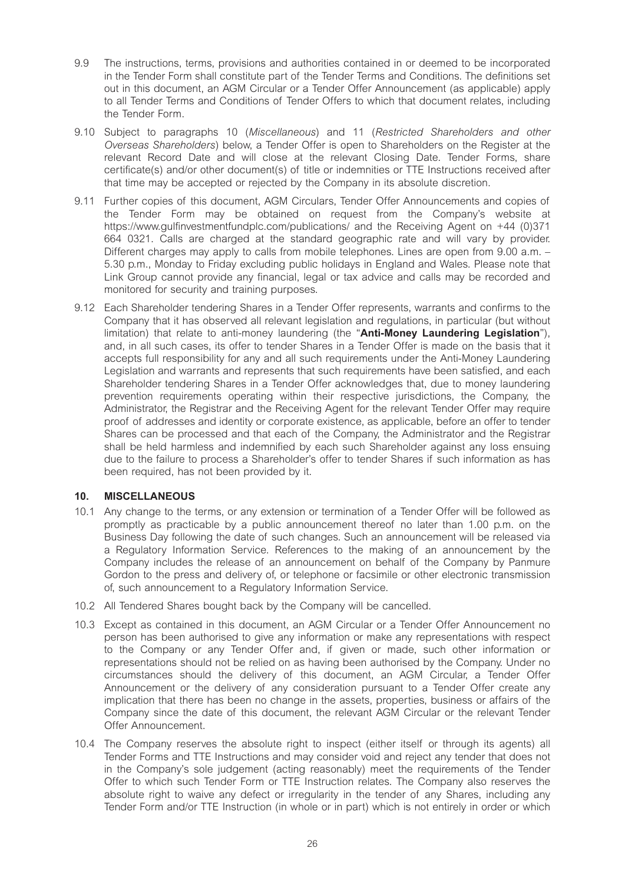9.9 The instructions, terms, provisions and authorities contained in or deemed to be incorporated in the Tender Form shall constitute part of the Tender Terms and Conditions. The definitions set out in this document, an AGM Circular or a Tender Offer Announcement (as applicable) apply to all Tender Terms and Conditions of Tender Offers to which that document relates, including the Tender Form.

9.10 Subject to paragraphs 10 (*Miscellaneous*) and 11 (*Restricted Shareholders and other Overseas Shareholders*) below, a Tender Offer is open to Shareholders on the Register at the relevant Record Date and will close at the relevant Closing Date. Tender Forms, share certificate(s) and/or other document(s) of title or indemnities or TTE Instructions received after that time may be accepted or rejected by the Company in its absolute discretion.

9.11 Further copies of this document, AGM Circulars, Tender Offer Announcements and copies of the Tender Form may be obtained on request from the Company's website at https://www.gulfinvestmentfundplc.com/publications/ and the Receiving Agent on +44 (0)371 664 0321. Calls are charged at the standard geographic rate and will vary by provider. Different charges may apply to calls from mobile telephones. Lines are open from 9.00 a.m. – 5.30 p.m., Monday to Friday excluding public holidays in England and Wales. Please note that Link Group cannot provide any financial, legal or tax advice and calls may be recorded and monitored for security and training purposes.

9.12 Each Shareholder tendering Shares in a Tender Offer represents, warrants and confirms to the Company that it has observed all relevant legislation and regulations, in particular (but without limitation) that relate to anti-money laundering (the "**Anti-Money Laundering Legislation**"), and, in all such cases, its offer to tender Shares in a Tender Offer is made on the basis that it accepts full responsibility for any and all such requirements under the Anti-Money Laundering Legislation and warrants and represents that such requirements have been satisfied, and each Shareholder tendering Shares in a Tender Offer acknowledges that, due to money laundering prevention requirements operating within their respective jurisdictions, the Company, the Administrator, the Registrar and the Receiving Agent for the relevant Tender Offer may require proof of addresses and identity or corporate existence, as applicable, before an offer to tender Shares can be processed and that each of the Company, the Administrator and the Registrar shall be held harmless and indemnified by each such Shareholder against any loss ensuing due to the failure to process a Shareholder's offer to tender Shares if such information as has been required, has not been provided by it.

## 10. MISCELLANEOUS

10.1 Any change to the terms, or any extension or termination of a Tender Offer will be followed as promptly as practicable by a public announcement thereof no later than 1.00 p.m. on the Business Day following the date of such changes. Such an announcement will be released via a Regulatory Information Service. References to the making of an announcement by the Company includes the release of an announcement on behalf of the Company by Panmure Gordon to the press and delivery of, or telephone or facsimile or other electronic transmission of, such announcement to a Regulatory Information Service.

10.2 All Tendered Shares bought back by the Company will be cancelled.

10.3 Except as contained in this document, an AGM Circular or a Tender Offer Announcement no person has been authorised to give any information or make any representations with respect to the Company or any Tender Offer and, if given or made, such other information or representations should not be relied on as having been authorised by the Company. Under no circumstances should the delivery of this document, an AGM Circular, a Tender Offer Announcement or the delivery of any consideration pursuant to a Tender Offer create any implication that there has been no change in the assets, properties, business or affairs of the Company since the date of this document, the relevant AGM Circular or the relevant Tender Offer Announcement.

10.4 The Company reserves the absolute right to inspect (either itself or through its agents) all Tender Forms and TTE Instructions and may consider void and reject any tender that does not in the Company's sole judgement (acting reasonably) meet the requirements of the Tender Offer to which such Tender Form or TTE Instruction relates. The Company also reserves the absolute right to waive any defect or irregularity in the tender of any Shares, including any Tender Form and/or TTE Instruction (in whole or in part) which is not entirely in order or which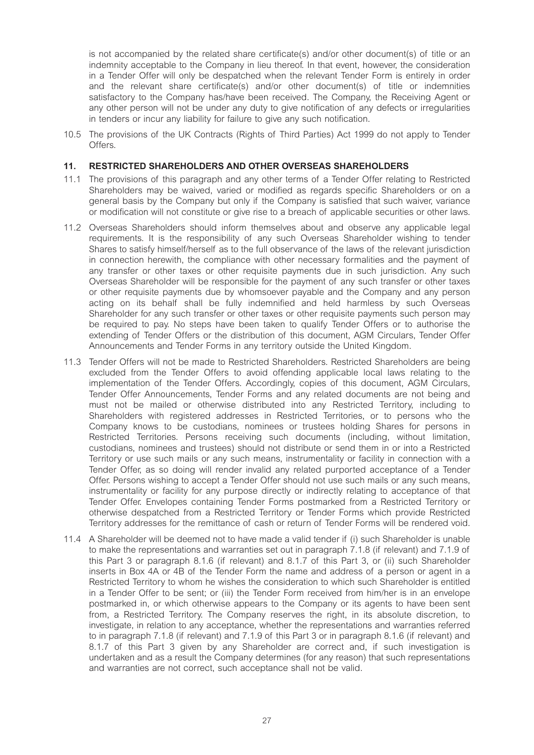is not accompanied by the related share certificate(s) and/or other document(s) of title or an indemnity acceptable to the Company in lieu thereof. In that event, however, the consideration in a Tender Offer will only be despatched when the relevant Tender Form is entirely in order and the relevant share certificate(s) and/or other document(s) of title or indemnities satisfactory to the Company has/have been received. The Company, the Receiving Agent or any other person will not be under any duty to give notification of any defects or irregularities in tenders or incur any liability for failure to give any such notification.

10.5 The provisions of the UK Contracts (Rights of Third Parties) Act 1999 do not apply to Tender Offers.

## 11. RESTRICTED SHAREHOLDERS AND OTHER OVERSEAS SHAREHOLDERS

11.1 The provisions of this paragraph and any other terms of a Tender Offer relating to Restricted Shareholders may be waived, varied or modified as regards specific Shareholders or on a general basis by the Company but only if the Company is satisfied that such waiver, variance or modification will not constitute or give rise to a breach of applicable securities or other laws.

11.2 Overseas Shareholders should inform themselves about and observe any applicable legal requirements. It is the responsibility of any such Overseas Shareholder wishing to tender Shares to satisfy himself/herself as to the full observance of the laws of the relevant jurisdiction in connection herewith, the compliance with other necessary formalities and the payment of any transfer or other taxes or other requisite payments due in such jurisdiction. Any such Overseas Shareholder will be responsible for the payment of any such transfer or other taxes or other requisite payments due by whomsoever payable and the Company and any person acting on its behalf shall be fully indemnified and held harmless by such Overseas Shareholder for any such transfer or other taxes or other requisite payments such person may be required to pay. No steps have been taken to qualify Tender Offers or to authorise the extending of Tender Offers or the distribution of this document, AGM Circulars, Tender Offer Announcements and Tender Forms in any territory outside the United Kingdom.

11.3 Tender Offers will not be made to Restricted Shareholders. Restricted Shareholders are being excluded from the Tender Offers to avoid offending applicable local laws relating to the implementation of the Tender Offers. Accordingly, copies of this document, AGM Circulars, Tender Offer Announcements, Tender Forms and any related documents are not being and must not be mailed or otherwise distributed into any Restricted Territory, including to Shareholders with registered addresses in Restricted Territories, or to persons who the Company knows to be custodians, nominees or trustees holding Shares for persons in Restricted Territories. Persons receiving such documents (including, without limitation, custodians, nominees and trustees) should not distribute or send them in or into a Restricted Territory or use such mails or any such means, instrumentality or facility in connection with a Tender Offer, as so doing will render invalid any related purported acceptance of a Tender Offer. Persons wishing to accept a Tender Offer should not use such mails or any such means, instrumentality or facility for any purpose directly or indirectly relating to acceptance of that Tender Offer. Envelopes containing Tender Forms postmarked from a Restricted Territory or otherwise despatched from a Restricted Territory or Tender Forms which provide Restricted Territory addresses for the remittance of cash or return of Tender Forms will be rendered void.

11.4 A Shareholder will be deemed not to have made a valid tender if (i) such Shareholder is unable to make the representations and warranties set out in paragraph 7.1.8 (if relevant) and 7.1.9 of this Part 3 or paragraph 8.1.6 (if relevant) and 8.1.7 of this Part 3, or (ii) such Shareholder inserts in Box 4A or 4B of the Tender Form the name and address of a person or agent in a Restricted Territory to whom he wishes the consideration to which such Shareholder is entitled in a Tender Offer to be sent; or (iii) the Tender Form received from him/her is in an envelope postmarked in, or which otherwise appears to the Company or its agents to have been sent from, a Restricted Territory. The Company reserves the right, in its absolute discretion, to investigate, in relation to any acceptance, whether the representations and warranties referred to in paragraph 7.1.8 (if relevant) and 7.1.9 of this Part 3 or in paragraph 8.1.6 (if relevant) and 8.1.7 of this Part 3 given by any Shareholder are correct and, if such investigation is undertaken and as a result the Company determines (for any reason) that such representations and warranties are not correct, such acceptance shall not be valid.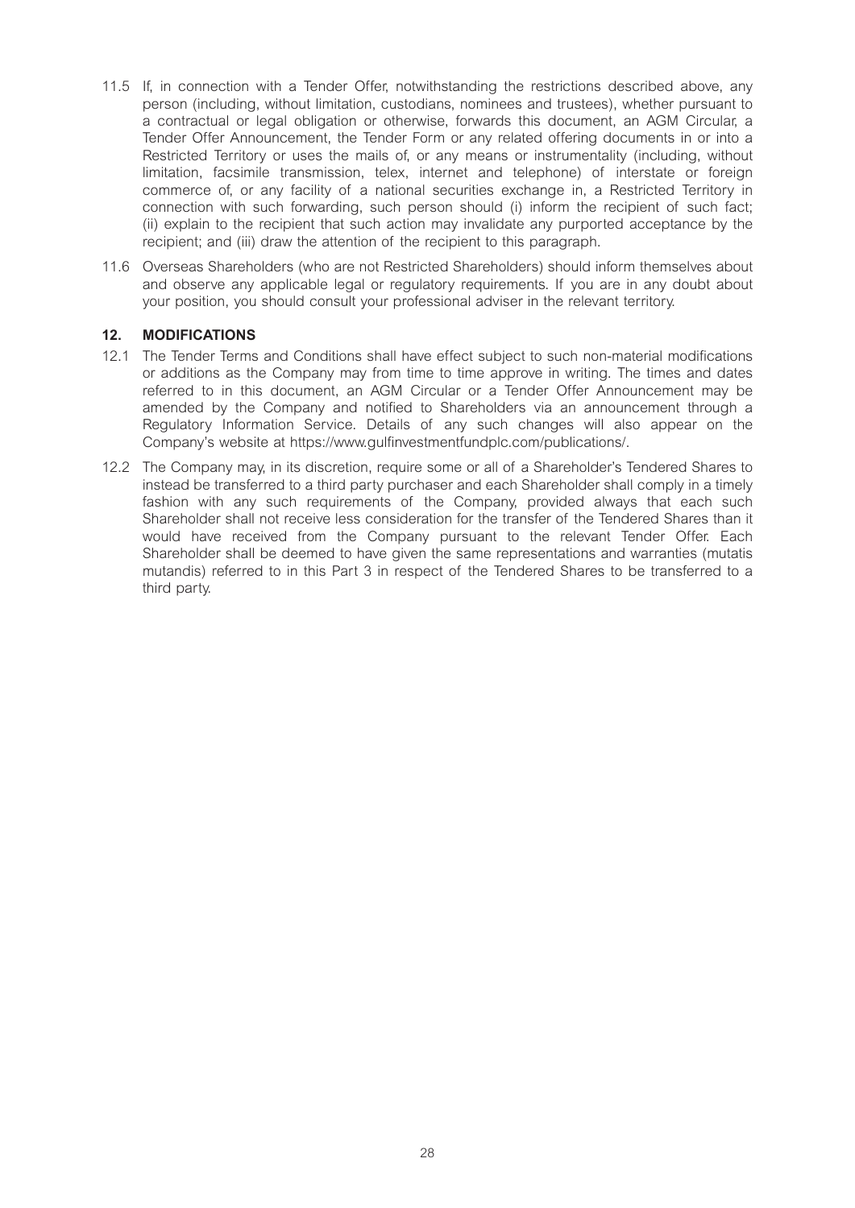11.5 If, in connection with a Tender Offer, notwithstanding the restrictions described above, any person (including, without limitation, custodians, nominees and trustees), whether pursuant to a contractual or legal obligation or otherwise, forwards this document, an AGM Circular, a Tender Offer Announcement, the Tender Form or any related offering documents in or into a Restricted Territory or uses the mails of, or any means or instrumentality (including, without limitation, facsimile transmission, telex, internet and telephone) of interstate or foreign commerce of, or any facility of a national securities exchange in, a Restricted Territory in connection with such forwarding, such person should (i) inform the recipient of such fact; (ii) explain to the recipient that such action may invalidate any purported acceptance by the recipient; and (iii) draw the attention of the recipient to this paragraph.

11.6 Overseas Shareholders (who are not Restricted Shareholders) should inform themselves about and observe any applicable legal or regulatory requirements. If you are in any doubt about your position, you should consult your professional adviser in the relevant territory.

## 12. MODIFICATIONS

12.1 The Tender Terms and Conditions shall have effect subject to such non-material modifications or additions as the Company may from time to time approve in writing. The times and dates referred to in this document, an AGM Circular or a Tender Offer Announcement may be amended by the Company and notified to Shareholders via an announcement through a Regulatory Information Service. Details of any such changes will also appear on the Company's website at https://www.gulfinvestmentfundplc.com/publications/.

12.2 The Company may, in its discretion, require some or all of a Shareholder's Tendered Shares to instead be transferred to a third party purchaser and each Shareholder shall comply in a timely fashion with any such requirements of the Company, provided always that each such Shareholder shall not receive less consideration for the transfer of the Tendered Shares than it would have received from the Company pursuant to the relevant Tender Offer. Each Shareholder shall be deemed to have given the same representations and warranties (mutatis mutandis) referred to in this Part 3 in respect of the Tendered Shares to be transferred to a third party.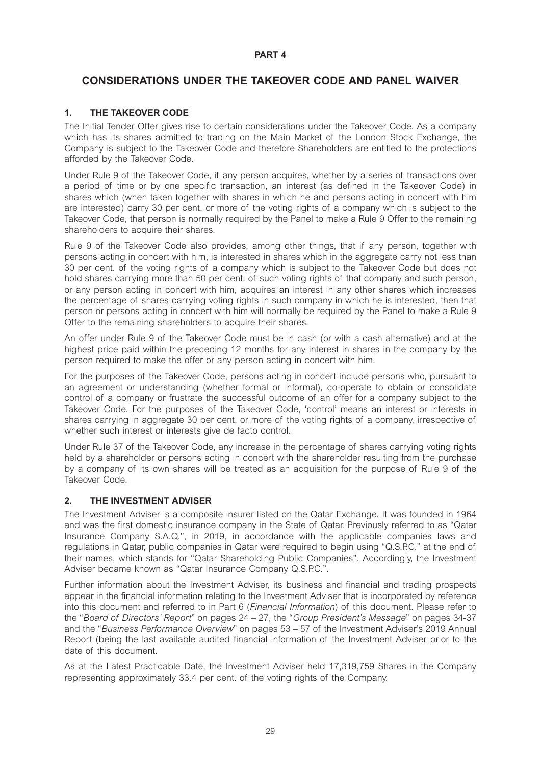# PART 4

## CONSIDERATIONS UNDER THE TAKEOVER CODE AND PANEL WAIVER

### 1. THE TAKEOVER CODE

The Initial Tender Offer gives rise to certain considerations under the Takeover Code. As a company which has its shares admitted to trading on the Main Market of the London Stock Exchange, the Company is subject to the Takeover Code and therefore Shareholders are entitled to the protections afforded by the Takeover Code.

Under Rule 9 of the Takeover Code, if any person acquires, whether by a series of transactions over a period of time or by one specific transaction, an interest (as defined in the Takeover Code) in shares which (when taken together with shares in which he and persons acting in concert with him are interested) carry 30 per cent. or more of the voting rights of a company which is subject to the Takeover Code, that person is normally required by the Panel to make a Rule 9 Offer to the remaining shareholders to acquire their shares.

Rule 9 of the Takeover Code also provides, among other things, that if any person, together with persons acting in concert with him, is interested in shares which in the aggregate carry not less than 30 per cent. of the voting rights of a company which is subject to the Takeover Code but does not hold shares carrying more than 50 per cent. of such voting rights of that company and such person, or any person acting in concert with him, acquires an interest in any other shares which increases the percentage of shares carrying voting rights in such company in which he is interested, then that person or persons acting in concert with him will normally be required by the Panel to make a Rule 9 Offer to the remaining shareholders to acquire their shares.

An offer under Rule 9 of the Takeover Code must be in cash (or with a cash alternative) and at the highest price paid within the preceding 12 months for any interest in shares in the company by the person required to make the offer or any person acting in concert with him.

For the purposes of the Takeover Code, persons acting in concert include persons who, pursuant to an agreement or understanding (whether formal or informal), co-operate to obtain or consolidate control of a company or frustrate the successful outcome of an offer for a company subject to the Takeover Code. For the purposes of the Takeover Code, 'control' means an interest or interests in shares carrying in aggregate 30 per cent. or more of the voting rights of a company, irrespective of whether such interest or interests give de facto control.

Under Rule 37 of the Takeover Code, any increase in the percentage of shares carrying voting rights held by a shareholder or persons acting in concert with the shareholder resulting from the purchase by a company of its own shares will be treated as an acquisition for the purpose of Rule 9 of the Takeover Code.

### 2. THE INVESTMENT ADVISER

The Investment Adviser is a composite insurer listed on the Qatar Exchange. It was founded in 1964 and was the first domestic insurance company in the State of Qatar. Previously referred to as "Qatar Insurance Company S.A.Q.", in 2019, in accordance with the applicable companies laws and regulations in Qatar, public companies in Qatar were required to begin using "Q.S.P.C." at the end of their names, which stands for "Qatar Shareholding Public Companies". Accordingly, the Investment Adviser became known as "Qatar Insurance Company Q.S.P.C.".

Further information about the Investment Adviser, its business and financial and trading prospects appear in the financial information relating to the Investment Adviser that is incorporated by reference into this document and referred to in Part 6 (*Financial Information*) of this document. Please refer to the "*Board of Directors' Report*" on pages 24 – 27, the "*Group President's Message*" on pages 34-37 and the "*Business Performance Overview*" on pages 53 – 57 of the Investment Adviser's 2019 Annual Report (being the last available audited financial information of the Investment Adviser prior to the date of this document.

As at the Latest Practicable Date, the Investment Adviser held 17,319,759 Shares in the Company representing approximately 33.4 per cent. of the voting rights of the Company.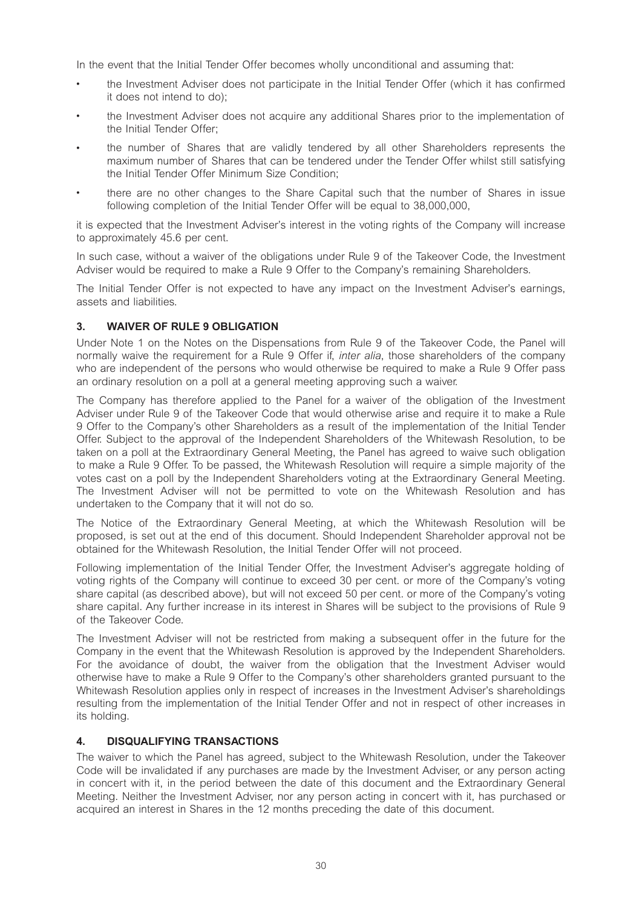In the event that the Initial Tender Offer becomes wholly unconditional and assuming that:

- the Investment Adviser does not participate in the Initial Tender Offer (which it has confirmed it does not intend to do);
- the Investment Adviser does not acquire any additional Shares prior to the implementation of the Initial Tender Offer;
- the number of Shares that are validly tendered by all other Shareholders represents the maximum number of Shares that can be tendered under the Tender Offer whilst still satisfying the Initial Tender Offer Minimum Size Condition;
- there are no other changes to the Share Capital such that the number of Shares in issue following completion of the Initial Tender Offer will be equal to 38,000,000,

it is expected that the Investment Adviser's interest in the voting rights of the Company will increase to approximately 45.6 per cent.

In such case, without a waiver of the obligations under Rule 9 of the Takeover Code, the Investment Adviser would be required to make a Rule 9 Offer to the Company's remaining Shareholders.

The Initial Tender Offer is not expected to have any impact on the Investment Adviser's earnings, assets and liabilities.

## 3. WAIVER OF RULE 9 OBLIGATION

Under Note 1 on the Notes on the Dispensations from Rule 9 of the Takeover Code, the Panel will normally waive the requirement for a Rule 9 Offer if, *inter alia*, those shareholders of the company who are independent of the persons who would otherwise be required to make a Rule 9 Offer pass an ordinary resolution on a poll at a general meeting approving such a waiver.

The Company has therefore applied to the Panel for a waiver of the obligation of the Investment Adviser under Rule 9 of the Takeover Code that would otherwise arise and require it to make a Rule 9 Offer to the Company's other Shareholders as a result of the implementation of the Initial Tender Offer. Subject to the approval of the Independent Shareholders of the Whitewash Resolution, to be taken on a poll at the Extraordinary General Meeting, the Panel has agreed to waive such obligation to make a Rule 9 Offer. To be passed, the Whitewash Resolution will require a simple majority of the votes cast on a poll by the Independent Shareholders voting at the Extraordinary General Meeting. The Investment Adviser will not be permitted to vote on the Whitewash Resolution and has undertaken to the Company that it will not do so.

The Notice of the Extraordinary General Meeting, at which the Whitewash Resolution will be proposed, is set out at the end of this document. Should Independent Shareholder approval not be obtained for the Whitewash Resolution, the Initial Tender Offer will not proceed.

Following implementation of the Initial Tender Offer, the Investment Adviser's aggregate holding of voting rights of the Company will continue to exceed 30 per cent. or more of the Company's voting share capital (as described above), but will not exceed 50 per cent. or more of the Company's voting share capital. Any further increase in its interest in Shares will be subject to the provisions of Rule 9 of the Takeover Code.

The Investment Adviser will not be restricted from making a subsequent offer in the future for the Company in the event that the Whitewash Resolution is approved by the Independent Shareholders. For the avoidance of doubt, the waiver from the obligation that the Investment Adviser would otherwise have to make a Rule 9 Offer to the Company's other shareholders granted pursuant to the Whitewash Resolution applies only in respect of increases in the Investment Adviser's shareholdings resulting from the implementation of the Initial Tender Offer and not in respect of other increases in its holding.

## 4. DISQUALIFYING TRANSACTIONS

The waiver to which the Panel has agreed, subject to the Whitewash Resolution, under the Takeover Code will be invalidated if any purchases are made by the Investment Adviser, or any person acting in concert with it, in the period between the date of this document and the Extraordinary General Meeting. Neither the Investment Adviser, nor any person acting in concert with it, has purchased or acquired an interest in Shares in the 12 months preceding the date of this document.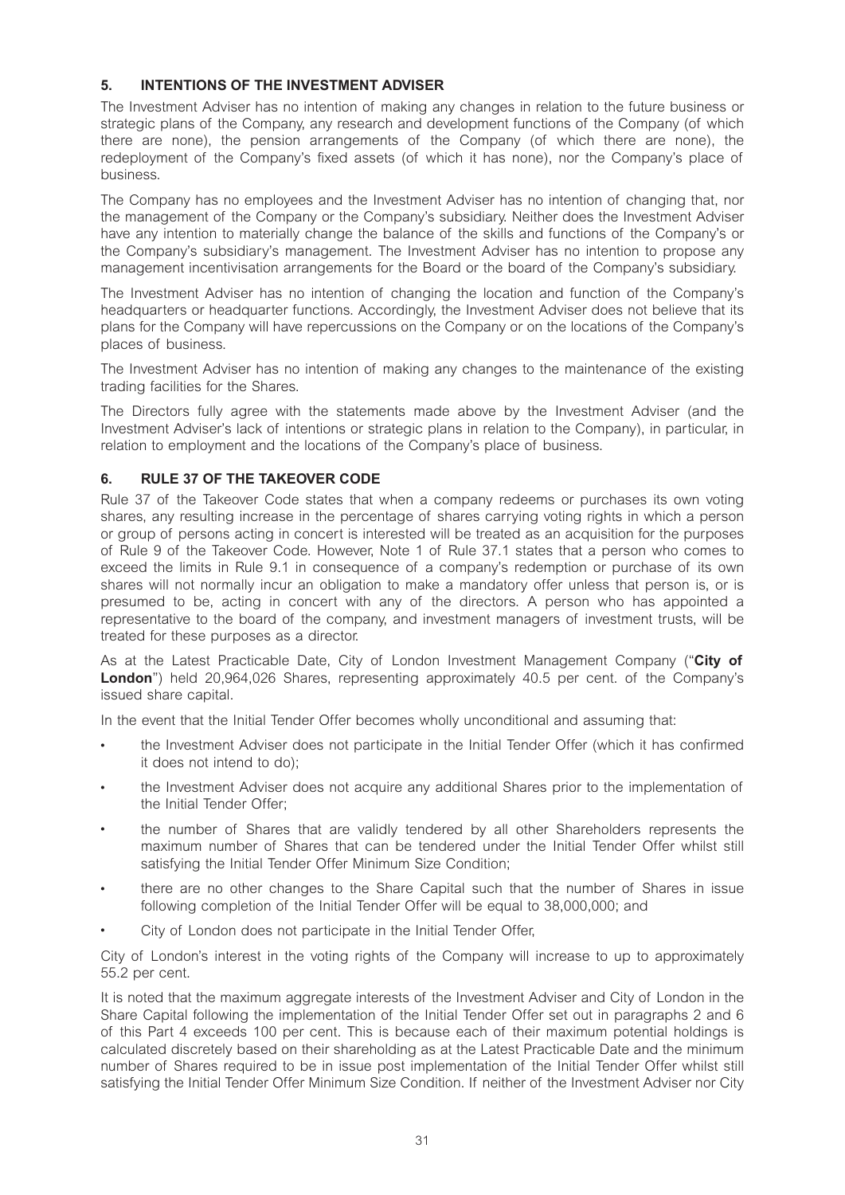## 5. INTENTIONS OF THE INVESTMENT ADVISER

The Investment Adviser has no intention of making any changes in relation to the future business or strategic plans of the Company, any research and development functions of the Company (of which there are none), the pension arrangements of the Company (of which there are none), the redeployment of the Company's fixed assets (of which it has none), nor the Company's place of business.

The Company has no employees and the Investment Adviser has no intention of changing that, nor the management of the Company or the Company's subsidiary. Neither does the Investment Adviser have any intention to materially change the balance of the skills and functions of the Company's or the Company's subsidiary's management. The Investment Adviser has no intention to propose any management incentivisation arrangements for the Board or the board of the Company's subsidiary.

The Investment Adviser has no intention of changing the location and function of the Company's headquarters or headquarter functions. Accordingly, the Investment Adviser does not believe that its plans for the Company will have repercussions on the Company or on the locations of the Company's places of business.

The Investment Adviser has no intention of making any changes to the maintenance of the existing trading facilities for the Shares.

The Directors fully agree with the statements made above by the Investment Adviser (and the Investment Adviser's lack of intentions or strategic plans in relation to the Company), in particular, in relation to employment and the locations of the Company's place of business.

## 6. RULE 37 OF THE TAKEOVER CODE

Rule 37 of the Takeover Code states that when a company redeems or purchases its own voting shares, any resulting increase in the percentage of shares carrying voting rights in which a person or group of persons acting in concert is interested will be treated as an acquisition for the purposes of Rule 9 of the Takeover Code. However, Note 1 of Rule 37.1 states that a person who comes to exceed the limits in Rule 9.1 in consequence of a company's redemption or purchase of its own shares will not normally incur an obligation to make a mandatory offer unless that person is, or is presumed to be, acting in concert with any of the directors. A person who has appointed a representative to the board of the company, and investment managers of investment trusts, will be treated for these purposes as a director.

As at the Latest Practicable Date, City of London Investment Management Company ("**City of London**") held 20,964,026 Shares, representing approximately 40.5 per cent. of the Company's issued share capital.

In the event that the Initial Tender Offer becomes wholly unconditional and assuming that:

- the Investment Adviser does not participate in the Initial Tender Offer (which it has confirmed it does not intend to do);
- the Investment Adviser does not acquire any additional Shares prior to the implementation of the Initial Tender Offer;
- the number of Shares that are validly tendered by all other Shareholders represents the maximum number of Shares that can be tendered under the Initial Tender Offer whilst still satisfying the Initial Tender Offer Minimum Size Condition;
- there are no other changes to the Share Capital such that the number of Shares in issue following completion of the Initial Tender Offer will be equal to 38,000,000; and
- City of London does not participate in the Initial Tender Offer,

City of London's interest in the voting rights of the Company will increase to up to approximately 55.2 per cent.

It is noted that the maximum aggregate interests of the Investment Adviser and City of London in the Share Capital following the implementation of the Initial Tender Offer set out in paragraphs 2 and 6 of this Part 4 exceeds 100 per cent. This is because each of their maximum potential holdings is calculated discretely based on their shareholding as at the Latest Practicable Date and the minimum number of Shares required to be in issue post implementation of the Initial Tender Offer whilst still satisfying the Initial Tender Offer Minimum Size Condition. If neither of the Investment Adviser nor City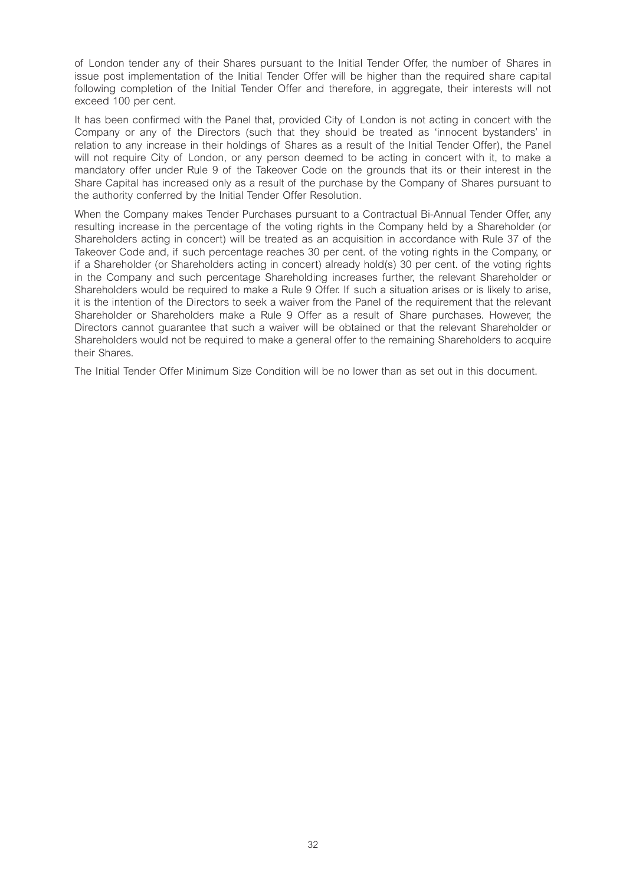of London tender any of their Shares pursuant to the Initial Tender Offer, the number of Shares in issue post implementation of the Initial Tender Offer will be higher than the required share capital following completion of the Initial Tender Offer and therefore, in aggregate, their interests will not exceed 100 per cent.

It has been confirmed with the Panel that, provided City of London is not acting in concert with the Company or any of the Directors (such that they should be treated as 'innocent bystanders' in relation to any increase in their holdings of Shares as a result of the Initial Tender Offer), the Panel will not require City of London, or any person deemed to be acting in concert with it, to make a mandatory offer under Rule 9 of the Takeover Code on the grounds that its or their interest in the Share Capital has increased only as a result of the purchase by the Company of Shares pursuant to the authority conferred by the Initial Tender Offer Resolution.

When the Company makes Tender Purchases pursuant to a Contractual Bi-Annual Tender Offer, any resulting increase in the percentage of the voting rights in the Company held by a Shareholder (or Shareholders acting in concert) will be treated as an acquisition in accordance with Rule 37 of the Takeover Code and, if such percentage reaches 30 per cent. of the voting rights in the Company, or if a Shareholder (or Shareholders acting in concert) already hold(s) 30 per cent. of the voting rights in the Company and such percentage Shareholding increases further, the relevant Shareholder or Shareholders would be required to make a Rule 9 Offer. If such a situation arises or is likely to arise, it is the intention of the Directors to seek a waiver from the Panel of the requirement that the relevant Shareholder or Shareholders make a Rule 9 Offer as a result of Share purchases. However, the Directors cannot guarantee that such a waiver will be obtained or that the relevant Shareholder or Shareholders would not be required to make a general offer to the remaining Shareholders to acquire their Shares.

The Initial Tender Offer Minimum Size Condition will be no lower than as set out in this document.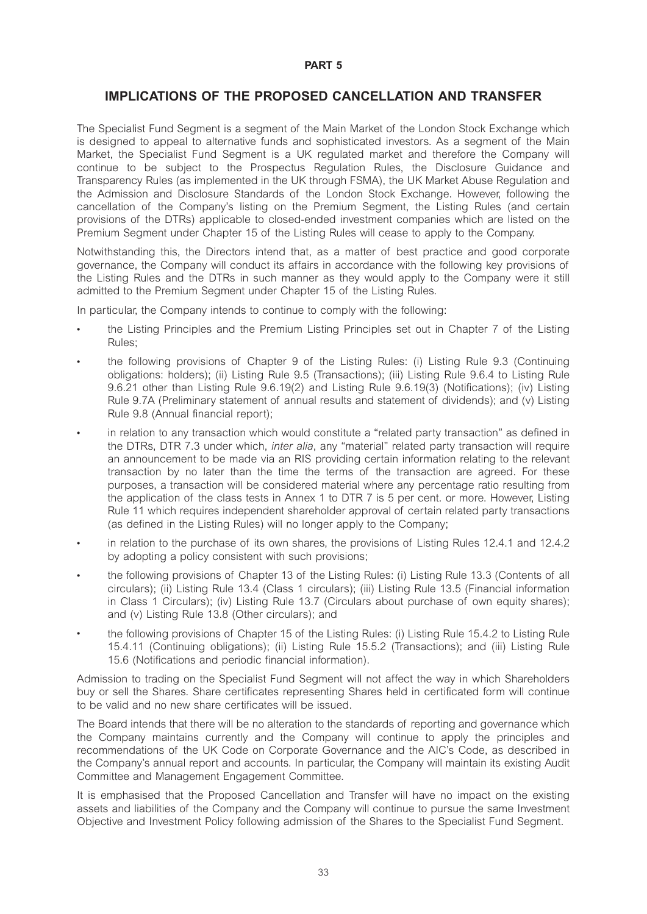**PART 5**

# IMPLICATIONS OF THE PROPOSED CANCELLATION AND TRANSFER

The Specialist Fund Segment is a segment of the Main Market of the London Stock Exchange which is designed to appeal to alternative funds and sophisticated investors. As a segment of the Main Market, the Specialist Fund Segment is a UK regulated market and therefore the Company will continue to be subject to the Prospectus Regulation Rules, the Disclosure Guidance and Transparency Rules (as implemented in the UK through FSMA), the UK Market Abuse Regulation and the Admission and Disclosure Standards of the London Stock Exchange. However, following the cancellation of the Company's listing on the Premium Segment, the Listing Rules (and certain provisions of the DTRs) applicable to closed-ended investment companies which are listed on the Premium Segment under Chapter 15 of the Listing Rules will cease to apply to the Company.

Notwithstanding this, the Directors intend that, as a matter of best practice and good corporate governance, the Company will conduct its affairs in accordance with the following key provisions of the Listing Rules and the DTRs in such manner as they would apply to the Company were it still admitted to the Premium Segment under Chapter 15 of the Listing Rules.

In particular, the Company intends to continue to comply with the following:

- the Listing Principles and the Premium Listing Principles set out in Chapter 7 of the Listing Rules;
- the following provisions of Chapter 9 of the Listing Rules: (i) Listing Rule 9.3 (Continuing obligations: holders); (ii) Listing Rule 9.5 (Transactions); (iii) Listing Rule 9.6.4 to Listing Rule 9.6.21 other than Listing Rule 9.6.19(2) and Listing Rule 9.6.19(3) (Notifications); (iv) Listing Rule 9.7A (Preliminary statement of annual results and statement of dividends); and (v) Listing Rule 9.8 (Annual financial report);
- in relation to any transaction which would constitute a "related party transaction" as defined in the DTRs, DTR 7.3 under which, *inter alia*, any "material" related party transaction will require an announcement to be made via an RIS providing certain information relating to the relevant transaction by no later than the time the terms of the transaction are agreed. For these purposes, a transaction will be considered material where any percentage ratio resulting from the application of the class tests in Annex 1 to DTR 7 is 5 per cent. or more. However, Listing Rule 11 which requires independent shareholder approval of certain related party transactions (as defined in the Listing Rules) will no longer apply to the Company;
- in relation to the purchase of its own shares, the provisions of Listing Rules 12.4.1 and 12.4.2 by adopting a policy consistent with such provisions;
- the following provisions of Chapter 13 of the Listing Rules: (i) Listing Rule 13.3 (Contents of all circulars); (ii) Listing Rule 13.4 (Class 1 circulars); (iii) Listing Rule 13.5 (Financial information in Class 1 Circulars); (iv) Listing Rule 13.7 (Circulars about purchase of own equity shares); and (v) Listing Rule 13.8 (Other circulars); and
- the following provisions of Chapter 15 of the Listing Rules: (i) Listing Rule 15.4.2 to Listing Rule 15.4.11 (Continuing obligations); (ii) Listing Rule 15.5.2 (Transactions); and (iii) Listing Rule 15.6 (Notifications and periodic financial information).

Admission to trading on the Specialist Fund Segment will not affect the way in which Shareholders buy or sell the Shares. Share certificates representing Shares held in certificated form will continue to be valid and no new share certificates will be issued.

The Board intends that there will be no alteration to the standards of reporting and governance which the Company maintains currently and the Company will continue to apply the principles and recommendations of the UK Code on Corporate Governance and the AIC's Code, as described in the Company's annual report and accounts. In particular, the Company will maintain its existing Audit Committee and Management Engagement Committee.

It is emphasised that the Proposed Cancellation and Transfer will have no impact on the existing assets and liabilities of the Company and the Company will continue to pursue the same Investment Objective and Investment Policy following admission of the Shares to the Specialist Fund Segment.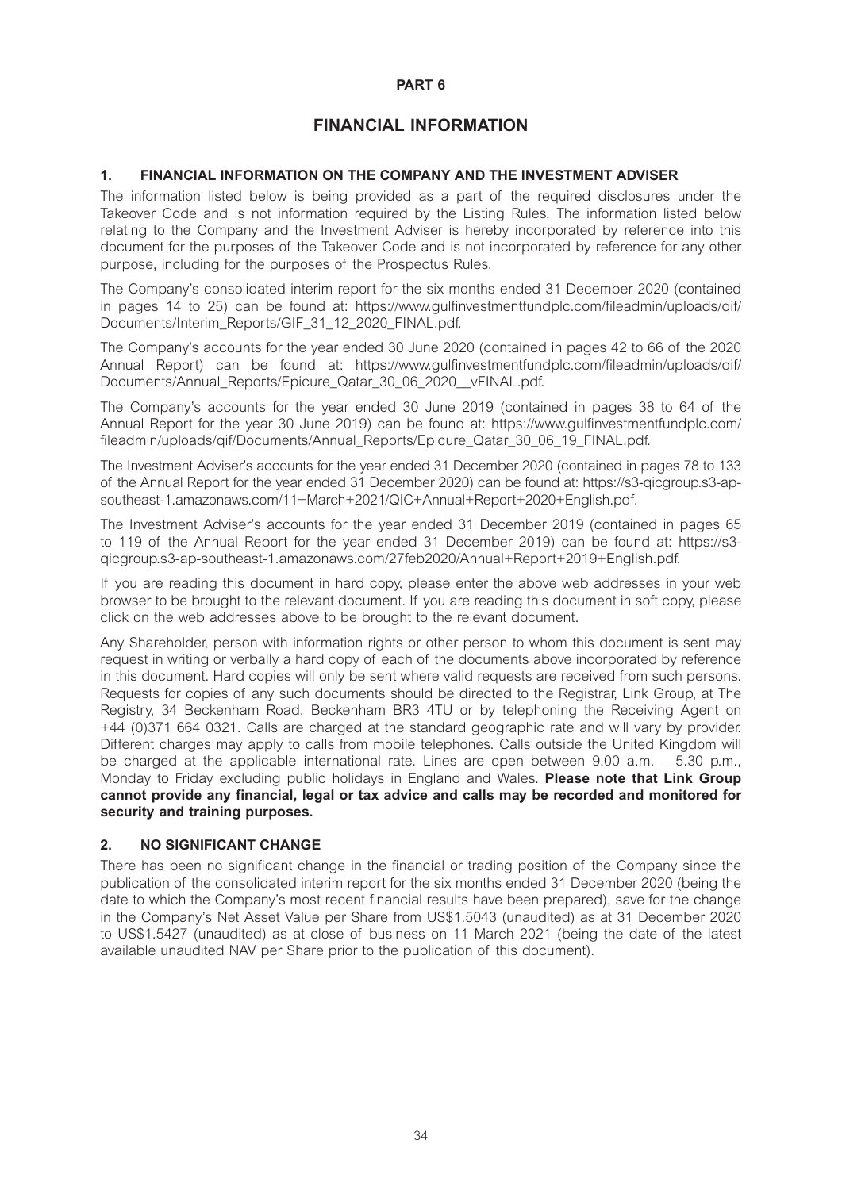# PART 6

## FINANCIAL INFORMATION

### 1. FINANCIAL INFORMATION ON THE COMPANY AND THE INVESTMENT ADVISER

The information listed below is being provided as a part of the required disclosures under the Takeover Code and is not information required by the Listing Rules. The information listed below relating to the Company and the Investment Adviser is hereby incorporated by reference into this document for the purposes of the Takeover Code and is not incorporated by reference for any other purpose, including for the purposes of the Prospectus Rules.

The Company's consolidated interim report for the six months ended 31 December 2020 (contained in pages 14 to 25) can be found at: https://www.gulfinvestmentfundplc.com/fileadmin/uploads/qif/Documents/Interim_Reports/GIF_31_12_2020_FINAL.pdf.

The Company's accounts for the year ended 30 June 2020 (contained in pages 42 to 66 of the 2020 Annual Report) can be found at: https://www.gulfinvestmentfundplc.com/fileadmin/uploads/qif/Documents/Annual_Reports/Epicure_Qatar_30_06_2020__vFINAL.pdf.

The Company's accounts for the year ended 30 June 2019 (contained in pages 38 to 64 of the Annual Report for the year 30 June 2019) can be found at: https://www.gulfinvestmentfundplc.com/fileadmin/uploads/qif/Documents/Annual_Reports/Epicure_Qatar_30_06_19_FINAL.pdf.

The Investment Adviser's accounts for the year ended 31 December 2020 (contained in pages 78 to 133 of the Annual Report for the year ended 31 December 2020) can be found at: https://s3-qicgroup.s3-ap-southeast-1.amazonaws.com/11+March+2021/QIC+Annual+Report+2020+English.pdf.

The Investment Adviser's accounts for the year ended 31 December 2019 (contained in pages 65 to 119 of the Annual Report for the year ended 31 December 2019) can be found at: https://s3-qicgroup.s3-ap-southeast-1.amazonaws.com/27feb2020/Annual+Report+2019+English.pdf.

If you are reading this document in hard copy, please enter the above web addresses in your web browser to be brought to the relevant document. If you are reading this document in soft copy, please click on the web addresses above to be brought to the relevant document.

Any Shareholder, person with information rights or other person to whom this document is sent may request in writing or verbally a hard copy of each of the documents above incorporated by reference in this document. Hard copies will only be sent where valid requests are received from such persons. Requests for copies of any such documents should be directed to the Registrar, Link Group, at The Registry, 34 Beckenham Road, Beckenham BR3 4TU or by telephoning the Receiving Agent on +44 (0)371 664 0321. Calls are charged at the standard geographic rate and will vary by provider. Different charges may apply to calls from mobile telephones. Calls outside the United Kingdom will be charged at the applicable international rate. Lines are open between 9.00 a.m. – 5.30 p.m., Monday to Friday excluding public holidays in England and Wales. **Please note that Link Group cannot provide any financial, legal or tax advice and calls may be recorded and monitored for security and training purposes.**

### 2. NO SIGNIFICANT CHANGE

There has been no significant change in the financial or trading position of the Company since the publication of the consolidated interim report for the six months ended 31 December 2020 (being the date to which the Company's most recent financial results have been prepared), save for the change in the Company's Net Asset Value per Share from US$1.5043 (unaudited) as at 31 December 2020 to US$1.5427 (unaudited) as at close of business on 11 March 2021 (being the date of the latest available unaudited NAV per Share prior to the publication of this document).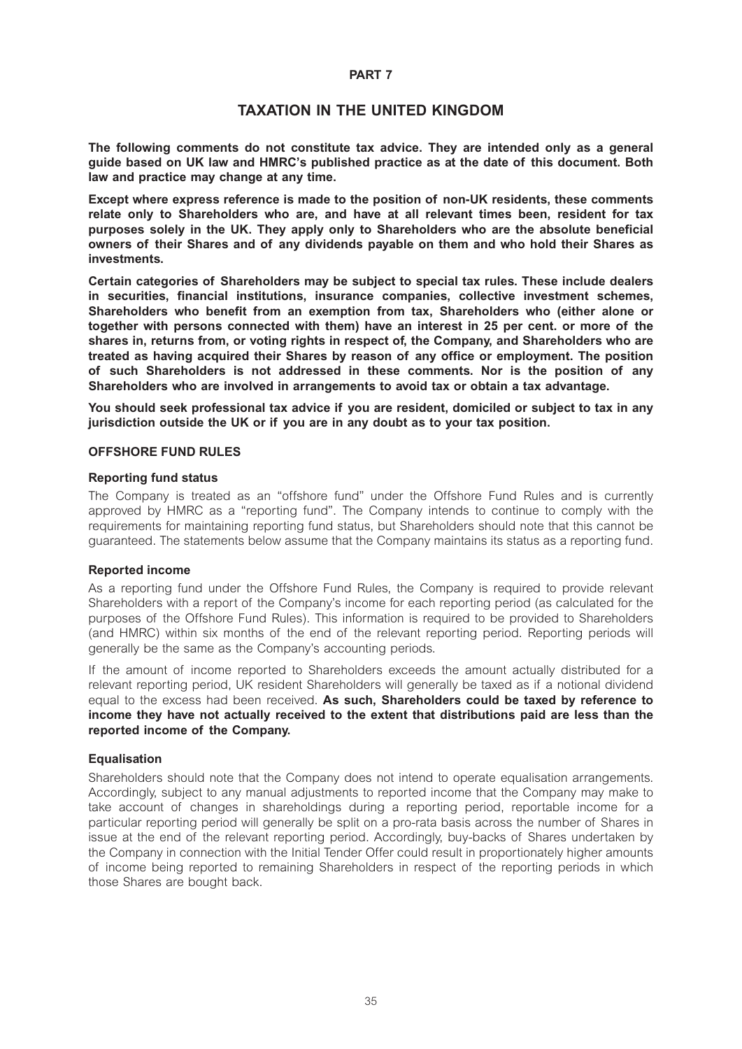# PART 7

## TAXATION IN THE UNITED KINGDOM

**The following comments do not constitute tax advice. They are intended only as a general guide based on UK law and HMRC's published practice as at the date of this document. Both law and practice may change at any time.**

**Except where express reference is made to the position of non-UK residents, these comments relate only to Shareholders who are, and have at all relevant times been, resident for tax purposes solely in the UK. They apply only to Shareholders who are the absolute beneficial owners of their Shares and of any dividends payable on them and who hold their Shares as investments.**

**Certain categories of Shareholders may be subject to special tax rules. These include dealers in securities, financial institutions, insurance companies, collective investment schemes, Shareholders who benefit from an exemption from tax, Shareholders who (either alone or together with persons connected with them) have an interest in 25 per cent. or more of the shares in, returns from, or voting rights in respect of, the Company, and Shareholders who are treated as having acquired their Shares by reason of any office or employment. The position of such Shareholders is not addressed in these comments. Nor is the position of any Shareholders who are involved in arrangements to avoid tax or obtain a tax advantage.**

**You should seek professional tax advice if you are resident, domiciled or subject to tax in any jurisdiction outside the UK or if you are in any doubt as to your tax position.**

### OFFSHORE FUND RULES

#### Reporting fund status

The Company is treated as an "offshore fund" under the Offshore Fund Rules and is currently approved by HMRC as a "reporting fund". The Company intends to continue to comply with the requirements for maintaining reporting fund status, but Shareholders should note that this cannot be guaranteed. The statements below assume that the Company maintains its status as a reporting fund.

#### Reported income

As a reporting fund under the Offshore Fund Rules, the Company is required to provide relevant Shareholders with a report of the Company's income for each reporting period (as calculated for the purposes of the Offshore Fund Rules). This information is required to be provided to Shareholders (and HMRC) within six months of the end of the relevant reporting period. Reporting periods will generally be the same as the Company's accounting periods.

If the amount of income reported to Shareholders exceeds the amount actually distributed for a relevant reporting period, UK resident Shareholders will generally be taxed as if a notional dividend equal to the excess had been received. **As such, Shareholders could be taxed by reference to income they have not actually received to the extent that distributions paid are less than the reported income of the Company.**

#### Equalisation

Shareholders should note that the Company does not intend to operate equalisation arrangements. Accordingly, subject to any manual adjustments to reported income that the Company may make to take account of changes in shareholdings during a reporting period, reportable income for a particular reporting period will generally be split on a pro-rata basis across the number of Shares in issue at the end of the relevant reporting period. Accordingly, buy-backs of Shares undertaken by the Company in connection with the Initial Tender Offer could result in proportionately higher amounts of income being reported to remaining Shareholders in respect of the reporting periods in which those Shares are bought back.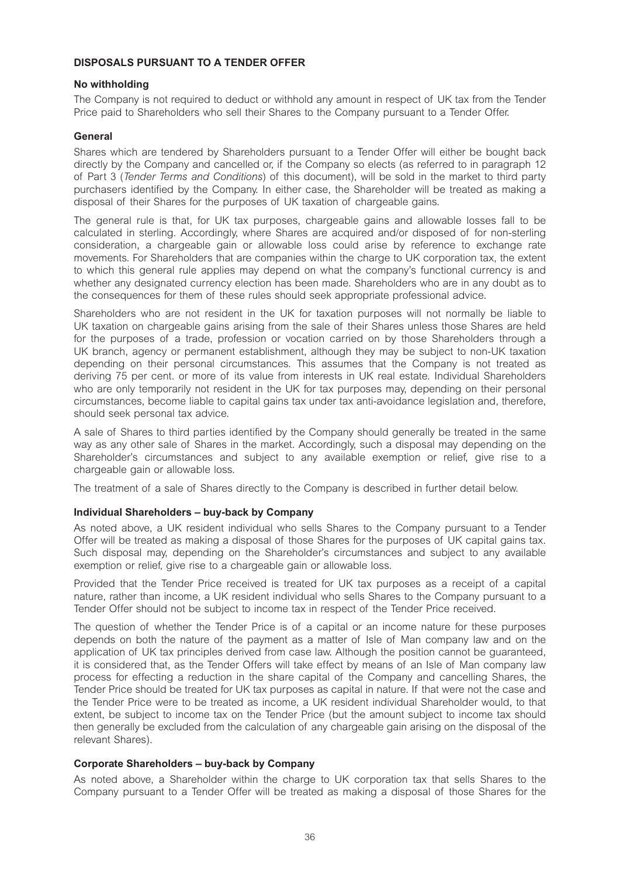## DISPOSALS PURSUANT TO A TENDER OFFER

### No withholding

The Company is not required to deduct or withhold any amount in respect of UK tax from the Tender Price paid to Shareholders who sell their Shares to the Company pursuant to a Tender Offer.

### General

Shares which are tendered by Shareholders pursuant to a Tender Offer will either be bought back directly by the Company and cancelled or, if the Company so elects (as referred to in paragraph 12 of Part 3 (*Tender Terms and Conditions*) of this document), will be sold in the market to third party purchasers identified by the Company. In either case, the Shareholder will be treated as making a disposal of their Shares for the purposes of UK taxation of chargeable gains.

The general rule is that, for UK tax purposes, chargeable gains and allowable losses fall to be calculated in sterling. Accordingly, where Shares are acquired and/or disposed of for non-sterling consideration, a chargeable gain or allowable loss could arise by reference to exchange rate movements. For Shareholders that are companies within the charge to UK corporation tax, the extent to which this general rule applies may depend on what the company's functional currency is and whether any designated currency election has been made. Shareholders who are in any doubt as to the consequences for them of these rules should seek appropriate professional advice.

Shareholders who are not resident in the UK for taxation purposes will not normally be liable to UK taxation on chargeable gains arising from the sale of their Shares unless those Shares are held for the purposes of a trade, profession or vocation carried on by those Shareholders through a UK branch, agency or permanent establishment, although they may be subject to non-UK taxation depending on their personal circumstances. This assumes that the Company is not treated as deriving 75 per cent. or more of its value from interests in UK real estate. Individual Shareholders who are only temporarily not resident in the UK for tax purposes may, depending on their personal circumstances, become liable to capital gains tax under tax anti-avoidance legislation and, therefore, should seek personal tax advice.

A sale of Shares to third parties identified by the Company should generally be treated in the same way as any other sale of Shares in the market. Accordingly, such a disposal may depending on the Shareholder's circumstances and subject to any available exemption or relief, give rise to a chargeable gain or allowable loss.

The treatment of a sale of Shares directly to the Company is described in further detail below.

### Individual Shareholders – buy-back by Company

As noted above, a UK resident individual who sells Shares to the Company pursuant to a Tender Offer will be treated as making a disposal of those Shares for the purposes of UK capital gains tax. Such disposal may, depending on the Shareholder's circumstances and subject to any available exemption or relief, give rise to a chargeable gain or allowable loss.

Provided that the Tender Price received is treated for UK tax purposes as a receipt of a capital nature, rather than income, a UK resident individual who sells Shares to the Company pursuant to a Tender Offer should not be subject to income tax in respect of the Tender Price received.

The question of whether the Tender Price is of a capital or an income nature for these purposes depends on both the nature of the payment as a matter of Isle of Man company law and on the application of UK tax principles derived from case law. Although the position cannot be guaranteed, it is considered that, as the Tender Offers will take effect by means of an Isle of Man company law process for effecting a reduction in the share capital of the Company and cancelling Shares, the Tender Price should be treated for UK tax purposes as capital in nature. If that were not the case and the Tender Price were to be treated as income, a UK resident individual Shareholder would, to that extent, be subject to income tax on the Tender Price (but the amount subject to income tax should then generally be excluded from the calculation of any chargeable gain arising on the disposal of the relevant Shares).

### Corporate Shareholders – buy-back by Company

As noted above, a Shareholder within the charge to UK corporation tax that sells Shares to the Company pursuant to a Tender Offer will be treated as making a disposal of those Shares for the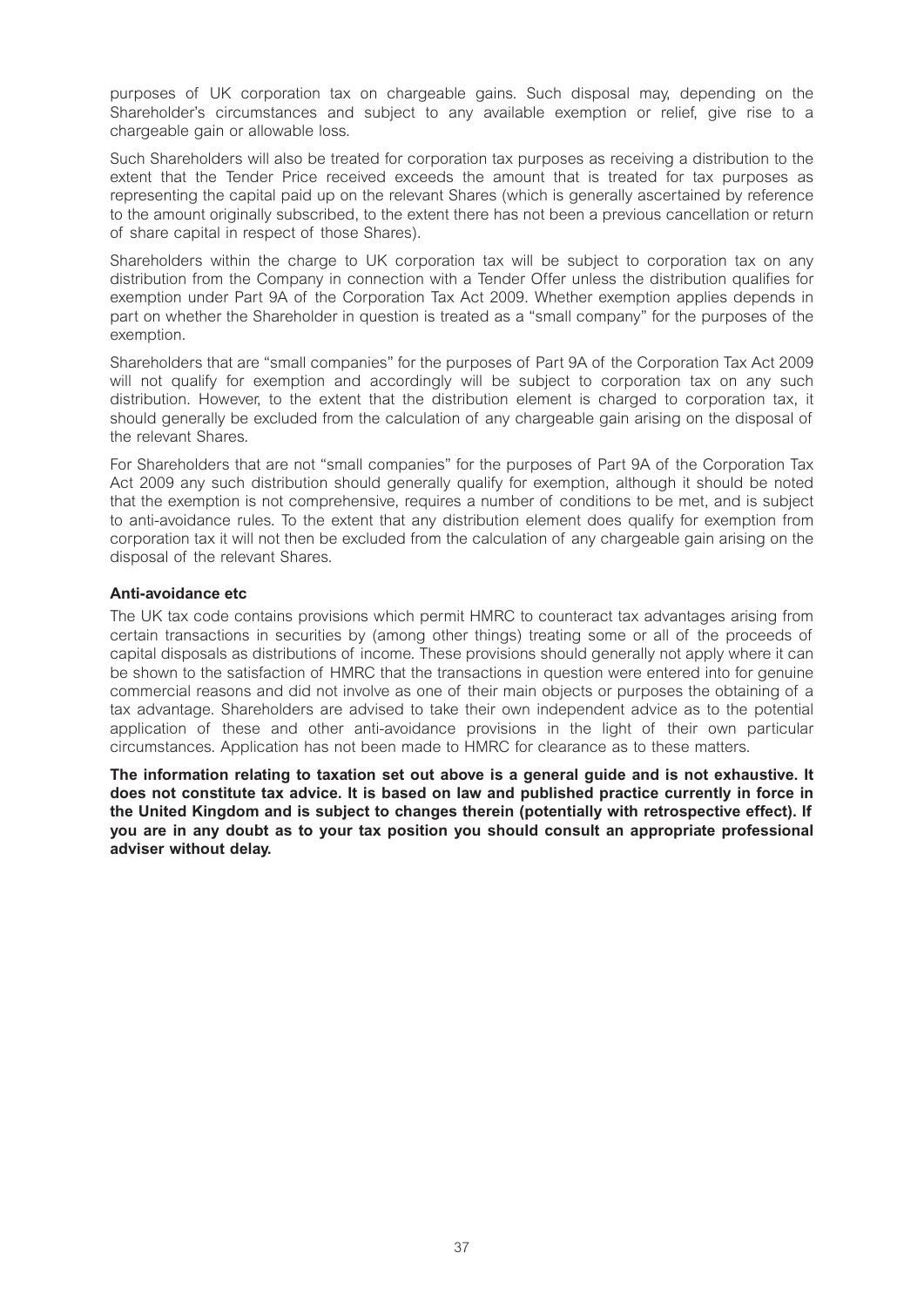purposes of UK corporation tax on chargeable gains. Such disposal may, depending on the Shareholder's circumstances and subject to any available exemption or relief, give rise to a chargeable gain or allowable loss.

Such Shareholders will also be treated for corporation tax purposes as receiving a distribution to the extent that the Tender Price received exceeds the amount that is treated for tax purposes as representing the capital paid up on the relevant Shares (which is generally ascertained by reference to the amount originally subscribed, to the extent there has not been a previous cancellation or return of share capital in respect of those Shares).

Shareholders within the charge to UK corporation tax will be subject to corporation tax on any distribution from the Company in connection with a Tender Offer unless the distribution qualifies for exemption under Part 9A of the Corporation Tax Act 2009. Whether exemption applies depends in part on whether the Shareholder in question is treated as a "small company" for the purposes of the exemption.

Shareholders that are "small companies" for the purposes of Part 9A of the Corporation Tax Act 2009 will not qualify for exemption and accordingly will be subject to corporation tax on any such distribution. However, to the extent that the distribution element is charged to corporation tax, it should generally be excluded from the calculation of any chargeable gain arising on the disposal of the relevant Shares.

For Shareholders that are not "small companies" for the purposes of Part 9A of the Corporation Tax Act 2009 any such distribution should generally qualify for exemption, although it should be noted that the exemption is not comprehensive, requires a number of conditions to be met, and is subject to anti-avoidance rules. To the extent that any distribution element does qualify for exemption from corporation tax it will not then be excluded from the calculation of any chargeable gain arising on the disposal of the relevant Shares.

**Anti-avoidance etc**

The UK tax code contains provisions which permit HMRC to counteract tax advantages arising from certain transactions in securities by (among other things) treating some or all of the proceeds of capital disposals as distributions of income. These provisions should generally not apply where it can be shown to the satisfaction of HMRC that the transactions in question were entered into for genuine commercial reasons and did not involve as one of their main objects or purposes the obtaining of a tax advantage. Shareholders are advised to take their own independent advice as to the potential application of these and other anti-avoidance provisions in the light of their own particular circumstances. Application has not been made to HMRC for clearance as to these matters.

**The information relating to taxation set out above is a general guide and is not exhaustive. It does not constitute tax advice. It is based on law and published practice currently in force in the United Kingdom and is subject to changes therein (potentially with retrospective effect). If you are in any doubt as to your tax position you should consult an appropriate professional adviser without delay.**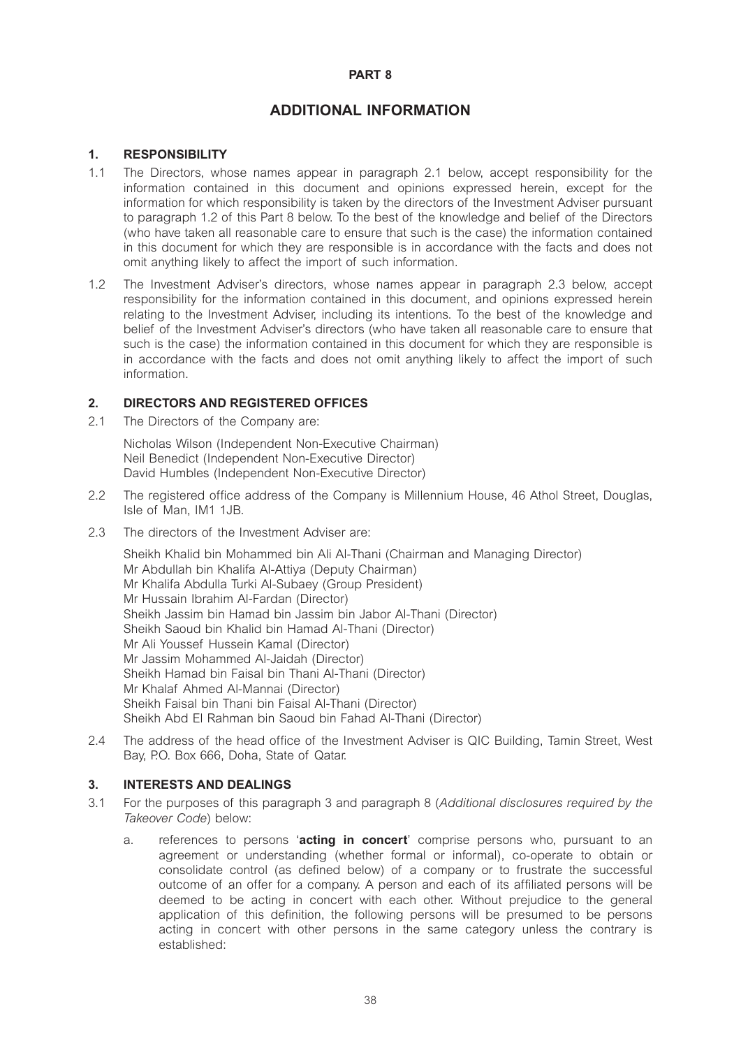# PART 8

## ADDITIONAL INFORMATION

### 1. RESPONSIBILITY

1.1 The Directors, whose names appear in paragraph 2.1 below, accept responsibility for the information contained in this document and opinions expressed herein, except for the information for which responsibility is taken by the directors of the Investment Adviser pursuant to paragraph 1.2 of this Part 8 below. To the best of the knowledge and belief of the Directors (who have taken all reasonable care to ensure that such is the case) the information contained in this document for which they are responsible is in accordance with the facts and does not omit anything likely to affect the import of such information.

1.2 The Investment Adviser's directors, whose names appear in paragraph 2.3 below, accept responsibility for the information contained in this document, and opinions expressed herein relating to the Investment Adviser, including its intentions. To the best of the knowledge and belief of the Investment Adviser's directors (who have taken all reasonable care to ensure that such is the case) the information contained in this document for which they are responsible is in accordance with the facts and does not omit anything likely to affect the import of such information.

### 2. DIRECTORS AND REGISTERED OFFICES

2.1 The Directors of the Company are:

Nicholas Wilson (Independent Non-Executive Chairman)
Neil Benedict (Independent Non-Executive Director)
David Humbles (Independent Non-Executive Director)

2.2 The registered office address of the Company is Millennium House, 46 Athol Street, Douglas, Isle of Man, IM1 1JB.

2.3 The directors of the Investment Adviser are:

Sheikh Khalid bin Mohammed bin Ali Al-Thani (Chairman and Managing Director)
Mr Abdullah bin Khalifa Al-Attiya (Deputy Chairman)
Mr Khalifa Abdulla Turki Al-Subaey (Group President)
Mr Hussain Ibrahim Al-Fardan (Director)
Sheikh Jassim bin Hamad bin Jassim bin Jabor Al-Thani (Director)
Sheikh Saoud bin Khalid bin Hamad Al-Thani (Director)
Mr Ali Youssef Hussein Kamal (Director)
Mr Jassim Mohammed Al-Jaidah (Director)
Sheikh Hamad bin Faisal bin Thani Al-Thani (Director)
Mr Khalaf Ahmed Al-Mannai (Director)
Sheikh Faisal bin Thani bin Faisal Al-Thani (Director)
Sheikh Abd El Rahman bin Saoud bin Fahad Al-Thani (Director)

2.4 The address of the head office of the Investment Adviser is QIC Building, Tamin Street, West Bay, P.O. Box 666, Doha, State of Qatar.

### 3. INTERESTS AND DEALINGS

3.1 For the purposes of this paragraph 3 and paragraph 8 (*Additional disclosures required by the Takeover Code*) below:

a. references to persons '**acting in concert**' comprise persons who, pursuant to an agreement or understanding (whether formal or informal), co-operate to obtain or consolidate control (as defined below) of a company or to frustrate the successful outcome of an offer for a company. A person and each of its affiliated persons will be deemed to be acting in concert with each other. Without prejudice to the general application of this definition, the following persons will be presumed to be persons acting in concert with other persons in the same category unless the contrary is established: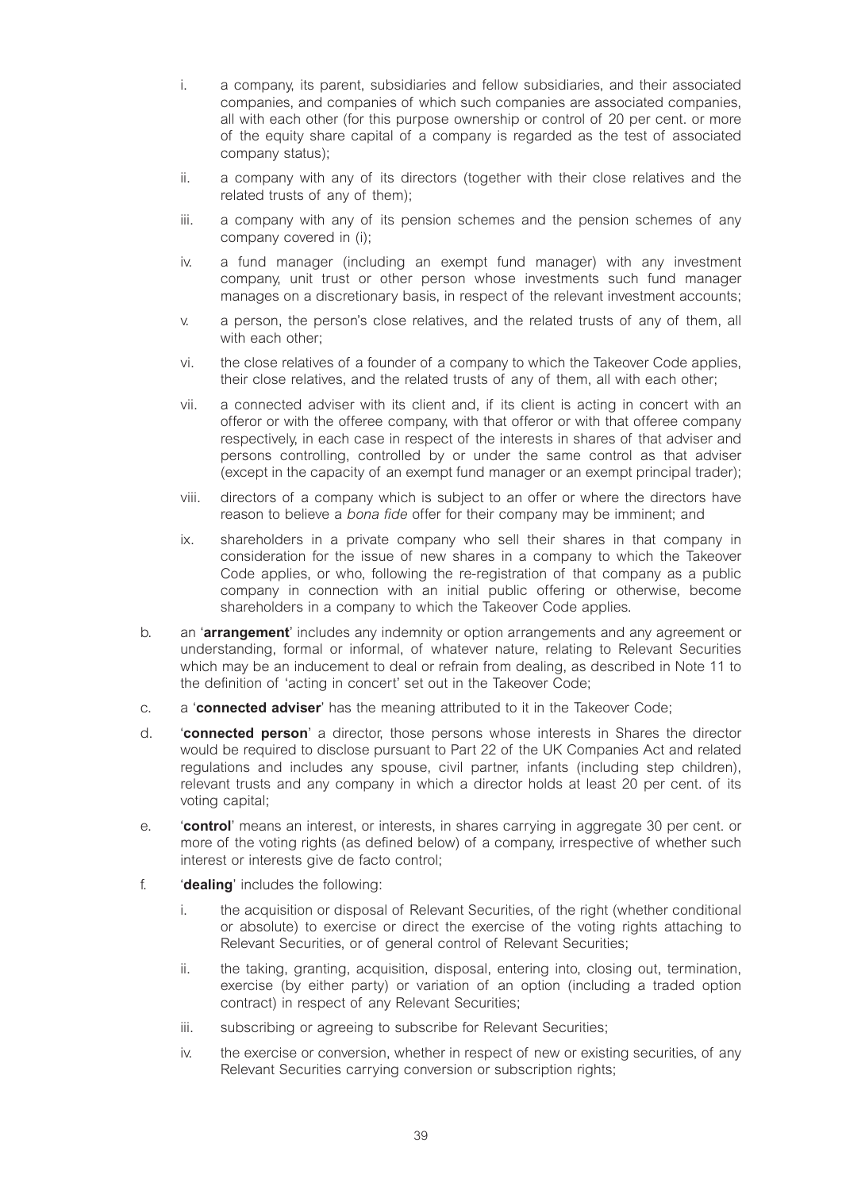i. a company, its parent, subsidiaries and fellow subsidiaries, and their associated companies, and companies of which such companies are associated companies, all with each other (for this purpose ownership or control of 20 per cent. or more of the equity share capital of a company is regarded as the test of associated company status);

ii. a company with any of its directors (together with their close relatives and the related trusts of any of them);

iii. a company with any of its pension schemes and the pension schemes of any company covered in (i);

iv. a fund manager (including an exempt fund manager) with any investment company, unit trust or other person whose investments such fund manager manages on a discretionary basis, in respect of the relevant investment accounts;

v. a person, the person's close relatives, and the related trusts of any of them, all with each other;

vi. the close relatives of a founder of a company to which the Takeover Code applies, their close relatives, and the related trusts of any of them, all with each other;

vii. a connected adviser with its client and, if its client is acting in concert with an offeror or with the offeree company, with that offeror or with that offeree company respectively, in each case in respect of the interests in shares of that adviser and persons controlling, controlled by or under the same control as that adviser (except in the capacity of an exempt fund manager or an exempt principal trader);

viii. directors of a company which is subject to an offer or where the directors have reason to believe a *bona fide* offer for their company may be imminent; and

ix. shareholders in a private company who sell their shares in that company in consideration for the issue of new shares in a company to which the Takeover Code applies, or who, following the re-registration of that company as a public company in connection with an initial public offering or otherwise, become shareholders in a company to which the Takeover Code applies.

b. an '**arrangement**' includes any indemnity or option arrangements and any agreement or understanding, formal or informal, of whatever nature, relating to Relevant Securities which may be an inducement to deal or refrain from dealing, as described in Note 11 to the definition of 'acting in concert' set out in the Takeover Code;

c. a '**connected adviser**' has the meaning attributed to it in the Takeover Code;

d. '**connected person**' a director, those persons whose interests in Shares the director would be required to disclose pursuant to Part 22 of the UK Companies Act and related regulations and includes any spouse, civil partner, infants (including step children), relevant trusts and any company in which a director holds at least 20 per cent. of its voting capital;

e. '**control**' means an interest, or interests, in shares carrying in aggregate 30 per cent. or more of the voting rights (as defined below) of a company, irrespective of whether such interest or interests give de facto control;

f. '**dealing**' includes the following:

i. the acquisition or disposal of Relevant Securities, of the right (whether conditional or absolute) to exercise or direct the exercise of the voting rights attaching to Relevant Securities, or of general control of Relevant Securities;

ii. the taking, granting, acquisition, disposal, entering into, closing out, termination, exercise (by either party) or variation of an option (including a traded option contract) in respect of any Relevant Securities;

iii. subscribing or agreeing to subscribe for Relevant Securities;

iv. the exercise or conversion, whether in respect of new or existing securities, of any Relevant Securities carrying conversion or subscription rights;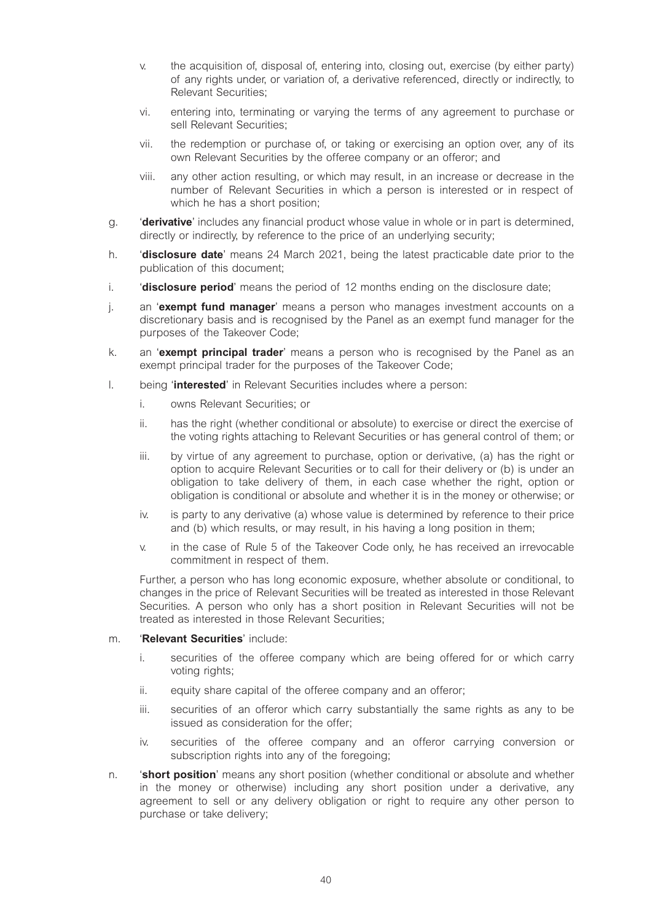v. the acquisition of, disposal of, entering into, closing out, exercise (by either party) of any rights under, or variation of, a derivative referenced, directly or indirectly, to Relevant Securities;

vi. entering into, terminating or varying the terms of any agreement to purchase or sell Relevant Securities;

vii. the redemption or purchase of, or taking or exercising an option over, any of its own Relevant Securities by the offeree company or an offeror; and

viii. any other action resulting, or which may result, in an increase or decrease in the number of Relevant Securities in which a person is interested or in respect of which he has a short position;

g. '**derivative**' includes any financial product whose value in whole or in part is determined, directly or indirectly, by reference to the price of an underlying security;

h. '**disclosure date**' means 24 March 2021, being the latest practicable date prior to the publication of this document;

i. '**disclosure period**' means the period of 12 months ending on the disclosure date;

j. an '**exempt fund manager**' means a person who manages investment accounts on a discretionary basis and is recognised by the Panel as an exempt fund manager for the purposes of the Takeover Code;

k. an '**exempt principal trader**' means a person who is recognised by the Panel as an exempt principal trader for the purposes of the Takeover Code;

l. being '**interested**' in Relevant Securities includes where a person:

i. owns Relevant Securities; or

ii. has the right (whether conditional or absolute) to exercise or direct the exercise of the voting rights attaching to Relevant Securities or has general control of them; or

iii. by virtue of any agreement to purchase, option or derivative, (a) has the right or option to acquire Relevant Securities or to call for their delivery or (b) is under an obligation to take delivery of them, in each case whether the right, option or obligation is conditional or absolute and whether it is in the money or otherwise; or

iv. is party to any derivative (a) whose value is determined by reference to their price and (b) which results, or may result, in his having a long position in them;

v. in the case of Rule 5 of the Takeover Code only, he has received an irrevocable commitment in respect of them.

Further, a person who has long economic exposure, whether absolute or conditional, to changes in the price of Relevant Securities will be treated as interested in those Relevant Securities. A person who only has a short position in Relevant Securities will not be treated as interested in those Relevant Securities;

m. '**Relevant Securities**' include:

i. securities of the offeree company which are being offered for or which carry voting rights;

ii. equity share capital of the offeree company and an offeror;

iii. securities of an offeror which carry substantially the same rights as any to be issued as consideration for the offer;

iv. securities of the offeree company and an offeror carrying conversion or subscription rights into any of the foregoing;

n. '**short position**' means any short position (whether conditional or absolute and whether in the money or otherwise) including any short position under a derivative, any agreement to sell or any delivery obligation or right to require any other person to purchase or take delivery;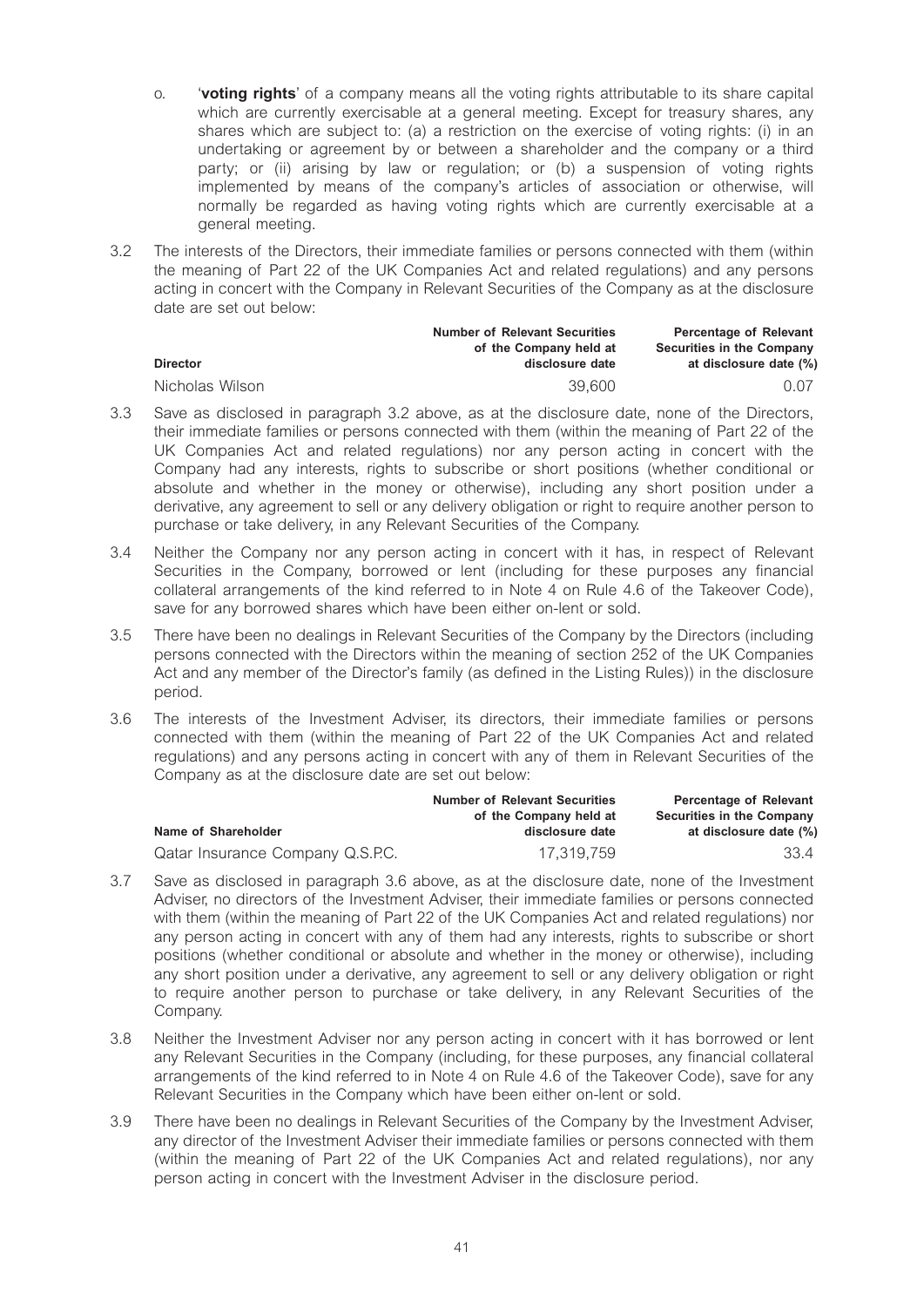o. '**voting rights**' of a company means all the voting rights attributable to its share capital which are currently exercisable at a general meeting. Except for treasury shares, any shares which are subject to: (a) a restriction on the exercise of voting rights: (i) in an undertaking or agreement by or between a shareholder and the company or a third party; or (ii) arising by law or regulation; or (b) a suspension of voting rights implemented by means of the company's articles of association or otherwise, will normally be regarded as having voting rights which are currently exercisable at a general meeting.

3.2 The interests of the Directors, their immediate families or persons connected with them (within the meaning of Part 22 of the UK Companies Act and related regulations) and any persons acting in concert with the Company in Relevant Securities of the Company as at the disclosure date are set out below:

| Director | Number of Relevant Securities of the Company held at disclosure date | Percentage of Relevant Securities in the Company at disclosure date (%) |
|---|---|---|
| Nicholas Wilson | 39,600 | 0.07 |

3.3 Save as disclosed in paragraph 3.2 above, as at the disclosure date, none of the Directors, their immediate families or persons connected with them (within the meaning of Part 22 of the UK Companies Act and related regulations) nor any person acting in concert with the Company had any interests, rights to subscribe or short positions (whether conditional or absolute and whether in the money or otherwise), including any short position under a derivative, any agreement to sell or any delivery obligation or right to require another person to purchase or take delivery, in any Relevant Securities of the Company.

3.4 Neither the Company nor any person acting in concert with it has, in respect of Relevant Securities in the Company, borrowed or lent (including for these purposes any financial collateral arrangements of the kind referred to in Note 4 on Rule 4.6 of the Takeover Code), save for any borrowed shares which have been either on-lent or sold.

3.5 There have been no dealings in Relevant Securities of the Company by the Directors (including persons connected with the Directors within the meaning of section 252 of the UK Companies Act and any member of the Director's family (as defined in the Listing Rules)) in the disclosure period.

3.6 The interests of the Investment Adviser, its directors, their immediate families or persons connected with them (within the meaning of Part 22 of the UK Companies Act and related regulations) and any persons acting in concert with any of them in Relevant Securities of the Company as at the disclosure date are set out below:

| Name of Shareholder | Number of Relevant Securities of the Company held at disclosure date | Percentage of Relevant Securities in the Company at disclosure date (%) |
|---|---|---|
| Qatar Insurance Company Q.S.P.C. | 17,319,759 | 33.4 |

3.7 Save as disclosed in paragraph 3.6 above, as at the disclosure date, none of the Investment Adviser, no directors of the Investment Adviser, their immediate families or persons connected with them (within the meaning of Part 22 of the UK Companies Act and related regulations) nor any person acting in concert with any of them had any interests, rights to subscribe or short positions (whether conditional or absolute and whether in the money or otherwise), including any short position under a derivative, any agreement to sell or any delivery obligation or right to require another person to purchase or take delivery, in any Relevant Securities of the Company.

3.8 Neither the Investment Adviser nor any person acting in concert with it has borrowed or lent any Relevant Securities in the Company (including, for these purposes, any financial collateral arrangements of the kind referred to in Note 4 on Rule 4.6 of the Takeover Code), save for any Relevant Securities in the Company which have been either on-lent or sold.

3.9 There have been no dealings in Relevant Securities of the Company by the Investment Adviser, any director of the Investment Adviser their immediate families or persons connected with them (within the meaning of Part 22 of the UK Companies Act and related regulations), nor any person acting in concert with the Investment Adviser in the disclosure period.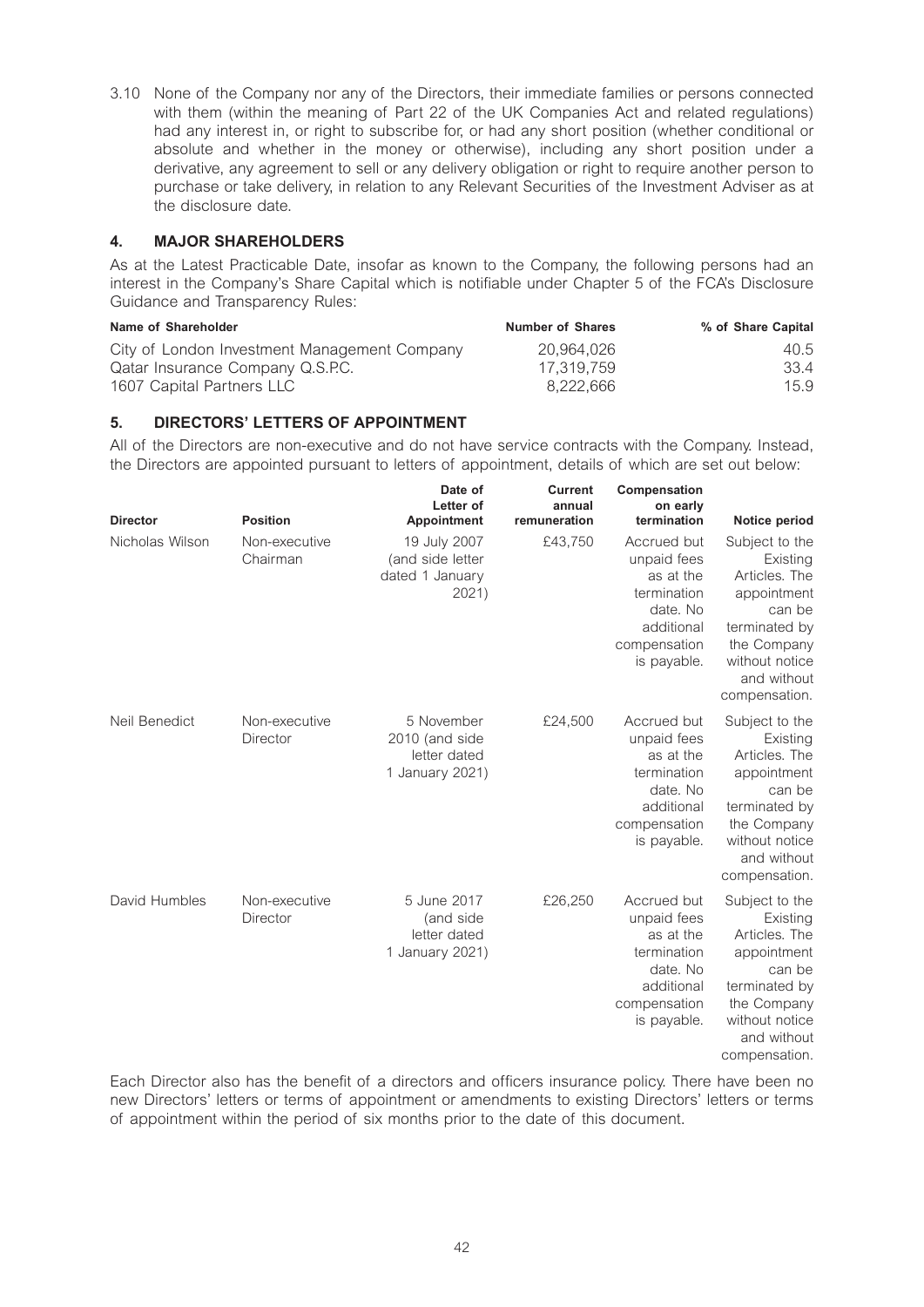3.10 None of the Company nor any of the Directors, their immediate families or persons connected with them (within the meaning of Part 22 of the UK Companies Act and related regulations) had any interest in, or right to subscribe for, or had any short position (whether conditional or absolute and whether in the money or otherwise), including any short position under a derivative, any agreement to sell or any delivery obligation or right to require another person to purchase or take delivery, in relation to any Relevant Securities of the Investment Adviser as at the disclosure date.

## 4. MAJOR SHAREHOLDERS

As at the Latest Practicable Date, insofar as known to the Company, the following persons had an interest in the Company's Share Capital which is notifiable under Chapter 5 of the FCA's Disclosure Guidance and Transparency Rules:

| Name of Shareholder | Number of Shares | % of Share Capital |
|---|---|---|
| City of London Investment Management Company | 20,964,026 | 40.5 |
| Qatar Insurance Company Q.S.P.C. | 17,319,759 | 33.4 |
| 1607 Capital Partners LLC | 8,222,666 | 15.9 |

## 5. DIRECTORS' LETTERS OF APPOINTMENT

All of the Directors are non-executive and do not have service contracts with the Company. Instead, the Directors are appointed pursuant to letters of appointment, details of which are set out below:

| Director | Position | Date of Letter of Appointment | Current annual remuneration | Compensation on early termination | Notice period |
|---|---|---|---|---|---|
| Nicholas Wilson | Non-executive Chairman | 19 July 2007 (and side letter dated 1 January 2021) | £43,750 | Accrued but unpaid fees as at the termination date. No additional compensation is payable. | Subject to the Existing Articles. The appointment can be terminated by the Company without notice and without compensation. |
| Neil Benedict | Non-executive Director | 5 November 2010 (and side letter dated 1 January 2021) | £24,500 | Accrued but unpaid fees as at the termination date. No additional compensation is payable. | Subject to the Existing Articles. The appointment can be terminated by the Company without notice and without compensation. |
| David Humbles | Non-executive Director | 5 June 2017 (and side letter dated 1 January 2021) | £26,250 | Accrued but unpaid fees as at the termination date. No additional compensation is payable. | Subject to the Existing Articles. The appointment can be terminated by the Company without notice and without compensation. |

Each Director also has the benefit of a directors and officers insurance policy. There have been no new Directors' letters or terms of appointment or amendments to existing Directors' letters or terms of appointment within the period of six months prior to the date of this document.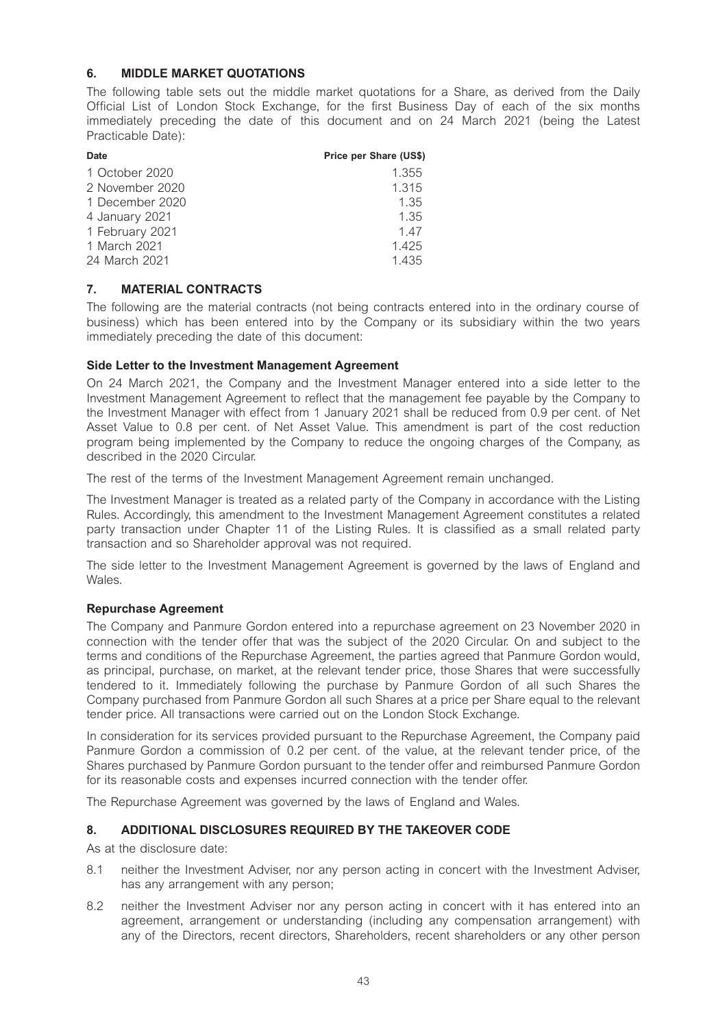## 6. MIDDLE MARKET QUOTATIONS

The following table sets out the middle market quotations for a Share, as derived from the Daily Official List of London Stock Exchange, for the first Business Day of each of the six months immediately preceding the date of this document and on 24 March 2021 (being the Latest Practicable Date):

| Date | Price per Share (US$) |
|---|---|
| 1 October 2020 | 1.355 |
| 2 November 2020 | 1.315 |
| 1 December 2020 | 1.35 |
| 4 January 2021 | 1.35 |
| 1 February 2021 | 1.47 |
| 1 March 2021 | 1.425 |
| 24 March 2021 | 1.435 |

## 7. MATERIAL CONTRACTS

The following are the material contracts (not being contracts entered into in the ordinary course of business) which has been entered into by the Company or its subsidiary within the two years immediately preceding the date of this document:

### Side Letter to the Investment Management Agreement

On 24 March 2021, the Company and the Investment Manager entered into a side letter to the Investment Management Agreement to reflect that the management fee payable by the Company to the Investment Manager with effect from 1 January 2021 shall be reduced from 0.9 per cent. of Net Asset Value to 0.8 per cent. of Net Asset Value. This amendment is part of the cost reduction program being implemented by the Company to reduce the ongoing charges of the Company, as described in the 2020 Circular.

The rest of the terms of the Investment Management Agreement remain unchanged.

The Investment Manager is treated as a related party of the Company in accordance with the Listing Rules. Accordingly, this amendment to the Investment Management Agreement constitutes a related party transaction under Chapter 11 of the Listing Rules. It is classified as a small related party transaction and so Shareholder approval was not required.

The side letter to the Investment Management Agreement is governed by the laws of England and Wales.

### Repurchase Agreement

The Company and Panmure Gordon entered into a repurchase agreement on 23 November 2020 in connection with the tender offer that was the subject of the 2020 Circular. On and subject to the terms and conditions of the Repurchase Agreement, the parties agreed that Panmure Gordon would, as principal, purchase, on market, at the relevant tender price, those Shares that were successfully tendered to it. Immediately following the purchase by Panmure Gordon of all such Shares the Company purchased from Panmure Gordon all such Shares at a price per Share equal to the relevant tender price. All transactions were carried out on the London Stock Exchange.

In consideration for its services provided pursuant to the Repurchase Agreement, the Company paid Panmure Gordon a commission of 0.2 per cent. of the value, at the relevant tender price, of the Shares purchased by Panmure Gordon pursuant to the tender offer and reimbursed Panmure Gordon for its reasonable costs and expenses incurred connection with the tender offer.

The Repurchase Agreement was governed by the laws of England and Wales.

## 8. ADDITIONAL DISCLOSURES REQUIRED BY THE TAKEOVER CODE

As at the disclosure date:

8.1 neither the Investment Adviser, nor any person acting in concert with the Investment Adviser, has any arrangement with any person;

8.2 neither the Investment Adviser nor any person acting in concert with it has entered into an agreement, arrangement or understanding (including any compensation arrangement) with any of the Directors, recent directors, Shareholders, recent shareholders or any other person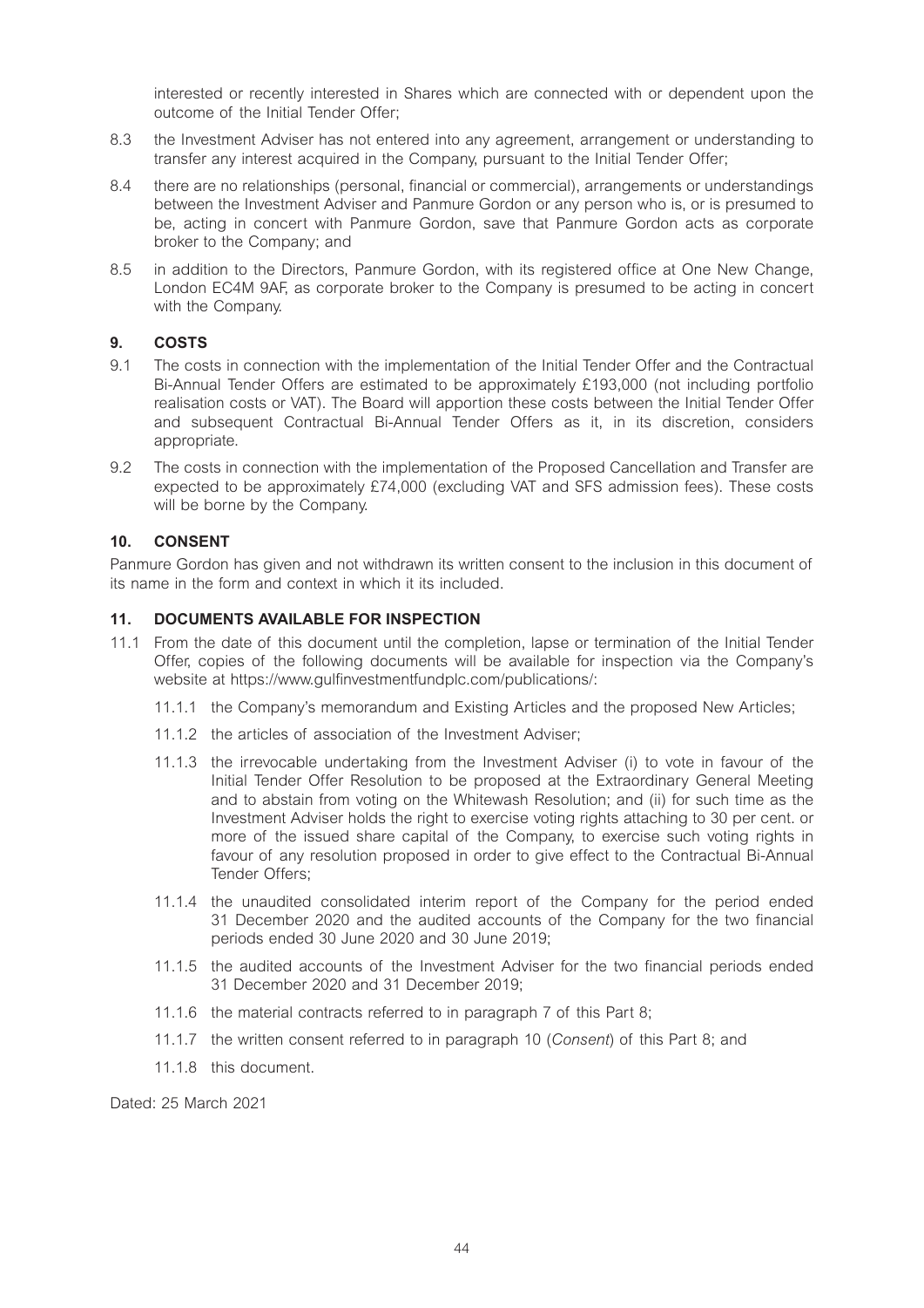interested or recently interested in Shares which are connected with or dependent upon the outcome of the Initial Tender Offer;

8.3 the Investment Adviser has not entered into any agreement, arrangement or understanding to transfer any interest acquired in the Company, pursuant to the Initial Tender Offer;

8.4 there are no relationships (personal, financial or commercial), arrangements or understandings between the Investment Adviser and Panmure Gordon or any person who is, or is presumed to be, acting in concert with Panmure Gordon, save that Panmure Gordon acts as corporate broker to the Company; and

8.5 in addition to the Directors, Panmure Gordon, with its registered office at One New Change, London EC4M 9AF, as corporate broker to the Company is presumed to be acting in concert with the Company.

## 9. COSTS

9.1 The costs in connection with the implementation of the Initial Tender Offer and the Contractual Bi-Annual Tender Offers are estimated to be approximately £193,000 (not including portfolio realisation costs or VAT). The Board will apportion these costs between the Initial Tender Offer and subsequent Contractual Bi-Annual Tender Offers as it, in its discretion, considers appropriate.

9.2 The costs in connection with the implementation of the Proposed Cancellation and Transfer are expected to be approximately £74,000 (excluding VAT and SFS admission fees). These costs will be borne by the Company.

## 10. CONSENT

Panmure Gordon has given and not withdrawn its written consent to the inclusion in this document of its name in the form and context in which it its included.

## 11. DOCUMENTS AVAILABLE FOR INSPECTION

11.1 From the date of this document until the completion, lapse or termination of the Initial Tender Offer, copies of the following documents will be available for inspection via the Company's website at https://www.gulfinvestmentfundplc.com/publications/:

11.1.1 the Company's memorandum and Existing Articles and the proposed New Articles;

11.1.2 the articles of association of the Investment Adviser;

11.1.3 the irrevocable undertaking from the Investment Adviser (i) to vote in favour of the Initial Tender Offer Resolution to be proposed at the Extraordinary General Meeting and to abstain from voting on the Whitewash Resolution; and (ii) for such time as the Investment Adviser holds the right to exercise voting rights attaching to 30 per cent. or more of the issued share capital of the Company, to exercise such voting rights in favour of any resolution proposed in order to give effect to the Contractual Bi-Annual Tender Offers;

11.1.4 the unaudited consolidated interim report of the Company for the period ended 31 December 2020 and the audited accounts of the Company for the two financial periods ended 30 June 2020 and 30 June 2019;

11.1.5 the audited accounts of the Investment Adviser for the two financial periods ended 31 December 2020 and 31 December 2019;

11.1.6 the material contracts referred to in paragraph 7 of this Part 8;

11.1.7 the written consent referred to in paragraph 10 (*Consent*) of this Part 8; and

11.1.8 this document.

Dated: 25 March 2021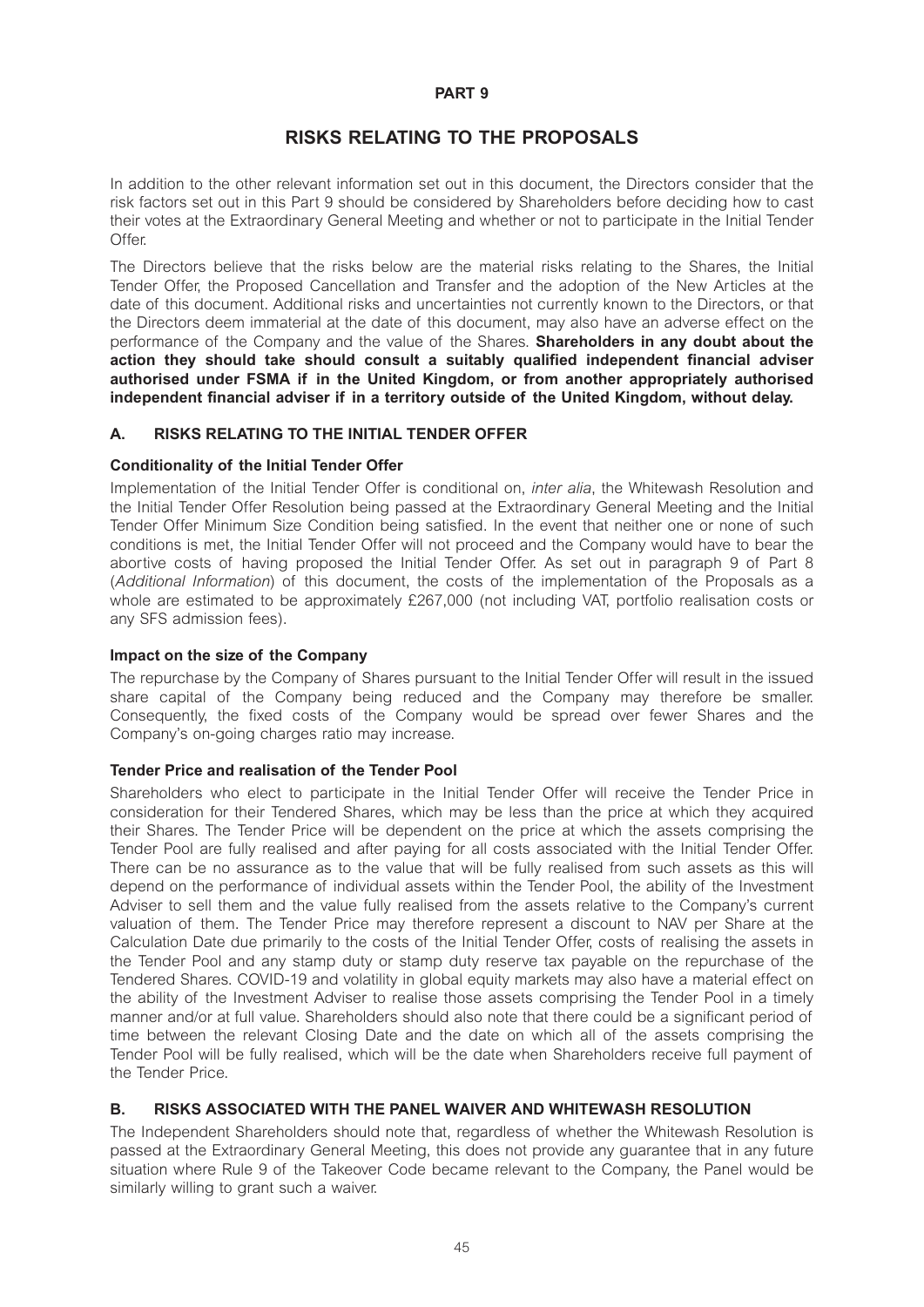# PART 9

# RISKS RELATING TO THE PROPOSALS

In addition to the other relevant information set out in this document, the Directors consider that the risk factors set out in this Part 9 should be considered by Shareholders before deciding how to cast their votes at the Extraordinary General Meeting and whether or not to participate in the Initial Tender Offer.

The Directors believe that the risks below are the material risks relating to the Shares, the Initial Tender Offer, the Proposed Cancellation and Transfer and the adoption of the New Articles at the date of this document. Additional risks and uncertainties not currently known to the Directors, or that the Directors deem immaterial at the date of this document, may also have an adverse effect on the performance of the Company and the value of the Shares. **Shareholders in any doubt about the action they should take should consult a suitably qualified independent financial adviser authorised under FSMA if in the United Kingdom, or from another appropriately authorised independent financial adviser if in a territory outside of the United Kingdom, without delay.**

## A. RISKS RELATING TO THE INITIAL TENDER OFFER

### Conditionality of the Initial Tender Offer

Implementation of the Initial Tender Offer is conditional on, *inter alia*, the Whitewash Resolution and the Initial Tender Offer Resolution being passed at the Extraordinary General Meeting and the Initial Tender Offer Minimum Size Condition being satisfied. In the event that neither one or none of such conditions is met, the Initial Tender Offer will not proceed and the Company would have to bear the abortive costs of having proposed the Initial Tender Offer. As set out in paragraph 9 of Part 8 (*Additional Information*) of this document, the costs of the implementation of the Proposals as a whole are estimated to be approximately £267,000 (not including VAT, portfolio realisation costs or any SFS admission fees).

### Impact on the size of the Company

The repurchase by the Company of Shares pursuant to the Initial Tender Offer will result in the issued share capital of the Company being reduced and the Company may therefore be smaller. Consequently, the fixed costs of the Company would be spread over fewer Shares and the Company's on-going charges ratio may increase.

### Tender Price and realisation of the Tender Pool

Shareholders who elect to participate in the Initial Tender Offer will receive the Tender Price in consideration for their Tendered Shares, which may be less than the price at which they acquired their Shares. The Tender Price will be dependent on the price at which the assets comprising the Tender Pool are fully realised and after paying for all costs associated with the Initial Tender Offer. There can be no assurance as to the value that will be fully realised from such assets as this will depend on the performance of individual assets within the Tender Pool, the ability of the Investment Adviser to sell them and the value fully realised from the assets relative to the Company's current valuation of them. The Tender Price may therefore represent a discount to NAV per Share at the Calculation Date due primarily to the costs of the Initial Tender Offer, costs of realising the assets in the Tender Pool and any stamp duty or stamp duty reserve tax payable on the repurchase of the Tendered Shares. COVID-19 and volatility in global equity markets may also have a material effect on the ability of the Investment Adviser to realise those assets comprising the Tender Pool in a timely manner and/or at full value. Shareholders should also note that there could be a significant period of time between the relevant Closing Date and the date on which all of the assets comprising the Tender Pool will be fully realised, which will be the date when Shareholders receive full payment of the Tender Price.

## B. RISKS ASSOCIATED WITH THE PANEL WAIVER AND WHITEWASH RESOLUTION

The Independent Shareholders should note that, regardless of whether the Whitewash Resolution is passed at the Extraordinary General Meeting, this does not provide any guarantee that in any future situation where Rule 9 of the Takeover Code became relevant to the Company, the Panel would be similarly willing to grant such a waiver.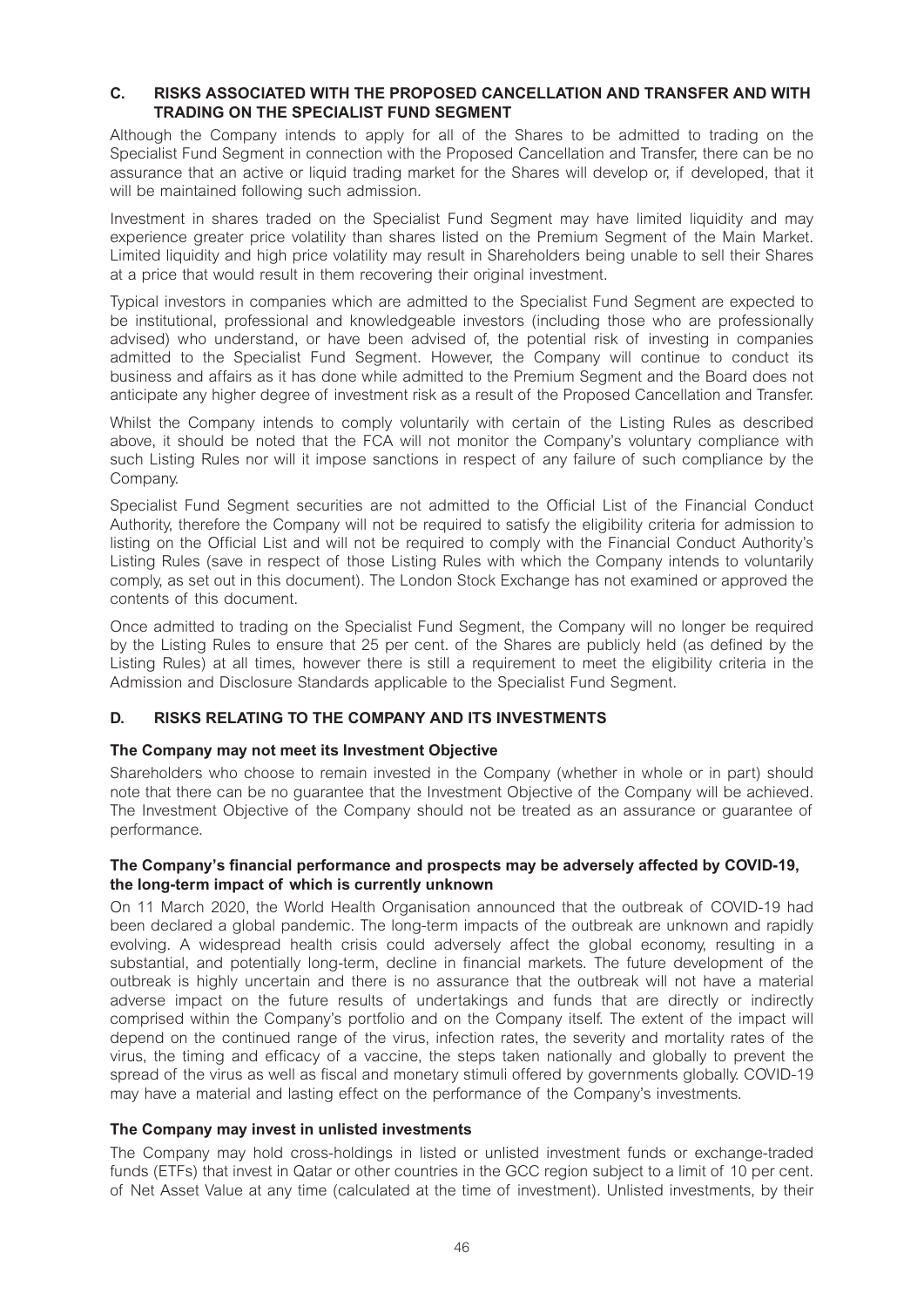## C. RISKS ASSOCIATED WITH THE PROPOSED CANCELLATION AND TRANSFER AND WITH TRADING ON THE SPECIALIST FUND SEGMENT

Although the Company intends to apply for all of the Shares to be admitted to trading on the Specialist Fund Segment in connection with the Proposed Cancellation and Transfer, there can be no assurance that an active or liquid trading market for the Shares will develop or, if developed, that it will be maintained following such admission.

Investment in shares traded on the Specialist Fund Segment may have limited liquidity and may experience greater price volatility than shares listed on the Premium Segment of the Main Market. Limited liquidity and high price volatility may result in Shareholders being unable to sell their Shares at a price that would result in them recovering their original investment.

Typical investors in companies which are admitted to the Specialist Fund Segment are expected to be institutional, professional and knowledgeable investors (including those who are professionally advised) who understand, or have been advised of, the potential risk of investing in companies admitted to the Specialist Fund Segment. However, the Company will continue to conduct its business and affairs as it has done while admitted to the Premium Segment and the Board does not anticipate any higher degree of investment risk as a result of the Proposed Cancellation and Transfer.

Whilst the Company intends to comply voluntarily with certain of the Listing Rules as described above, it should be noted that the FCA will not monitor the Company's voluntary compliance with such Listing Rules nor will it impose sanctions in respect of any failure of such compliance by the Company.

Specialist Fund Segment securities are not admitted to the Official List of the Financial Conduct Authority, therefore the Company will not be required to satisfy the eligibility criteria for admission to listing on the Official List and will not be required to comply with the Financial Conduct Authority's Listing Rules (save in respect of those Listing Rules with which the Company intends to voluntarily comply, as set out in this document). The London Stock Exchange has not examined or approved the contents of this document.

Once admitted to trading on the Specialist Fund Segment, the Company will no longer be required by the Listing Rules to ensure that 25 per cent. of the Shares are publicly held (as defined by the Listing Rules) at all times, however there is still a requirement to meet the eligibility criteria in the Admission and Disclosure Standards applicable to the Specialist Fund Segment.

## D. RISKS RELATING TO THE COMPANY AND ITS INVESTMENTS

### The Company may not meet its Investment Objective

Shareholders who choose to remain invested in the Company (whether in whole or in part) should note that there can be no guarantee that the Investment Objective of the Company will be achieved. The Investment Objective of the Company should not be treated as an assurance or guarantee of performance.

### The Company's financial performance and prospects may be adversely affected by COVID-19, the long-term impact of which is currently unknown

On 11 March 2020, the World Health Organisation announced that the outbreak of COVID-19 had been declared a global pandemic. The long-term impacts of the outbreak are unknown and rapidly evolving. A widespread health crisis could adversely affect the global economy, resulting in a substantial, and potentially long-term, decline in financial markets. The future development of the outbreak is highly uncertain and there is no assurance that the outbreak will not have a material adverse impact on the future results of undertakings and funds that are directly or indirectly comprised within the Company's portfolio and on the Company itself. The extent of the impact will depend on the continued range of the virus, infection rates, the severity and mortality rates of the virus, the timing and efficacy of a vaccine, the steps taken nationally and globally to prevent the spread of the virus as well as fiscal and monetary stimuli offered by governments globally. COVID-19 may have a material and lasting effect on the performance of the Company's investments.

### The Company may invest in unlisted investments

The Company may hold cross-holdings in listed or unlisted investment funds or exchange-traded funds (ETFs) that invest in Qatar or other countries in the GCC region subject to a limit of 10 per cent. of Net Asset Value at any time (calculated at the time of investment). Unlisted investments, by their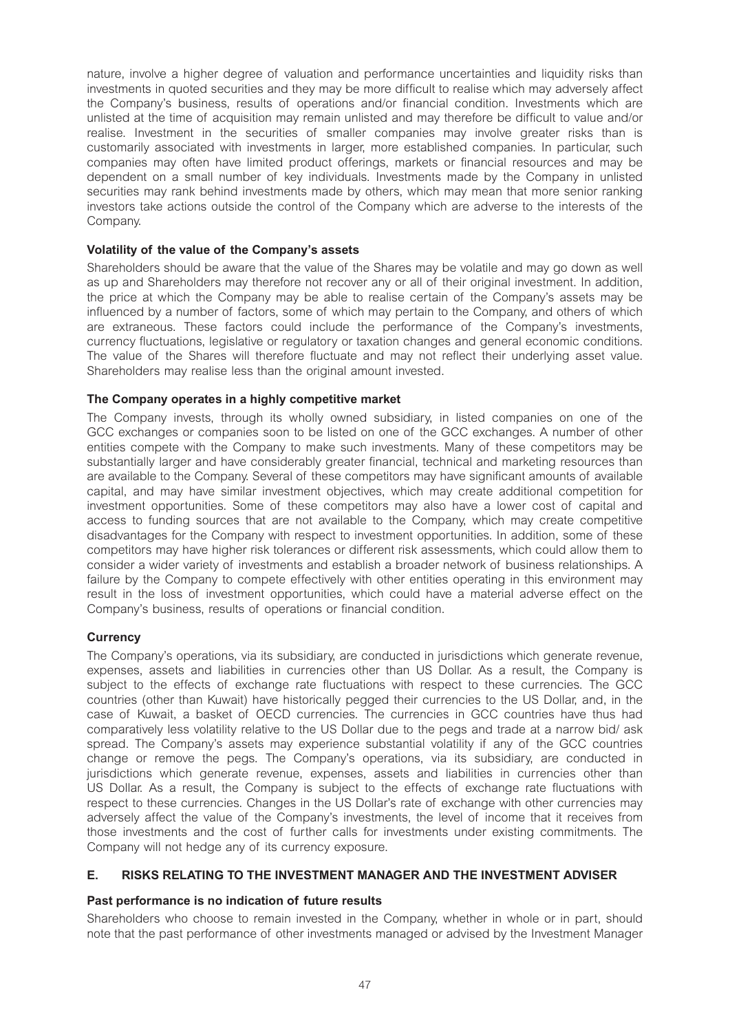nature, involve a higher degree of valuation and performance uncertainties and liquidity risks than investments in quoted securities and they may be more difficult to realise which may adversely affect the Company's business, results of operations and/or financial condition. Investments which are unlisted at the time of acquisition may remain unlisted and may therefore be difficult to value and/or realise. Investment in the securities of smaller companies may involve greater risks than is customarily associated with investments in larger, more established companies. In particular, such companies may often have limited product offerings, markets or financial resources and may be dependent on a small number of key individuals. Investments made by the Company in unlisted securities may rank behind investments made by others, which may mean that more senior ranking investors take actions outside the control of the Company which are adverse to the interests of the Company.

**Volatility of the value of the Company's assets**

Shareholders should be aware that the value of the Shares may be volatile and may go down as well as up and Shareholders may therefore not recover any or all of their original investment. In addition, the price at which the Company may be able to realise certain of the Company's assets may be influenced by a number of factors, some of which may pertain to the Company, and others of which are extraneous. These factors could include the performance of the Company's investments, currency fluctuations, legislative or regulatory or taxation changes and general economic conditions. The value of the Shares will therefore fluctuate and may not reflect their underlying asset value. Shareholders may realise less than the original amount invested.

**The Company operates in a highly competitive market**

The Company invests, through its wholly owned subsidiary, in listed companies on one of the GCC exchanges or companies soon to be listed on one of the GCC exchanges. A number of other entities compete with the Company to make such investments. Many of these competitors may be substantially larger and have considerably greater financial, technical and marketing resources than are available to the Company. Several of these competitors may have significant amounts of available capital, and may have similar investment objectives, which may create additional competition for investment opportunities. Some of these competitors may also have a lower cost of capital and access to funding sources that are not available to the Company, which may create competitive disadvantages for the Company with respect to investment opportunities. In addition, some of these competitors may have higher risk tolerances or different risk assessments, which could allow them to consider a wider variety of investments and establish a broader network of business relationships. A failure by the Company to compete effectively with other entities operating in this environment may result in the loss of investment opportunities, which could have a material adverse effect on the Company's business, results of operations or financial condition.

**Currency**

The Company's operations, via its subsidiary, are conducted in jurisdictions which generate revenue, expenses, assets and liabilities in currencies other than US Dollar. As a result, the Company is subject to the effects of exchange rate fluctuations with respect to these currencies. The GCC countries (other than Kuwait) have historically pegged their currencies to the US Dollar, and, in the case of Kuwait, a basket of OECD currencies. The currencies in GCC countries have thus had comparatively less volatility relative to the US Dollar due to the pegs and trade at a narrow bid/ ask spread. The Company's assets may experience substantial volatility if any of the GCC countries change or remove the pegs. The Company's operations, via its subsidiary, are conducted in jurisdictions which generate revenue, expenses, assets and liabilities in currencies other than US Dollar. As a result, the Company is subject to the effects of exchange rate fluctuations with respect to these currencies. Changes in the US Dollar's rate of exchange with other currencies may adversely affect the value of the Company's investments, the level of income that it receives from those investments and the cost of further calls for investments under existing commitments. The Company will not hedge any of its currency exposure.

## E. RISKS RELATING TO THE INVESTMENT MANAGER AND THE INVESTMENT ADVISER

**Past performance is no indication of future results**

Shareholders who choose to remain invested in the Company, whether in whole or in part, should note that the past performance of other investments managed or advised by the Investment Manager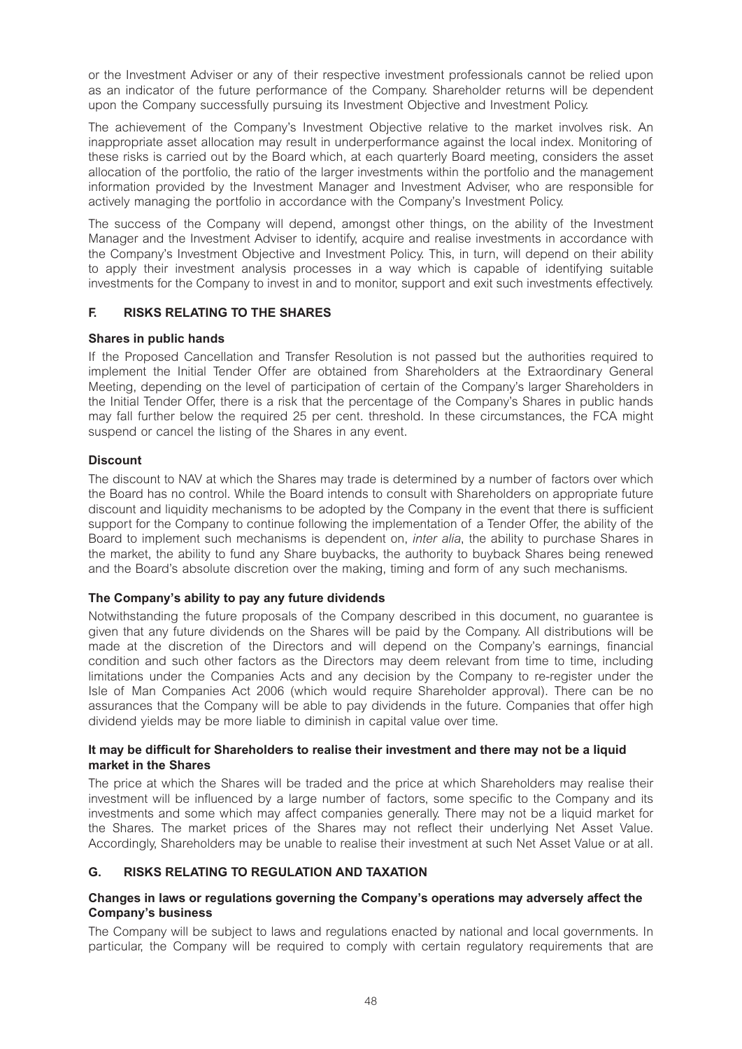or the Investment Adviser or any of their respective investment professionals cannot be relied upon as an indicator of the future performance of the Company. Shareholder returns will be dependent upon the Company successfully pursuing its Investment Objective and Investment Policy.

The achievement of the Company's Investment Objective relative to the market involves risk. An inappropriate asset allocation may result in underperformance against the local index. Monitoring of these risks is carried out by the Board which, at each quarterly Board meeting, considers the asset allocation of the portfolio, the ratio of the larger investments within the portfolio and the management information provided by the Investment Manager and Investment Adviser, who are responsible for actively managing the portfolio in accordance with the Company's Investment Policy.

The success of the Company will depend, amongst other things, on the ability of the Investment Manager and the Investment Adviser to identify, acquire and realise investments in accordance with the Company's Investment Objective and Investment Policy. This, in turn, will depend on their ability to apply their investment analysis processes in a way which is capable of identifying suitable investments for the Company to invest in and to monitor, support and exit such investments effectively.

## F. RISKS RELATING TO THE SHARES

### Shares in public hands

If the Proposed Cancellation and Transfer Resolution is not passed but the authorities required to implement the Initial Tender Offer are obtained from Shareholders at the Extraordinary General Meeting, depending on the level of participation of certain of the Company's larger Shareholders in the Initial Tender Offer, there is a risk that the percentage of the Company's Shares in public hands may fall further below the required 25 per cent. threshold. In these circumstances, the FCA might suspend or cancel the listing of the Shares in any event.

### Discount

The discount to NAV at which the Shares may trade is determined by a number of factors over which the Board has no control. While the Board intends to consult with Shareholders on appropriate future discount and liquidity mechanisms to be adopted by the Company in the event that there is sufficient support for the Company to continue following the implementation of a Tender Offer, the ability of the Board to implement such mechanisms is dependent on, *inter alia*, the ability to purchase Shares in the market, the ability to fund any Share buybacks, the authority to buyback Shares being renewed and the Board's absolute discretion over the making, timing and form of any such mechanisms.

### The Company's ability to pay any future dividends

Notwithstanding the future proposals of the Company described in this document, no guarantee is given that any future dividends on the Shares will be paid by the Company. All distributions will be made at the discretion of the Directors and will depend on the Company's earnings, financial condition and such other factors as the Directors may deem relevant from time to time, including limitations under the Companies Acts and any decision by the Company to re-register under the Isle of Man Companies Act 2006 (which would require Shareholder approval). There can be no assurances that the Company will be able to pay dividends in the future. Companies that offer high dividend yields may be more liable to diminish in capital value over time.

### It may be difficult for Shareholders to realise their investment and there may not be a liquid market in the Shares

The price at which the Shares will be traded and the price at which Shareholders may realise their investment will be influenced by a large number of factors, some specific to the Company and its investments and some which may affect companies generally. There may not be a liquid market for the Shares. The market prices of the Shares may not reflect their underlying Net Asset Value. Accordingly, Shareholders may be unable to realise their investment at such Net Asset Value or at all.

## G. RISKS RELATING TO REGULATION AND TAXATION

### Changes in laws or regulations governing the Company's operations may adversely affect the Company's business

The Company will be subject to laws and regulations enacted by national and local governments. In particular, the Company will be required to comply with certain regulatory requirements that are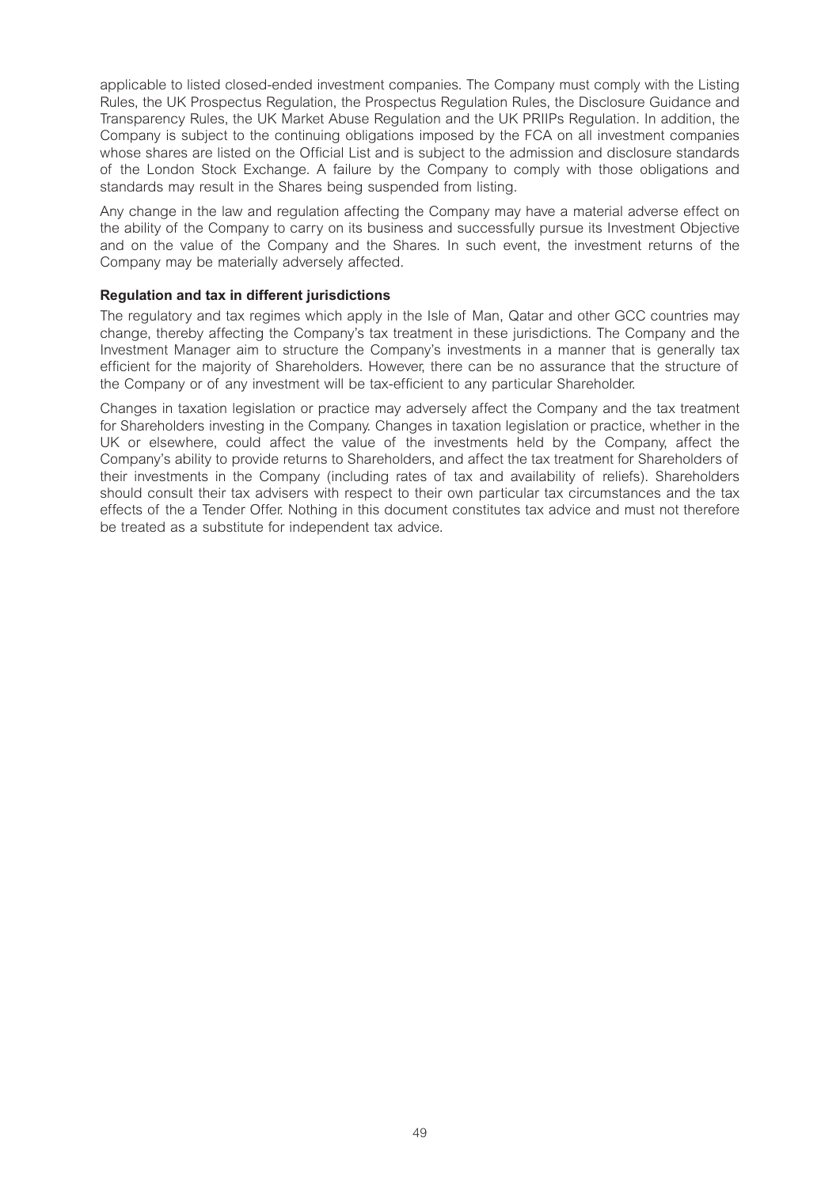applicable to listed closed-ended investment companies. The Company must comply with the Listing Rules, the UK Prospectus Regulation, the Prospectus Regulation Rules, the Disclosure Guidance and Transparency Rules, the UK Market Abuse Regulation and the UK PRIIPs Regulation. In addition, the Company is subject to the continuing obligations imposed by the FCA on all investment companies whose shares are listed on the Official List and is subject to the admission and disclosure standards of the London Stock Exchange. A failure by the Company to comply with those obligations and standards may result in the Shares being suspended from listing.

Any change in the law and regulation affecting the Company may have a material adverse effect on the ability of the Company to carry on its business and successfully pursue its Investment Objective and on the value of the Company and the Shares. In such event, the investment returns of the Company may be materially adversely affected.

**Regulation and tax in different jurisdictions**

The regulatory and tax regimes which apply in the Isle of Man, Qatar and other GCC countries may change, thereby affecting the Company's tax treatment in these jurisdictions. The Company and the Investment Manager aim to structure the Company's investments in a manner that is generally tax efficient for the majority of Shareholders. However, there can be no assurance that the structure of the Company or of any investment will be tax-efficient to any particular Shareholder.

Changes in taxation legislation or practice may adversely affect the Company and the tax treatment for Shareholders investing in the Company. Changes in taxation legislation or practice, whether in the UK or elsewhere, could affect the value of the investments held by the Company, affect the Company's ability to provide returns to Shareholders, and affect the tax treatment for Shareholders of their investments in the Company (including rates of tax and availability of reliefs). Shareholders should consult their tax advisers with respect to their own particular tax circumstances and the tax effects of the a Tender Offer. Nothing in this document constitutes tax advice and must not therefore be treated as a substitute for independent tax advice.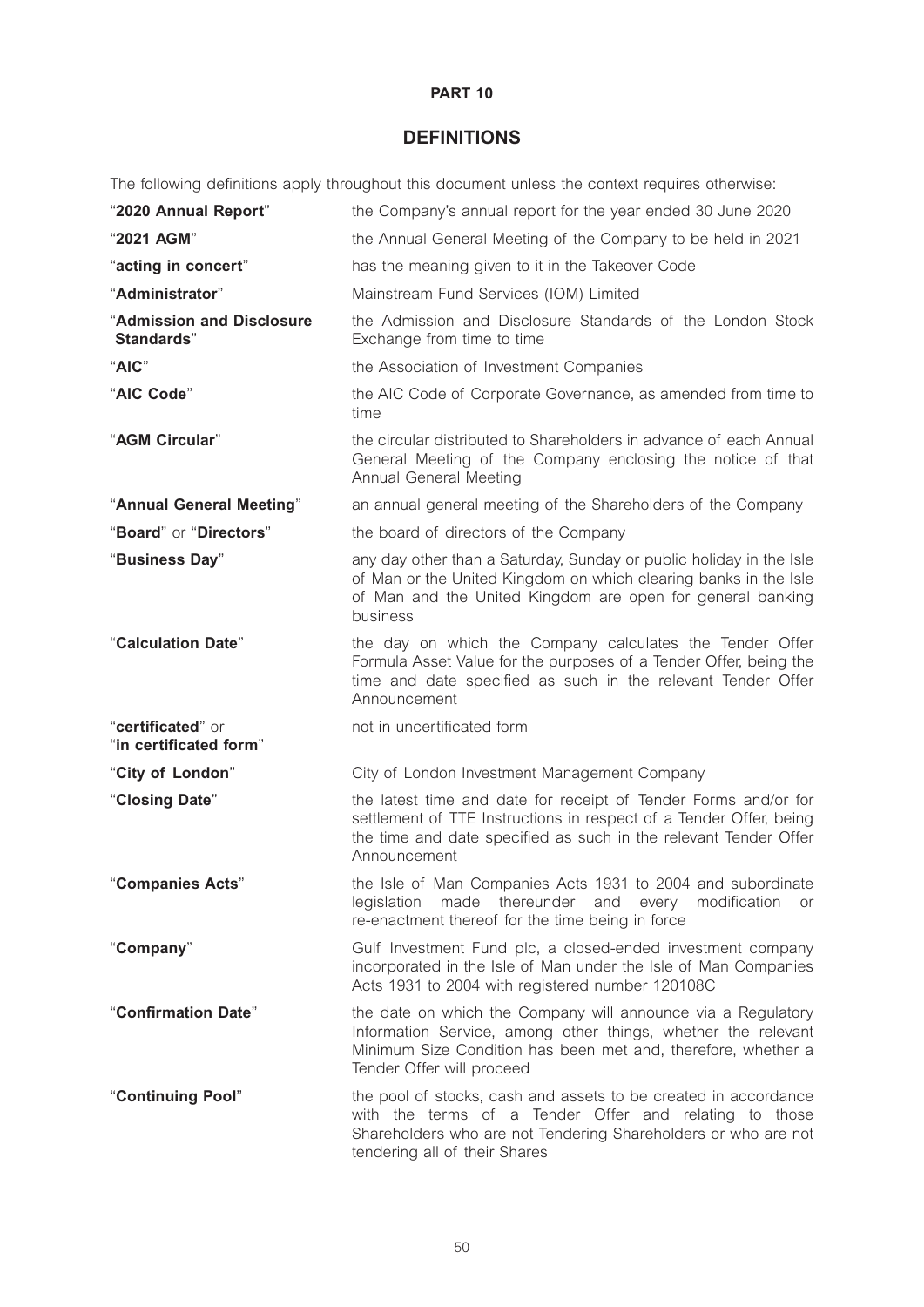# PART 10

## DEFINITIONS

The following definitions apply throughout this document unless the context requires otherwise:

| | |
|---|---|
| "**2020 Annual Report**" | the Company's annual report for the year ended 30 June 2020 |
| "**2021 AGM**" | the Annual General Meeting of the Company to be held in 2021 |
| "**acting in concert**" | has the meaning given to it in the Takeover Code |
| "**Administrator**" | Mainstream Fund Services (IOM) Limited |
| "**Admission and Disclosure Standards**" | the Admission and Disclosure Standards of the London Stock Exchange from time to time |
| "**AIC**" | the Association of Investment Companies |
| "**AIC Code**" | the AIC Code of Corporate Governance, as amended from time to time |
| "**AGM Circular**" | the circular distributed to Shareholders in advance of each Annual General Meeting of the Company enclosing the notice of that Annual General Meeting |
| "**Annual General Meeting**" | an annual general meeting of the Shareholders of the Company |
| "**Board**" or "**Directors**" | the board of directors of the Company |
| "**Business Day**" | any day other than a Saturday, Sunday or public holiday in the Isle of Man or the United Kingdom on which clearing banks in the Isle of Man and the United Kingdom are open for general banking business |
| "**Calculation Date**" | the day on which the Company calculates the Tender Offer Formula Asset Value for the purposes of a Tender Offer, being the time and date specified as such in the relevant Tender Offer Announcement |
| "**certificated**" or "**in certificated form**" | not in uncertificated form |
| "**City of London**" | City of London Investment Management Company |
| "**Closing Date**" | the latest time and date for receipt of Tender Forms and/or for settlement of TTE Instructions in respect of a Tender Offer, being the time and date specified as such in the relevant Tender Offer Announcement |
| "**Companies Acts**" | the Isle of Man Companies Acts 1931 to 2004 and subordinate legislation made thereunder and every modification or re-enactment thereof for the time being in force |
| "**Company**" | Gulf Investment Fund plc, a closed-ended investment company incorporated in the Isle of Man under the Isle of Man Companies Acts 1931 to 2004 with registered number 120108C |
| "**Confirmation Date**" | the date on which the Company will announce via a Regulatory Information Service, among other things, whether the relevant Minimum Size Condition has been met and, therefore, whether a Tender Offer will proceed |
| "**Continuing Pool**" | the pool of stocks, cash and assets to be created in accordance with the terms of a Tender Offer and relating to those Shareholders who are not Tendering Shareholders or who are not tendering all of their Shares |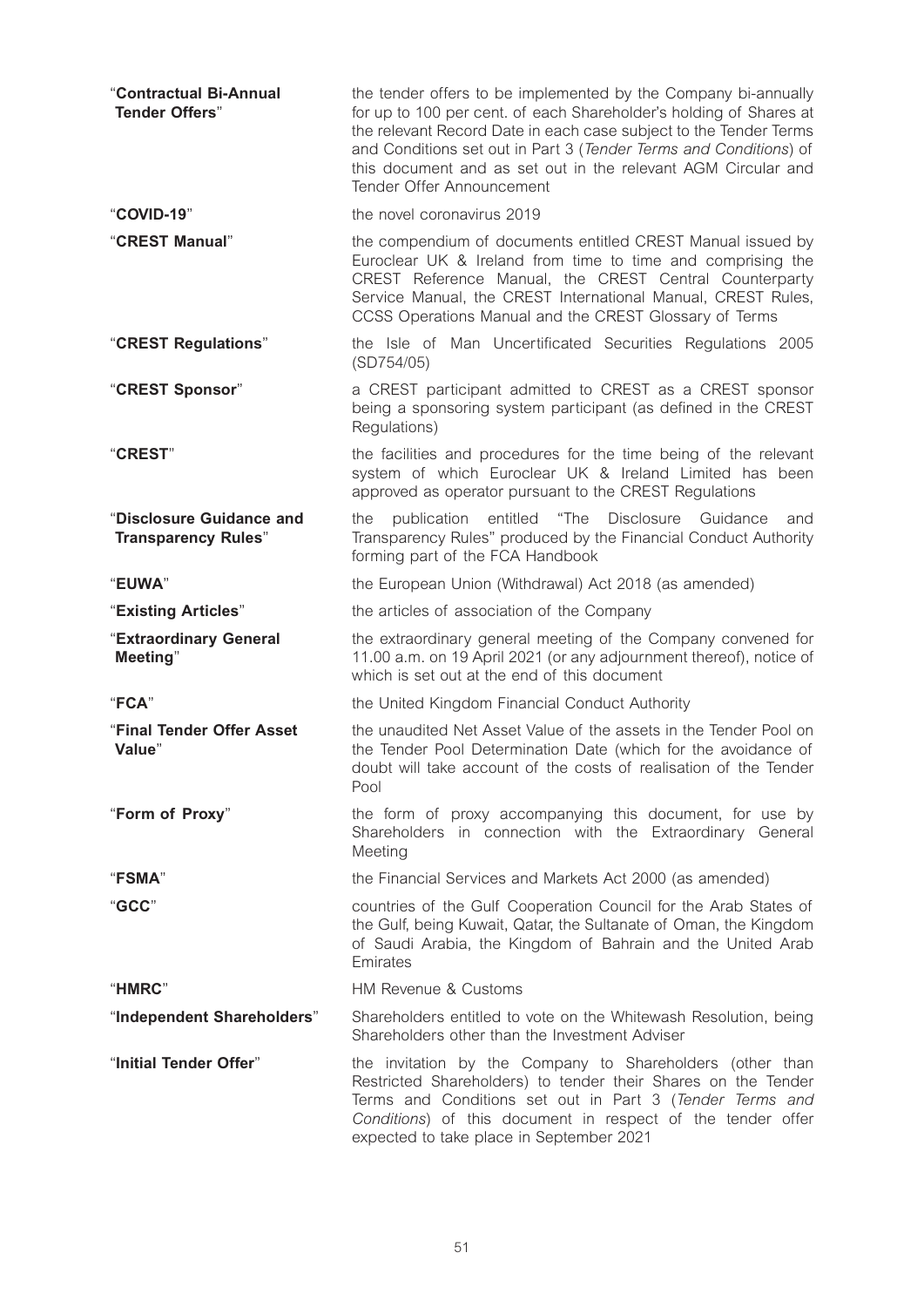| | |
|---|---|
| "**Contractual Bi-Annual Tender Offers**" | the tender offers to be implemented by the Company bi-annually for up to 100 per cent. of each Shareholder's holding of Shares at the relevant Record Date in each case subject to the Tender Terms and Conditions set out in Part 3 (*Tender Terms and Conditions*) of this document and as set out in the relevant AGM Circular and Tender Offer Announcement |
| "**COVID-19**" | the novel coronavirus 2019 |
| "**CREST Manual**" | the compendium of documents entitled CREST Manual issued by Euroclear UK & Ireland from time to time and comprising the CREST Reference Manual, the CREST Central Counterparty Service Manual, the CREST International Manual, CREST Rules, CCSS Operations Manual and the CREST Glossary of Terms |
| "**CREST Regulations**" | the Isle of Man Uncertificated Securities Regulations 2005 (SD754/05) |
| "**CREST Sponsor**" | a CREST participant admitted to CREST as a CREST sponsor being a sponsoring system participant (as defined in the CREST Regulations) |
| "**CREST**" | the facilities and procedures for the time being of the relevant system of which Euroclear UK & Ireland Limited has been approved as operator pursuant to the CREST Regulations |
| "**Disclosure Guidance and Transparency Rules**" | the publication entitled "The Disclosure Guidance and Transparency Rules" produced by the Financial Conduct Authority forming part of the FCA Handbook |
| "**EUWA**" | the European Union (Withdrawal) Act 2018 (as amended) |
| "**Existing Articles**" | the articles of association of the Company |
| "**Extraordinary General Meeting**" | the extraordinary general meeting of the Company convened for 11.00 a.m. on 19 April 2021 (or any adjournment thereof), notice of which is set out at the end of this document |
| "**FCA**" | the United Kingdom Financial Conduct Authority |
| "**Final Tender Offer Asset Value**" | the unaudited Net Asset Value of the assets in the Tender Pool on the Tender Pool Determination Date (which for the avoidance of doubt will take account of the costs of realisation of the Tender Pool |
| "**Form of Proxy**" | the form of proxy accompanying this document, for use by Shareholders in connection with the Extraordinary General Meeting |
| "**FSMA**" | the Financial Services and Markets Act 2000 (as amended) |
| "**GCC**" | countries of the Gulf Cooperation Council for the Arab States of the Gulf, being Kuwait, Qatar, the Sultanate of Oman, the Kingdom of Saudi Arabia, the Kingdom of Bahrain and the United Arab Emirates |
| "**HMRC**" | HM Revenue & Customs |
| "**Independent Shareholders**" | Shareholders entitled to vote on the Whitewash Resolution, being Shareholders other than the Investment Adviser |
| "**Initial Tender Offer**" | the invitation by the Company to Shareholders (other than Restricted Shareholders) to tender their Shares on the Tender Terms and Conditions set out in Part 3 (*Tender Terms and Conditions*) of this document in respect of the tender offer expected to take place in September 2021 |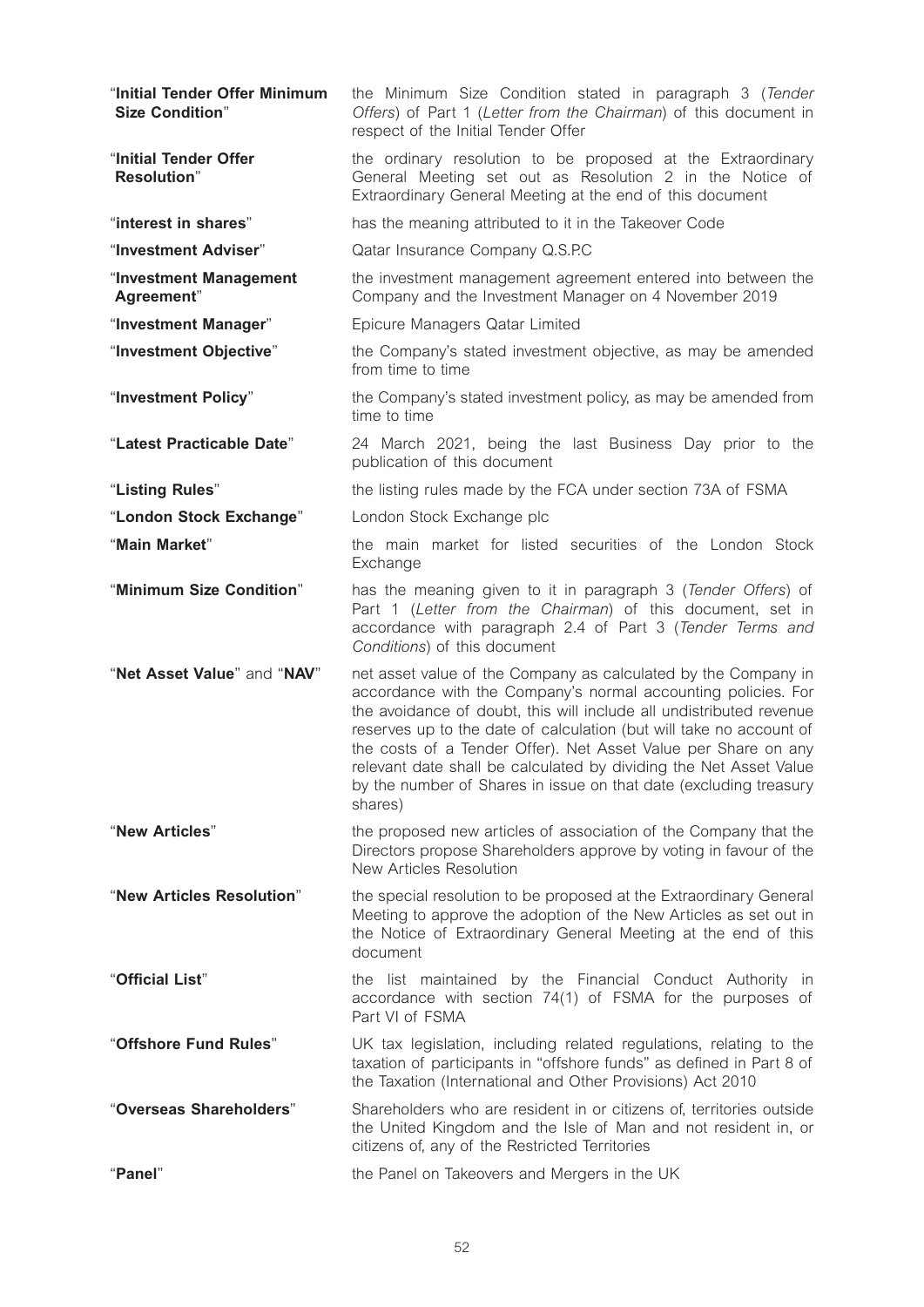| | |
|---|---|
| "**Initial Tender Offer Minimum Size Condition**" | the Minimum Size Condition stated in paragraph 3 (*Tender Offers*) of Part 1 (*Letter from the Chairman*) of this document in respect of the Initial Tender Offer |
| "**Initial Tender Offer Resolution**" | the ordinary resolution to be proposed at the Extraordinary General Meeting set out as Resolution 2 in the Notice of Extraordinary General Meeting at the end of this document |
| "**interest in shares**" | has the meaning attributed to it in the Takeover Code |
| "**Investment Adviser**" | Qatar Insurance Company Q.S.P.C |
| "**Investment Management Agreement**" | the investment management agreement entered into between the Company and the Investment Manager on 4 November 2019 |
| "**Investment Manager**" | Epicure Managers Qatar Limited |
| "**Investment Objective**" | the Company's stated investment objective, as may be amended from time to time |
| "**Investment Policy**" | the Company's stated investment policy, as may be amended from time to time |
| "**Latest Practicable Date**" | 24 March 2021, being the last Business Day prior to the publication of this document |
| "**Listing Rules**" | the listing rules made by the FCA under section 73A of FSMA |
| "**London Stock Exchange**" | London Stock Exchange plc |
| "**Main Market**" | the main market for listed securities of the London Stock Exchange |
| "**Minimum Size Condition**" | has the meaning given to it in paragraph 3 (*Tender Offers*) of Part 1 (*Letter from the Chairman*) of this document, set in accordance with paragraph 2.4 of Part 3 (*Tender Terms and Conditions*) of this document |
| "**Net Asset Value**" and "**NAV**" | net asset value of the Company as calculated by the Company in accordance with the Company's normal accounting policies. For the avoidance of doubt, this will include all undistributed revenue reserves up to the date of calculation (but will take no account of the costs of a Tender Offer). Net Asset Value per Share on any relevant date shall be calculated by dividing the Net Asset Value by the number of Shares in issue on that date (excluding treasury shares) |
| "**New Articles**" | the proposed new articles of association of the Company that the Directors propose Shareholders approve by voting in favour of the New Articles Resolution |
| "**New Articles Resolution**" | the special resolution to be proposed at the Extraordinary General Meeting to approve the adoption of the New Articles as set out in the Notice of Extraordinary General Meeting at the end of this document |
| "**Official List**" | the list maintained by the Financial Conduct Authority in accordance with section 74(1) of FSMA for the purposes of Part VI of FSMA |
| "**Offshore Fund Rules**" | UK tax legislation, including related regulations, relating to the taxation of participants in "offshore funds" as defined in Part 8 of the Taxation (International and Other Provisions) Act 2010 |
| "**Overseas Shareholders**" | Shareholders who are resident in or citizens of, territories outside the United Kingdom and the Isle of Man and not resident in, or citizens of, any of the Restricted Territories |
| "**Panel**" | the Panel on Takeovers and Mergers in the UK |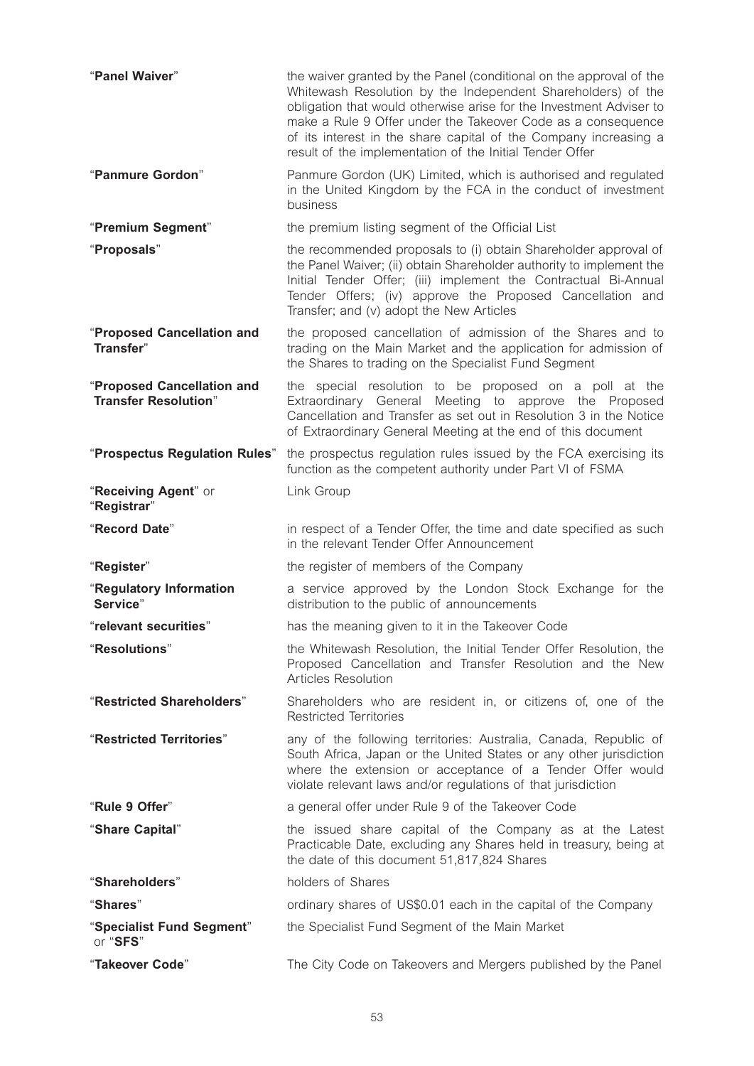| | |
|---|---|
| "**Panel Waiver**" | the waiver granted by the Panel (conditional on the approval of the Whitewash Resolution by the Independent Shareholders) of the obligation that would otherwise arise for the Investment Adviser to make a Rule 9 Offer under the Takeover Code as a consequence of its interest in the share capital of the Company increasing a result of the implementation of the Initial Tender Offer |
| "**Panmure Gordon**" | Panmure Gordon (UK) Limited, which is authorised and regulated in the United Kingdom by the FCA in the conduct of investment business |
| "**Premium Segment**" | the premium listing segment of the Official List |
| "**Proposals**" | the recommended proposals to (i) obtain Shareholder approval of the Panel Waiver; (ii) obtain Shareholder authority to implement the Initial Tender Offer; (iii) implement the Contractual Bi-Annual Tender Offers; (iv) approve the Proposed Cancellation and Transfer; and (v) adopt the New Articles |
| "**Proposed Cancellation and Transfer**" | the proposed cancellation of admission of the Shares and to trading on the Main Market and the application for admission of the Shares to trading on the Specialist Fund Segment |
| "**Proposed Cancellation and Transfer Resolution**" | the special resolution to be proposed on a poll at the Extraordinary General Meeting to approve the Proposed Cancellation and Transfer as set out in Resolution 3 in the Notice of Extraordinary General Meeting at the end of this document |
| "**Prospectus Regulation Rules**" | the prospectus regulation rules issued by the FCA exercising its function as the competent authority under Part VI of FSMA |
| "**Receiving Agent**" or "**Registrar**" | Link Group |
| "**Record Date**" | in respect of a Tender Offer, the time and date specified as such in the relevant Tender Offer Announcement |
| "**Register**" | the register of members of the Company |
| "**Regulatory Information Service**" | a service approved by the London Stock Exchange for the distribution to the public of announcements |
| "**relevant securities**" | has the meaning given to it in the Takeover Code |
| "**Resolutions**" | the Whitewash Resolution, the Initial Tender Offer Resolution, the Proposed Cancellation and Transfer Resolution and the New Articles Resolution |
| "**Restricted Shareholders**" | Shareholders who are resident in, or citizens of, one of the Restricted Territories |
| "**Restricted Territories**" | any of the following territories: Australia, Canada, Republic of South Africa, Japan or the United States or any other jurisdiction where the extension or acceptance of a Tender Offer would violate relevant laws and/or regulations of that jurisdiction |
| "**Rule 9 Offer**" | a general offer under Rule 9 of the Takeover Code |
| "**Share Capital**" | the issued share capital of the Company as at the Latest Practicable Date, excluding any Shares held in treasury, being at the date of this document 51,817,824 Shares |
| "**Shareholders**" | holders of Shares |
| "**Shares**" | ordinary shares of US$0.01 each in the capital of the Company |
| "**Specialist Fund Segment**" or "**SFS**" | the Specialist Fund Segment of the Main Market |
| "**Takeover Code**" | The City Code on Takeovers and Mergers published by the Panel |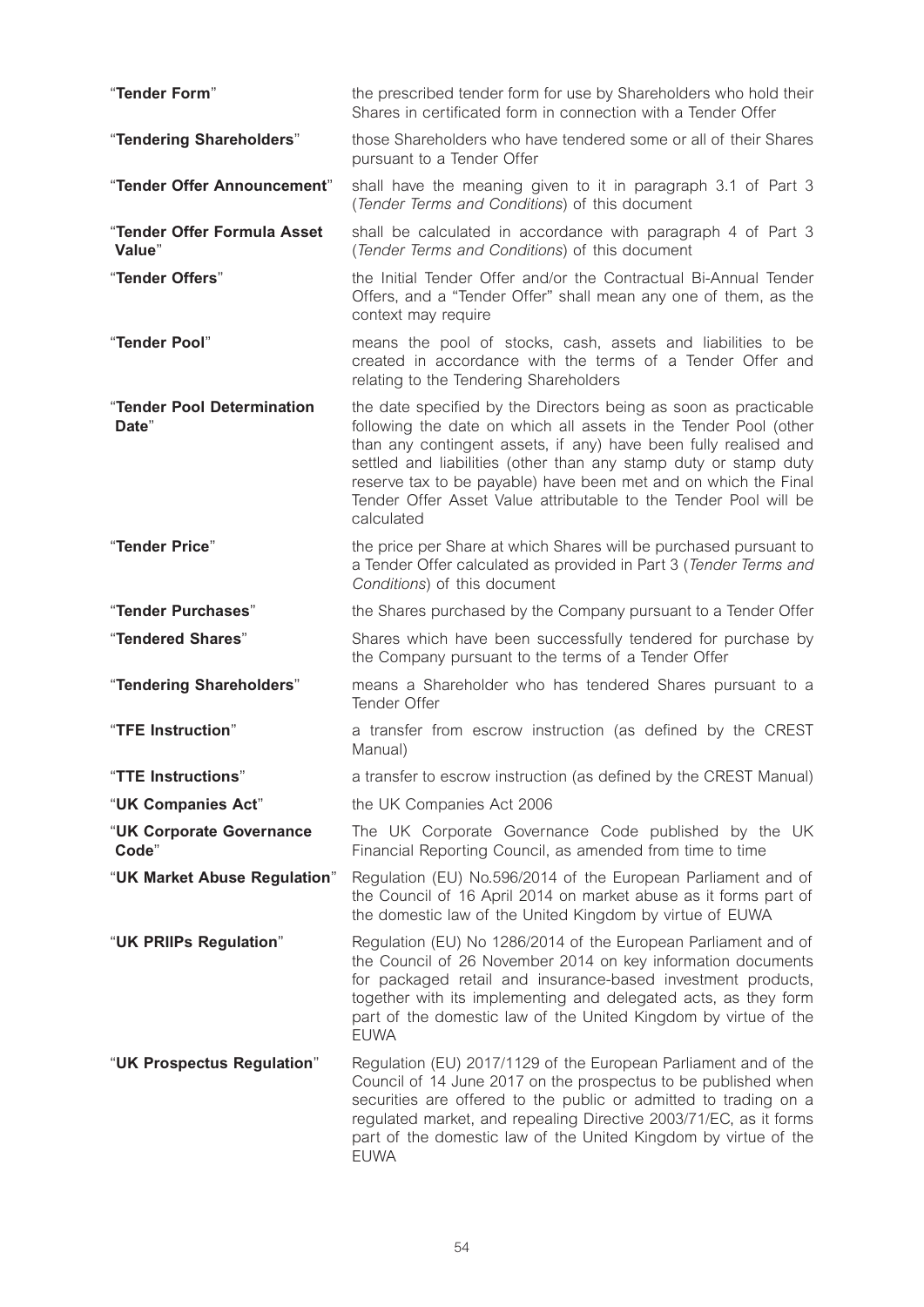| | |
|---|---|
| "**Tender Form**" | the prescribed tender form for use by Shareholders who hold their Shares in certificated form in connection with a Tender Offer |
| "**Tendering Shareholders**" | those Shareholders who have tendered some or all of their Shares pursuant to a Tender Offer |
| "**Tender Offer Announcement**" | shall have the meaning given to it in paragraph 3.1 of Part 3 (*Tender Terms and Conditions*) of this document |
| "**Tender Offer Formula Asset Value**" | shall be calculated in accordance with paragraph 4 of Part 3 (*Tender Terms and Conditions*) of this document |
| "**Tender Offers**" | the Initial Tender Offer and/or the Contractual Bi-Annual Tender Offers, and a "Tender Offer" shall mean any one of them, as the context may require |
| "**Tender Pool**" | means the pool of stocks, cash, assets and liabilities to be created in accordance with the terms of a Tender Offer and relating to the Tendering Shareholders |
| "**Tender Pool Determination Date**" | the date specified by the Directors being as soon as practicable following the date on which all assets in the Tender Pool (other than any contingent assets, if any) have been fully realised and settled and liabilities (other than any stamp duty or stamp duty reserve tax to be payable) have been met and on which the Final Tender Offer Asset Value attributable to the Tender Pool will be calculated |
| "**Tender Price**" | the price per Share at which Shares will be purchased pursuant to a Tender Offer calculated as provided in Part 3 (*Tender Terms and Conditions*) of this document |
| "**Tender Purchases**" | the Shares purchased by the Company pursuant to a Tender Offer |
| "**Tendered Shares**" | Shares which have been successfully tendered for purchase by the Company pursuant to the terms of a Tender Offer |
| "**Tendering Shareholders**" | means a Shareholder who has tendered Shares pursuant to a Tender Offer |
| "**TFE Instruction**" | a transfer from escrow instruction (as defined by the CREST Manual) |
| "**TTE Instructions**" | a transfer to escrow instruction (as defined by the CREST Manual) |
| "**UK Companies Act**" | the UK Companies Act 2006 |
| "**UK Corporate Governance Code**" | The UK Corporate Governance Code published by the UK Financial Reporting Council, as amended from time to time |
| "**UK Market Abuse Regulation**" | Regulation (EU) No.596/2014 of the European Parliament and of the Council of 16 April 2014 on market abuse as it forms part of the domestic law of the United Kingdom by virtue of EUWA |
| "**UK PRIIPs Regulation**" | Regulation (EU) No 1286/2014 of the European Parliament and of the Council of 26 November 2014 on key information documents for packaged retail and insurance-based investment products, together with its implementing and delegated acts, as they form part of the domestic law of the United Kingdom by virtue of the EUWA |
| "**UK Prospectus Regulation**" | Regulation (EU) 2017/1129 of the European Parliament and of the Council of 14 June 2017 on the prospectus to be published when securities are offered to the public or admitted to trading on a regulated market, and repealing Directive 2003/71/EC, as it forms part of the domestic law of the United Kingdom by virtue of the EUWA |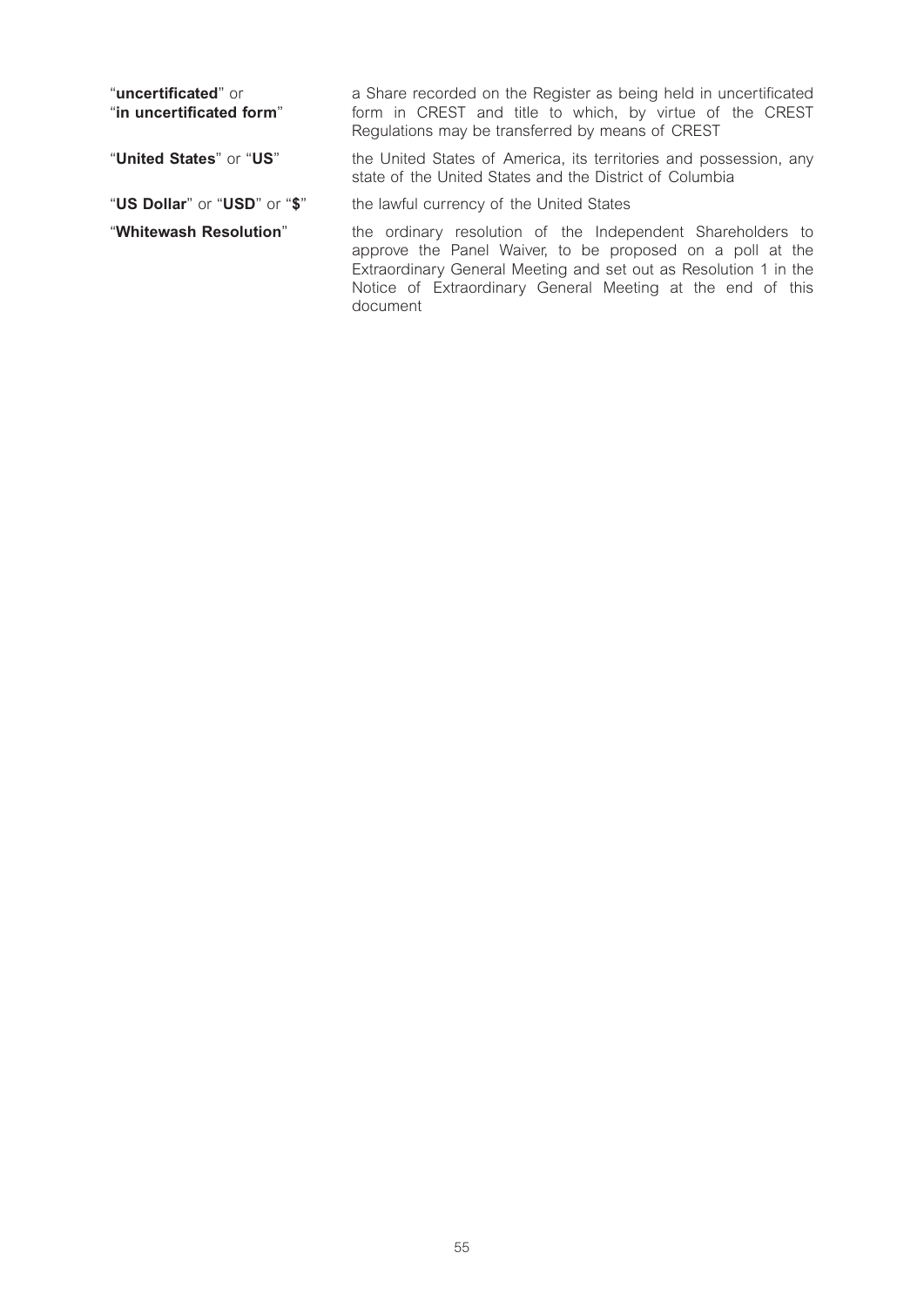| | |
|---|---|
| "**uncertificated**" or "**in uncertificated form**" | a Share recorded on the Register as being held in uncertificated form in CREST and title to which, by virtue of the CREST Regulations may be transferred by means of CREST |
| "**United States**" or "**US**" | the United States of America, its territories and possession, any state of the United States and the District of Columbia |
| "**US Dollar**" or "**USD**" or "**$**" | the lawful currency of the United States |
| "**Whitewash Resolution**" | the ordinary resolution of the Independent Shareholders to approve the Panel Waiver, to be proposed on a poll at the Extraordinary General Meeting and set out as Resolution 1 in the Notice of Extraordinary General Meeting at the end of this document |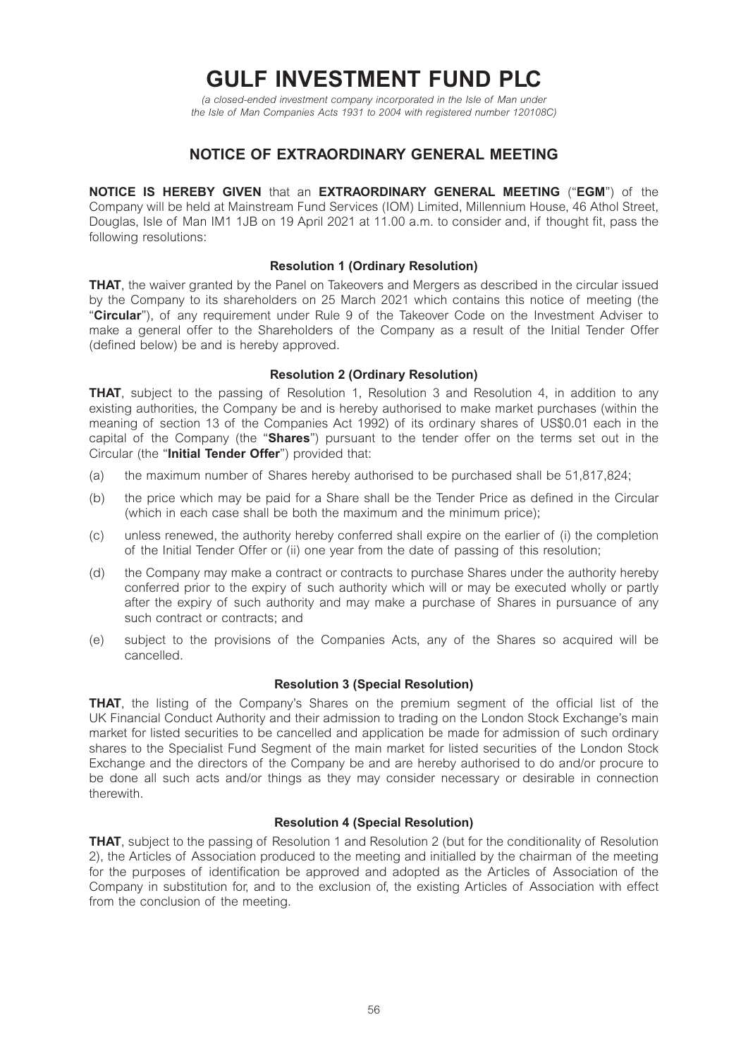# GULF INVESTMENT FUND PLC

*(a closed-ended investment company incorporated in the Isle of Man under the Isle of Man Companies Acts 1931 to 2004 with registered number 120108C)*

## NOTICE OF EXTRAORDINARY GENERAL MEETING

**NOTICE IS HEREBY GIVEN** that an **EXTRAORDINARY GENERAL MEETING** ("**EGM**") of the Company will be held at Mainstream Fund Services (IOM) Limited, Millennium House, 46 Athol Street, Douglas, Isle of Man IM1 1JB on 19 April 2021 at 11.00 a.m. to consider and, if thought fit, pass the following resolutions:

### Resolution 1 (Ordinary Resolution)

**THAT**, the waiver granted by the Panel on Takeovers and Mergers as described in the circular issued by the Company to its shareholders on 25 March 2021 which contains this notice of meeting (the "**Circular**"), of any requirement under Rule 9 of the Takeover Code on the Investment Adviser to make a general offer to the Shareholders of the Company as a result of the Initial Tender Offer (defined below) be and is hereby approved.

### Resolution 2 (Ordinary Resolution)

**THAT**, subject to the passing of Resolution 1, Resolution 3 and Resolution 4, in addition to any existing authorities, the Company be and is hereby authorised to make market purchases (within the meaning of section 13 of the Companies Act 1992) of its ordinary shares of US$0.01 each in the capital of the Company (the "**Shares**") pursuant to the tender offer on the terms set out in the Circular (the "**Initial Tender Offer**") provided that:

(a) the maximum number of Shares hereby authorised to be purchased shall be 51,817,824;

(b) the price which may be paid for a Share shall be the Tender Price as defined in the Circular (which in each case shall be both the maximum and the minimum price);

(c) unless renewed, the authority hereby conferred shall expire on the earlier of (i) the completion of the Initial Tender Offer or (ii) one year from the date of passing of this resolution;

(d) the Company may make a contract or contracts to purchase Shares under the authority hereby conferred prior to the expiry of such authority which will or may be executed wholly or partly after the expiry of such authority and may make a purchase of Shares in pursuance of any such contract or contracts; and

(e) subject to the provisions of the Companies Acts, any of the Shares so acquired will be cancelled.

### Resolution 3 (Special Resolution)

**THAT**, the listing of the Company's Shares on the premium segment of the official list of the UK Financial Conduct Authority and their admission to trading on the London Stock Exchange's main market for listed securities to be cancelled and application be made for admission of such ordinary shares to the Specialist Fund Segment of the main market for listed securities of the London Stock Exchange and the directors of the Company be and are hereby authorised to do and/or procure to be done all such acts and/or things as they may consider necessary or desirable in connection therewith.

### Resolution 4 (Special Resolution)

**THAT**, subject to the passing of Resolution 1 and Resolution 2 (but for the conditionality of Resolution 2), the Articles of Association produced to the meeting and initialled by the chairman of the meeting for the purposes of identification be approved and adopted as the Articles of Association of the Company in substitution for, and to the exclusion of, the existing Articles of Association with effect from the conclusion of the meeting.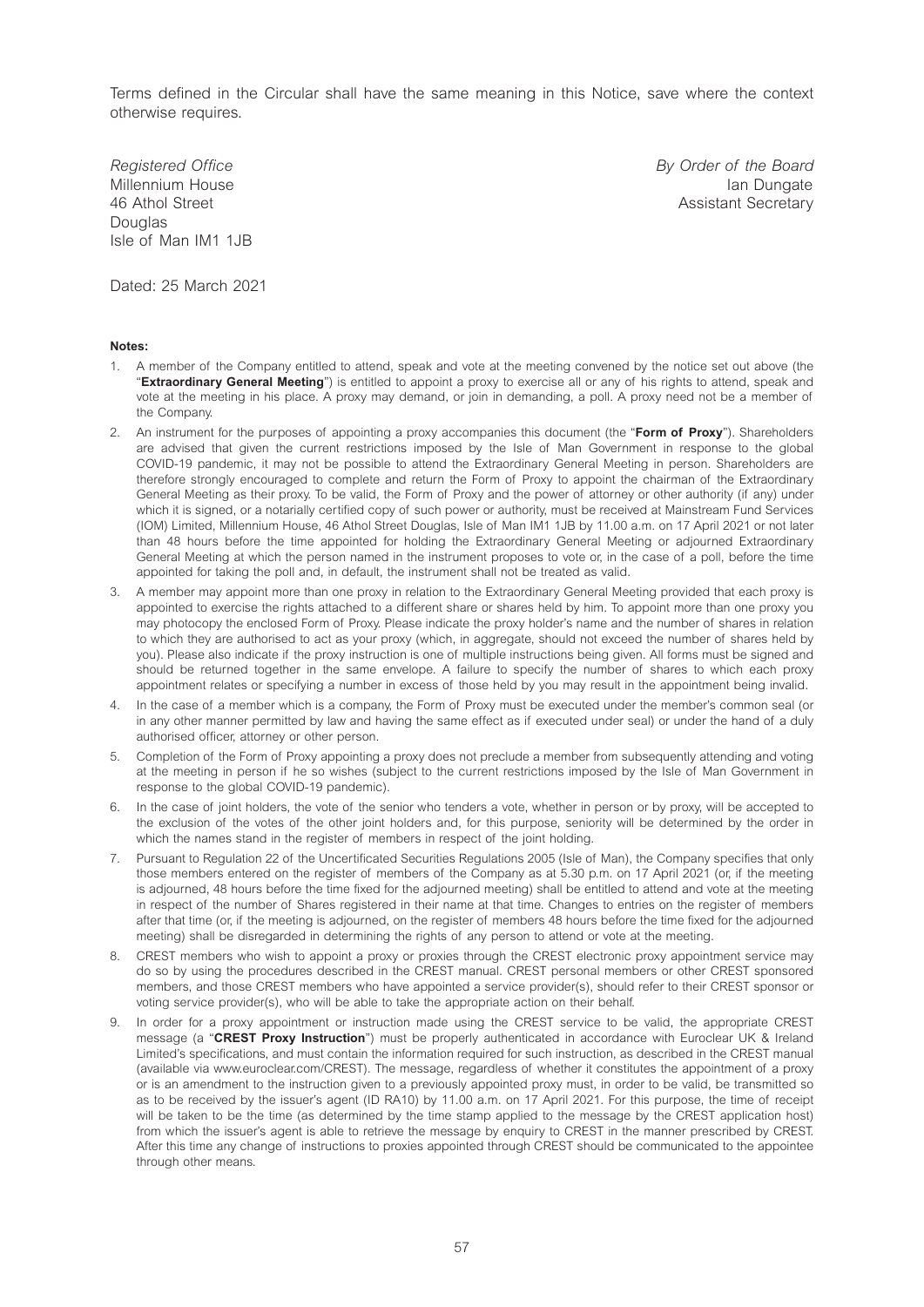Terms defined in the Circular shall have the same meaning in this Notice, save where the context otherwise requires.

*Registered Office*
Millennium House
46 Athol Street
Douglas
Isle of Man IM1 1JB

*By Order of the Board*
Ian Dungate
Assistant Secretary

Dated: 25 March 2021

**Notes:**

1. A member of the Company entitled to attend, speak and vote at the meeting convened by the notice set out above (the "**Extraordinary General Meeting**") is entitled to appoint a proxy to exercise all or any of his rights to attend, speak and vote at the meeting in his place. A proxy may demand, or join in demanding, a poll. A proxy need not be a member of the Company.
2. An instrument for the purposes of appointing a proxy accompanies this document (the "**Form of Proxy**"). Shareholders are advised that given the current restrictions imposed by the Isle of Man Government in response to the global COVID-19 pandemic, it may not be possible to attend the Extraordinary General Meeting in person. Shareholders are therefore strongly encouraged to complete and return the Form of Proxy to appoint the chairman of the Extraordinary General Meeting as their proxy. To be valid, the Form of Proxy and the power of attorney or other authority (if any) under which it is signed, or a notarially certified copy of such power or authority, must be received at Mainstream Fund Services (IOM) Limited, Millennium House, 46 Athol Street Douglas, Isle of Man IM1 1JB by 11.00 a.m. on 17 April 2021 or not later than 48 hours before the time appointed for holding the Extraordinary General Meeting or adjourned Extraordinary General Meeting at which the person named in the instrument proposes to vote or, in the case of a poll, before the time appointed for taking the poll and, in default, the instrument shall not be treated as valid.
3. A member may appoint more than one proxy in relation to the Extraordinary General Meeting provided that each proxy is appointed to exercise the rights attached to a different share or shares held by him. To appoint more than one proxy you may photocopy the enclosed Form of Proxy. Please indicate the proxy holder's name and the number of shares in relation to which they are authorised to act as your proxy (which, in aggregate, should not exceed the number of shares held by you). Please also indicate if the proxy instruction is one of multiple instructions being given. All forms must be signed and should be returned together in the same envelope. A failure to specify the number of shares to which each proxy appointment relates or specifying a number in excess of those held by you may result in the appointment being invalid.
4. In the case of a member which is a company, the Form of Proxy must be executed under the member's common seal (or in any other manner permitted by law and having the same effect as if executed under seal) or under the hand of a duly authorised officer, attorney or other person.
5. Completion of the Form of Proxy appointing a proxy does not preclude a member from subsequently attending and voting at the meeting in person if he so wishes (subject to the current restrictions imposed by the Isle of Man Government in response to the global COVID-19 pandemic).
6. In the case of joint holders, the vote of the senior who tenders a vote, whether in person or by proxy, will be accepted to the exclusion of the votes of the other joint holders and, for this purpose, seniority will be determined by the order in which the names stand in the register of members in respect of the joint holding.
7. Pursuant to Regulation 22 of the Uncertificated Securities Regulations 2005 (Isle of Man), the Company specifies that only those members entered on the register of members of the Company as at 5.30 p.m. on 17 April 2021 (or, if the meeting is adjourned, 48 hours before the time fixed for the adjourned meeting) shall be entitled to attend and vote at the meeting in respect of the number of Shares registered in their name at that time. Changes to entries on the register of members after that time (or, if the meeting is adjourned, on the register of members 48 hours before the time fixed for the adjourned meeting) shall be disregarded in determining the rights of any person to attend or vote at the meeting.
8. CREST members who wish to appoint a proxy or proxies through the CREST electronic proxy appointment service may do so by using the procedures described in the CREST manual. CREST personal members or other CREST sponsored members, and those CREST members who have appointed a service provider(s), should refer to their CREST sponsor or voting service provider(s), who will be able to take the appropriate action on their behalf.
9. In order for a proxy appointment or instruction made using the CREST service to be valid, the appropriate CREST message (a "**CREST Proxy Instruction**") must be properly authenticated in accordance with Euroclear UK & Ireland Limited's specifications, and must contain the information required for such instruction, as described in the CREST manual (available via www.euroclear.com/CREST). The message, regardless of whether it constitutes the appointment of a proxy or is an amendment to the instruction given to a previously appointed proxy must, in order to be valid, be transmitted so as to be received by the issuer's agent (ID RA10) by 11.00 a.m. on 17 April 2021. For this purpose, the time of receipt will be taken to be the time (as determined by the time stamp applied to the message by the CREST application host) from which the issuer's agent is able to retrieve the message by enquiry to CREST in the manner prescribed by CREST. After this time any change of instructions to proxies appointed through CREST should be communicated to the appointee through other means.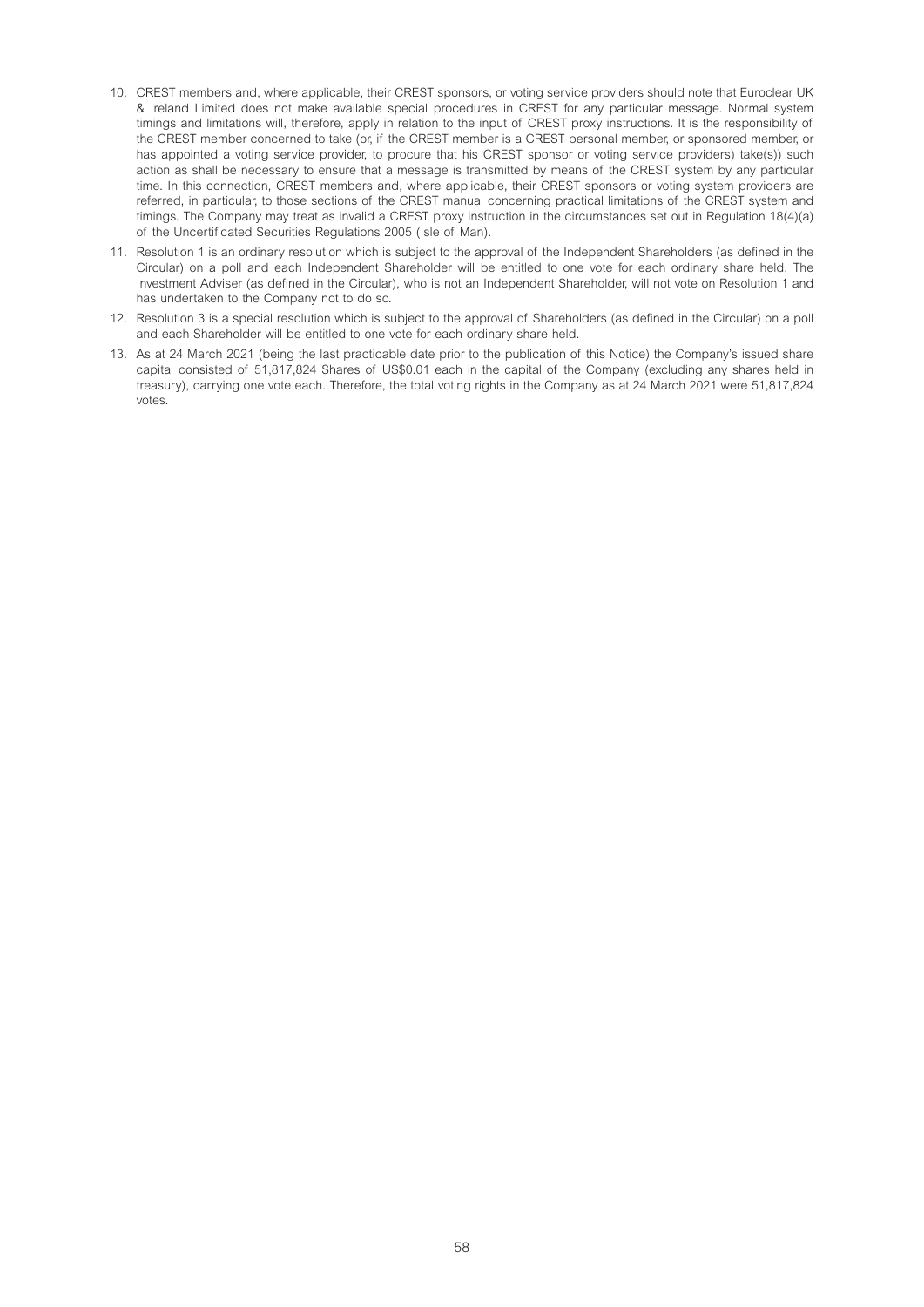10. CREST members and, where applicable, their CREST sponsors, or voting service providers should note that Euroclear UK & Ireland Limited does not make available special procedures in CREST for any particular message. Normal system timings and limitations will, therefore, apply in relation to the input of CREST proxy instructions. It is the responsibility of the CREST member concerned to take (or, if the CREST member is a CREST personal member, or sponsored member, or has appointed a voting service provider, to procure that his CREST sponsor or voting service providers) take(s)) such action as shall be necessary to ensure that a message is transmitted by means of the CREST system by any particular time. In this connection, CREST members and, where applicable, their CREST sponsors or voting system providers are referred, in particular, to those sections of the CREST manual concerning practical limitations of the CREST system and timings. The Company may treat as invalid a CREST proxy instruction in the circumstances set out in Regulation 18(4)(a) of the Uncertificated Securities Regulations 2005 (Isle of Man).
11. Resolution 1 is an ordinary resolution which is subject to the approval of the Independent Shareholders (as defined in the Circular) on a poll and each Independent Shareholder will be entitled to one vote for each ordinary share held. The Investment Adviser (as defined in the Circular), who is not an Independent Shareholder, will not vote on Resolution 1 and has undertaken to the Company not to do so.
12. Resolution 3 is a special resolution which is subject to the approval of Shareholders (as defined in the Circular) on a poll and each Shareholder will be entitled to one vote for each ordinary share held.
13. As at 24 March 2021 (being the last practicable date prior to the publication of this Notice) the Company's issued share capital consisted of 51,817,824 Shares of US$0.01 each in the capital of the Company (excluding any shares held in treasury), carrying one vote each. Therefore, the total voting rights in the Company as at 24 March 2021 were 51,817,824 votes.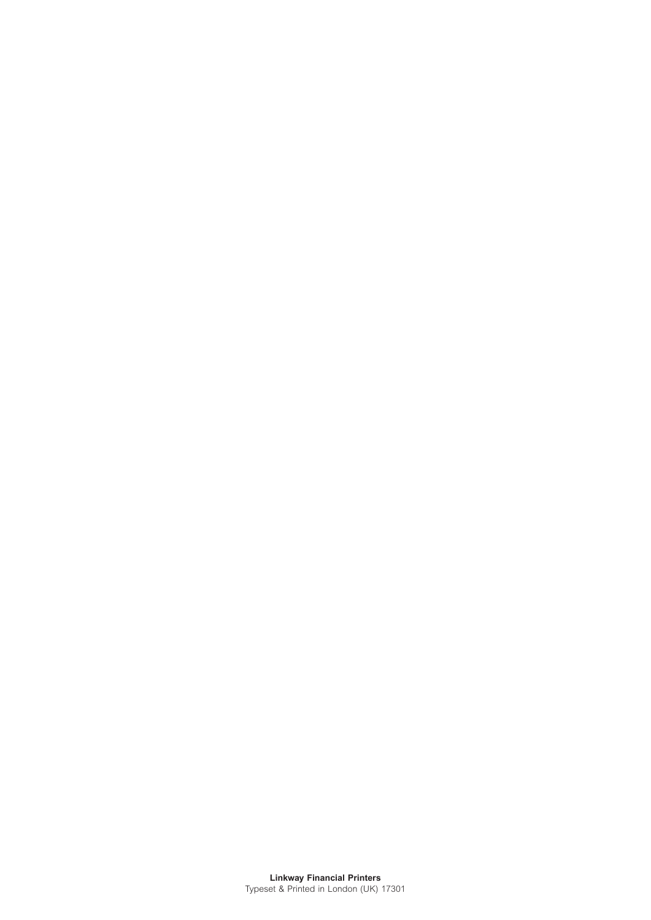**Linkway Financial Printers**
Typeset & Printed in London (UK) 17301